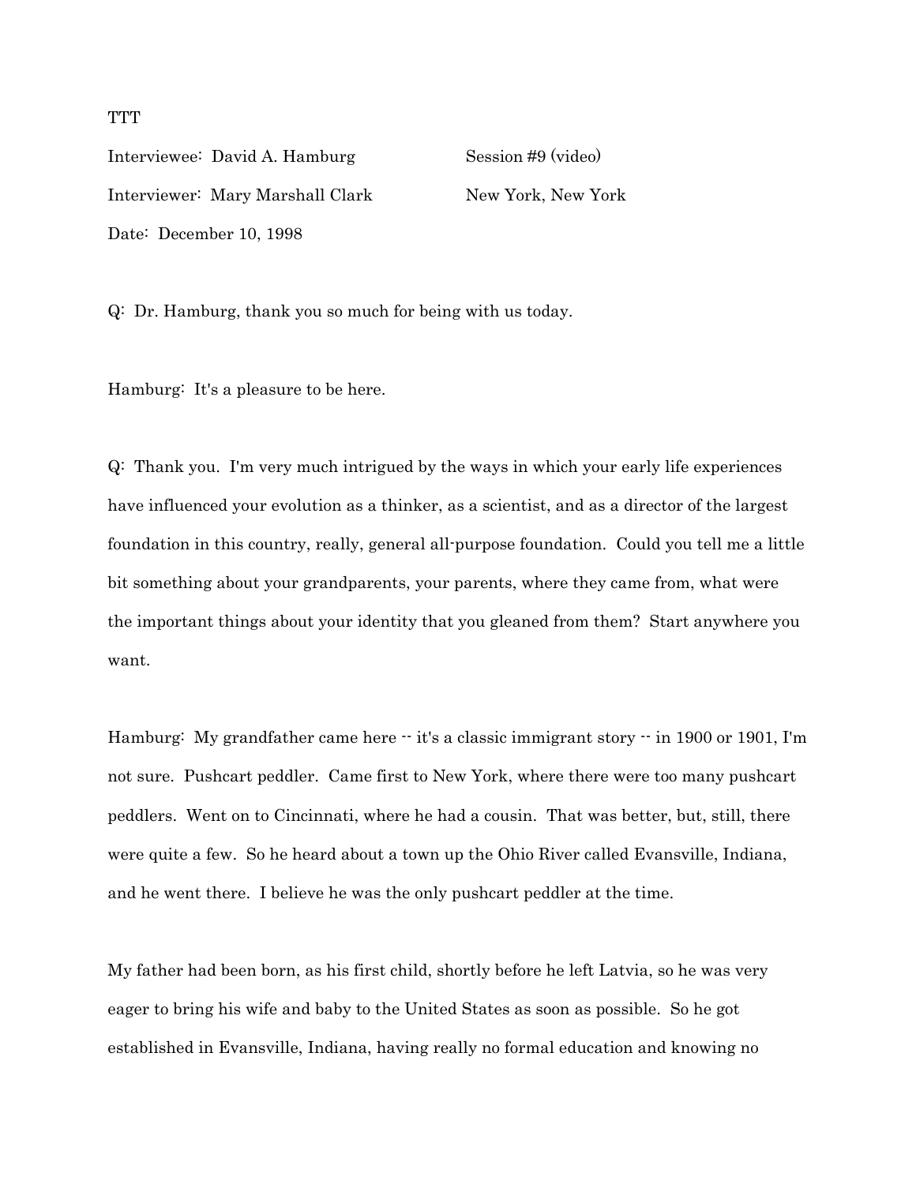TTT

Interviewee: David A. Hamburg　　　　　　Session #9 (video)

Interviewer: Mary Marshall Clark　　　　　New York, New York

Date: December 10, 1998

Q: Dr. Hamburg, thank you so much for being with us today.

Hamburg: It's a pleasure to be here.

Q: Thank you. I'm very much intrigued by the ways in which your early life experiences have influenced your evolution as a thinker, as a scientist, and as a director of the largest foundation in this country, really, general all-purpose foundation. Could you tell me a little bit something about your grandparents, your parents, where they came from, what were the important things about your identity that you gleaned from them? Start anywhere you want.

Hamburg: My grandfather came here -- it's a classic immigrant story -- in 1900 or 1901, I'm not sure. Pushcart peddler. Came first to New York, where there were too many pushcart peddlers. Went on to Cincinnati, where he had a cousin. That was better, but, still, there were quite a few. So he heard about a town up the Ohio River called Evansville, Indiana, and he went there. I believe he was the only pushcart peddler at the time.

My father had been born, as his first child, shortly before he left Latvia, so he was very eager to bring his wife and baby to the United States as soon as possible. So he got established in Evansville, Indiana, having really no formal education and knowing no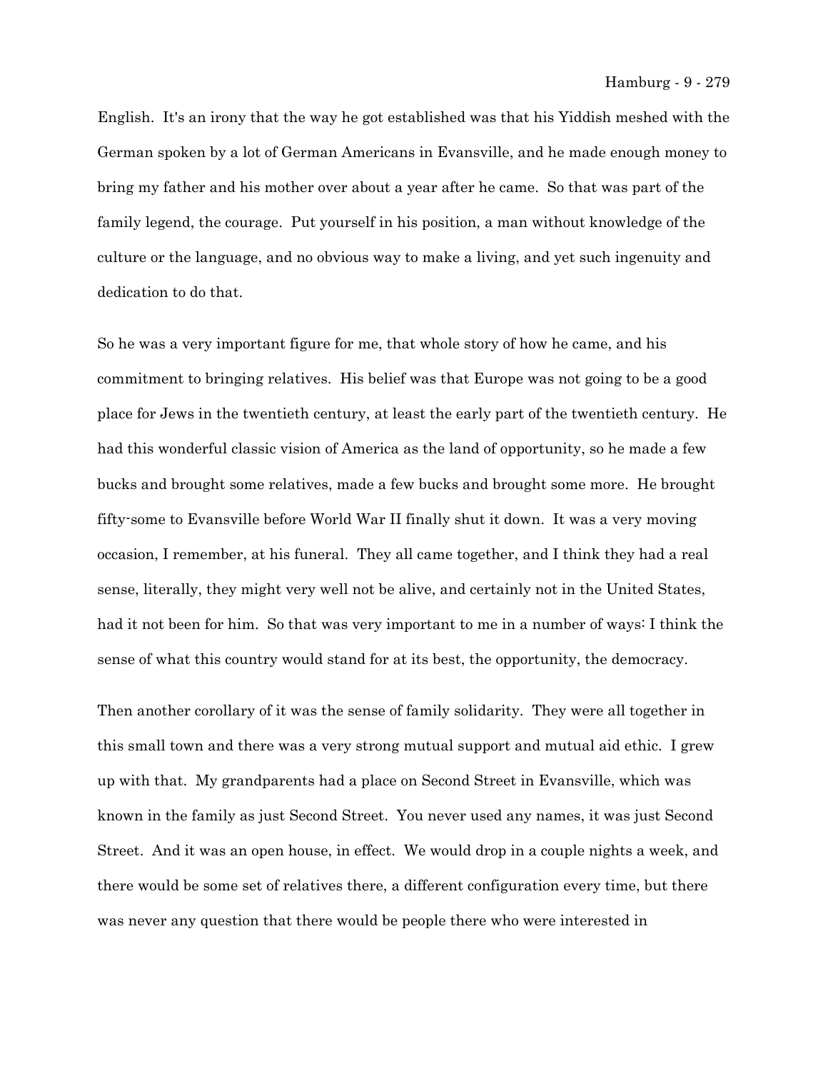English. It's an irony that the way he got established was that his Yiddish meshed with the German spoken by a lot of German Americans in Evansville, and he made enough money to bring my father and his mother over about a year after he came. So that was part of the family legend, the courage. Put yourself in his position, a man without knowledge of the culture or the language, and no obvious way to make a living, and yet such ingenuity and dedication to do that.

So he was a very important figure for me, that whole story of how he came, and his commitment to bringing relatives. His belief was that Europe was not going to be a good place for Jews in the twentieth century, at least the early part of the twentieth century. He had this wonderful classic vision of America as the land of opportunity, so he made a few bucks and brought some relatives, made a few bucks and brought some more. He brought fifty-some to Evansville before World War II finally shut it down. It was a very moving occasion, I remember, at his funeral. They all came together, and I think they had a real sense, literally, they might very well not be alive, and certainly not in the United States, had it not been for him. So that was very important to me in a number of ways: I think the sense of what this country would stand for at its best, the opportunity, the democracy.

Then another corollary of it was the sense of family solidarity. They were all together in this small town and there was a very strong mutual support and mutual aid ethic. I grew up with that. My grandparents had a place on Second Street in Evansville, which was known in the family as just Second Street. You never used any names, it was just Second Street. And it was an open house, in effect. We would drop in a couple nights a week, and there would be some set of relatives there, a different configuration every time, but there was never any question that there would be people there who were interested in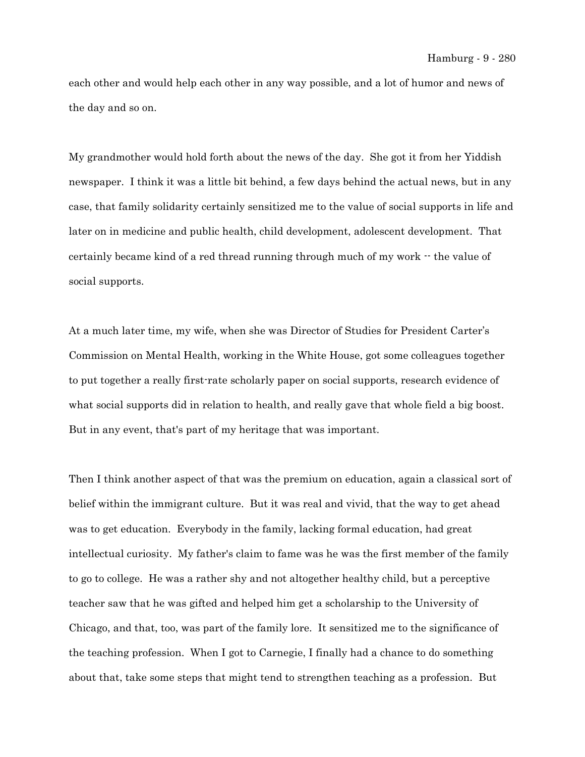each other and would help each other in any way possible, and a lot of humor and news of the day and so on.

My grandmother would hold forth about the news of the day. She got it from her Yiddish newspaper. I think it was a little bit behind, a few days behind the actual news, but in any case, that family solidarity certainly sensitized me to the value of social supports in life and later on in medicine and public health, child development, adolescent development. That certainly became kind of a red thread running through much of my work -- the value of social supports.

At a much later time, my wife, when she was Director of Studies for President Carter's Commission on Mental Health, working in the White House, got some colleagues together to put together a really first-rate scholarly paper on social supports, research evidence of what social supports did in relation to health, and really gave that whole field a big boost. But in any event, that's part of my heritage that was important.

Then I think another aspect of that was the premium on education, again a classical sort of belief within the immigrant culture. But it was real and vivid, that the way to get ahead was to get education. Everybody in the family, lacking formal education, had great intellectual curiosity. My father's claim to fame was he was the first member of the family to go to college. He was a rather shy and not altogether healthy child, but a perceptive teacher saw that he was gifted and helped him get a scholarship to the University of Chicago, and that, too, was part of the family lore. It sensitized me to the significance of the teaching profession. When I got to Carnegie, I finally had a chance to do something about that, take some steps that might tend to strengthen teaching as a profession. But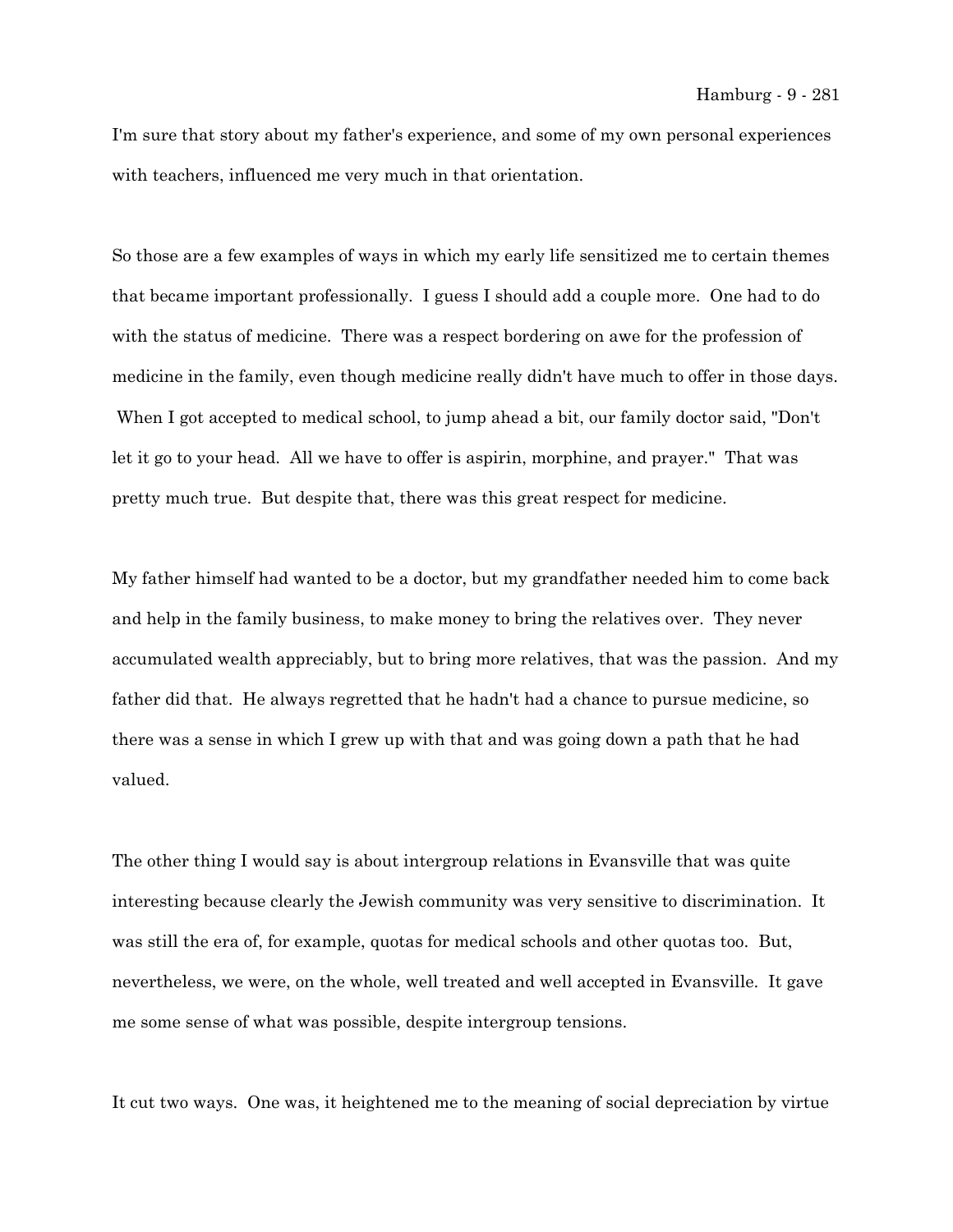I'm sure that story about my father's experience, and some of my own personal experiences with teachers, influenced me very much in that orientation.

So those are a few examples of ways in which my early life sensitized me to certain themes that became important professionally. I guess I should add a couple more. One had to do with the status of medicine. There was a respect bordering on awe for the profession of medicine in the family, even though medicine really didn't have much to offer in those days. When I got accepted to medical school, to jump ahead a bit, our family doctor said, "Don't let it go to your head. All we have to offer is aspirin, morphine, and prayer." That was pretty much true. But despite that, there was this great respect for medicine.

My father himself had wanted to be a doctor, but my grandfather needed him to come back and help in the family business, to make money to bring the relatives over. They never accumulated wealth appreciably, but to bring more relatives, that was the passion. And my father did that. He always regretted that he hadn't had a chance to pursue medicine, so there was a sense in which I grew up with that and was going down a path that he had valued.

The other thing I would say is about intergroup relations in Evansville that was quite interesting because clearly the Jewish community was very sensitive to discrimination. It was still the era of, for example, quotas for medical schools and other quotas too. But, nevertheless, we were, on the whole, well treated and well accepted in Evansville. It gave me some sense of what was possible, despite intergroup tensions.

It cut two ways. One was, it heightened me to the meaning of social depreciation by virtue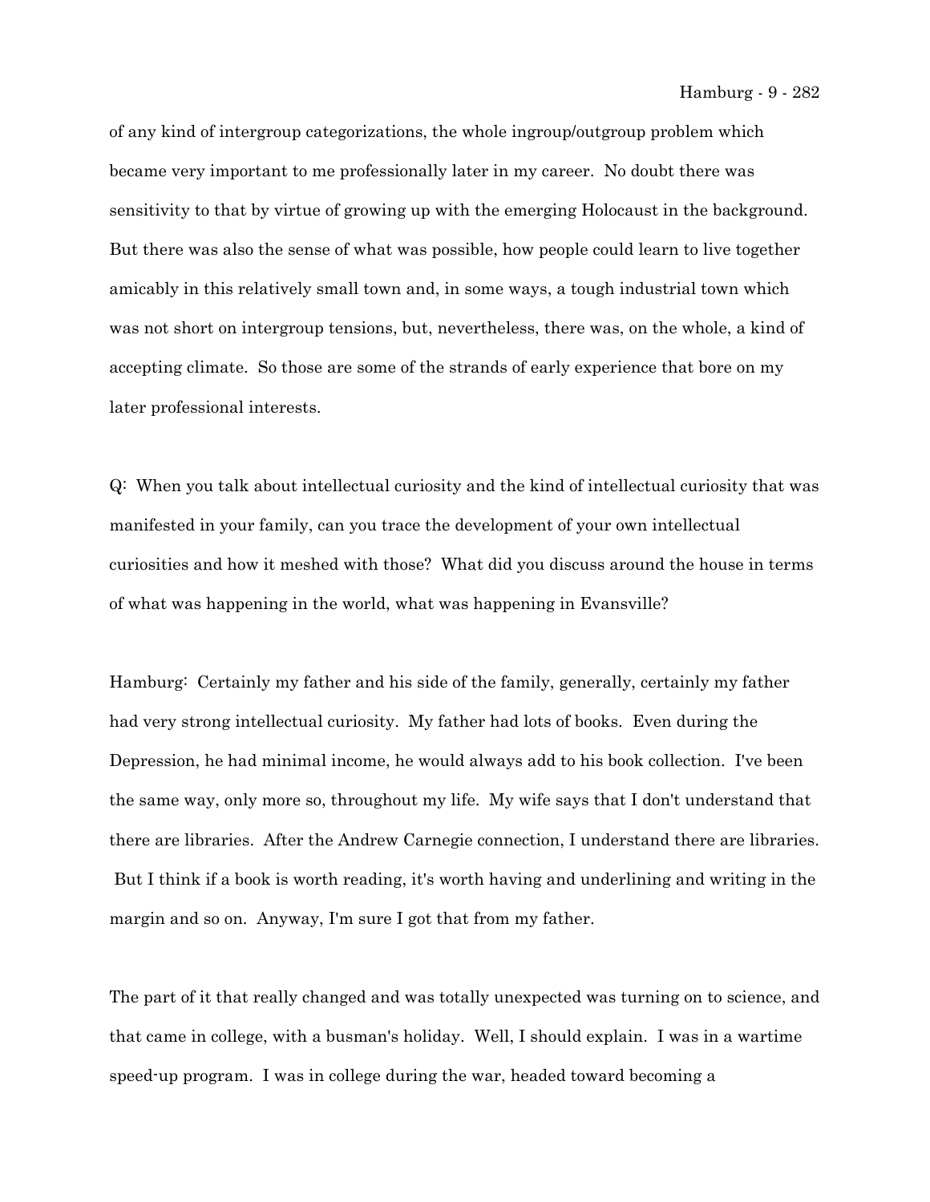of any kind of intergroup categorizations, the whole ingroup/outgroup problem which became very important to me professionally later in my career. No doubt there was sensitivity to that by virtue of growing up with the emerging Holocaust in the background. But there was also the sense of what was possible, how people could learn to live together amicably in this relatively small town and, in some ways, a tough industrial town which was not short on intergroup tensions, but, nevertheless, there was, on the whole, a kind of accepting climate. So those are some of the strands of early experience that bore on my later professional interests.

Q: When you talk about intellectual curiosity and the kind of intellectual curiosity that was manifested in your family, can you trace the development of your own intellectual curiosities and how it meshed with those? What did you discuss around the house in terms of what was happening in the world, what was happening in Evansville?

Hamburg: Certainly my father and his side of the family, generally, certainly my father had very strong intellectual curiosity. My father had lots of books. Even during the Depression, he had minimal income, he would always add to his book collection. I've been the same way, only more so, throughout my life. My wife says that I don't understand that there are libraries. After the Andrew Carnegie connection, I understand there are libraries. But I think if a book is worth reading, it's worth having and underlining and writing in the margin and so on. Anyway, I'm sure I got that from my father.

The part of it that really changed and was totally unexpected was turning on to science, and that came in college, with a busman's holiday. Well, I should explain. I was in a wartime speed-up program. I was in college during the war, headed toward becoming a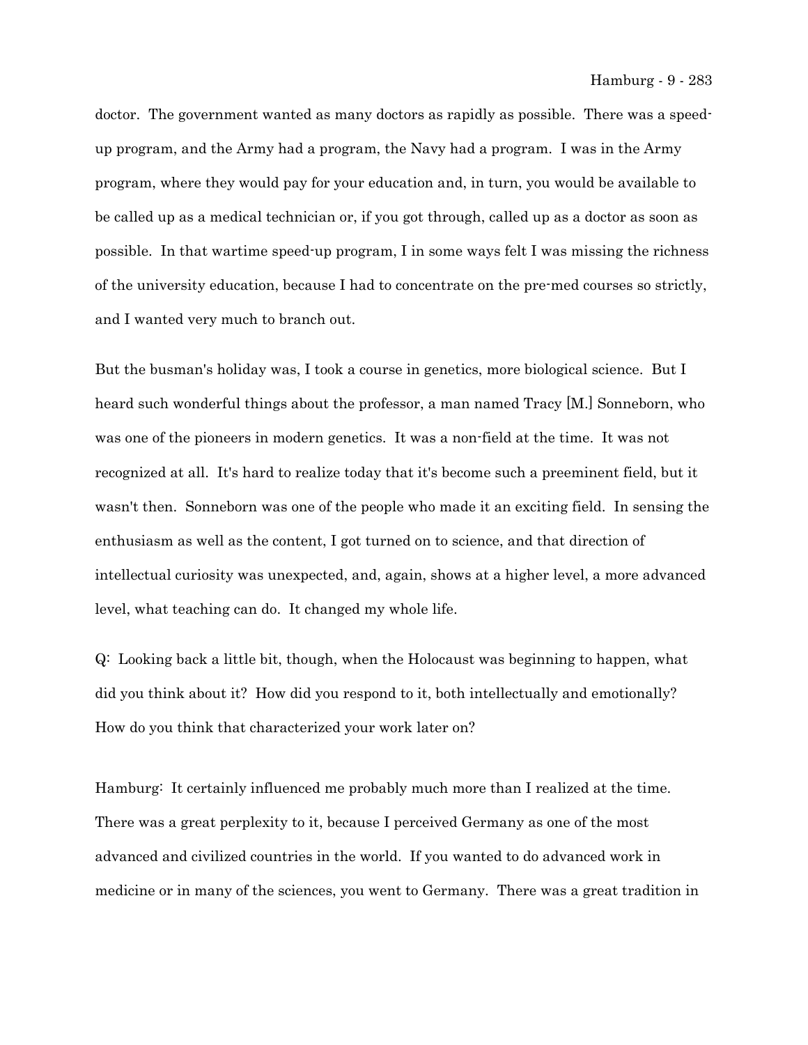doctor. The government wanted as many doctors as rapidly as possible. There was a speed-up program, and the Army had a program, the Navy had a program. I was in the Army program, where they would pay for your education and, in turn, you would be available to be called up as a medical technician or, if you got through, called up as a doctor as soon as possible. In that wartime speed-up program, I in some ways felt I was missing the richness of the university education, because I had to concentrate on the pre-med courses so strictly, and I wanted very much to branch out.

But the busman's holiday was, I took a course in genetics, more biological science. But I heard such wonderful things about the professor, a man named Tracy [M.] Sonneborn, who was one of the pioneers in modern genetics. It was a non-field at the time. It was not recognized at all. It's hard to realize today that it's become such a preeminent field, but it wasn't then. Sonneborn was one of the people who made it an exciting field. In sensing the enthusiasm as well as the content, I got turned on to science, and that direction of intellectual curiosity was unexpected, and, again, shows at a higher level, a more advanced level, what teaching can do. It changed my whole life.

Q: Looking back a little bit, though, when the Holocaust was beginning to happen, what did you think about it? How did you respond to it, both intellectually and emotionally? How do you think that characterized your work later on?

Hamburg: It certainly influenced me probably much more than I realized at the time. There was a great perplexity to it, because I perceived Germany as one of the most advanced and civilized countries in the world. If you wanted to do advanced work in medicine or in many of the sciences, you went to Germany. There was a great tradition in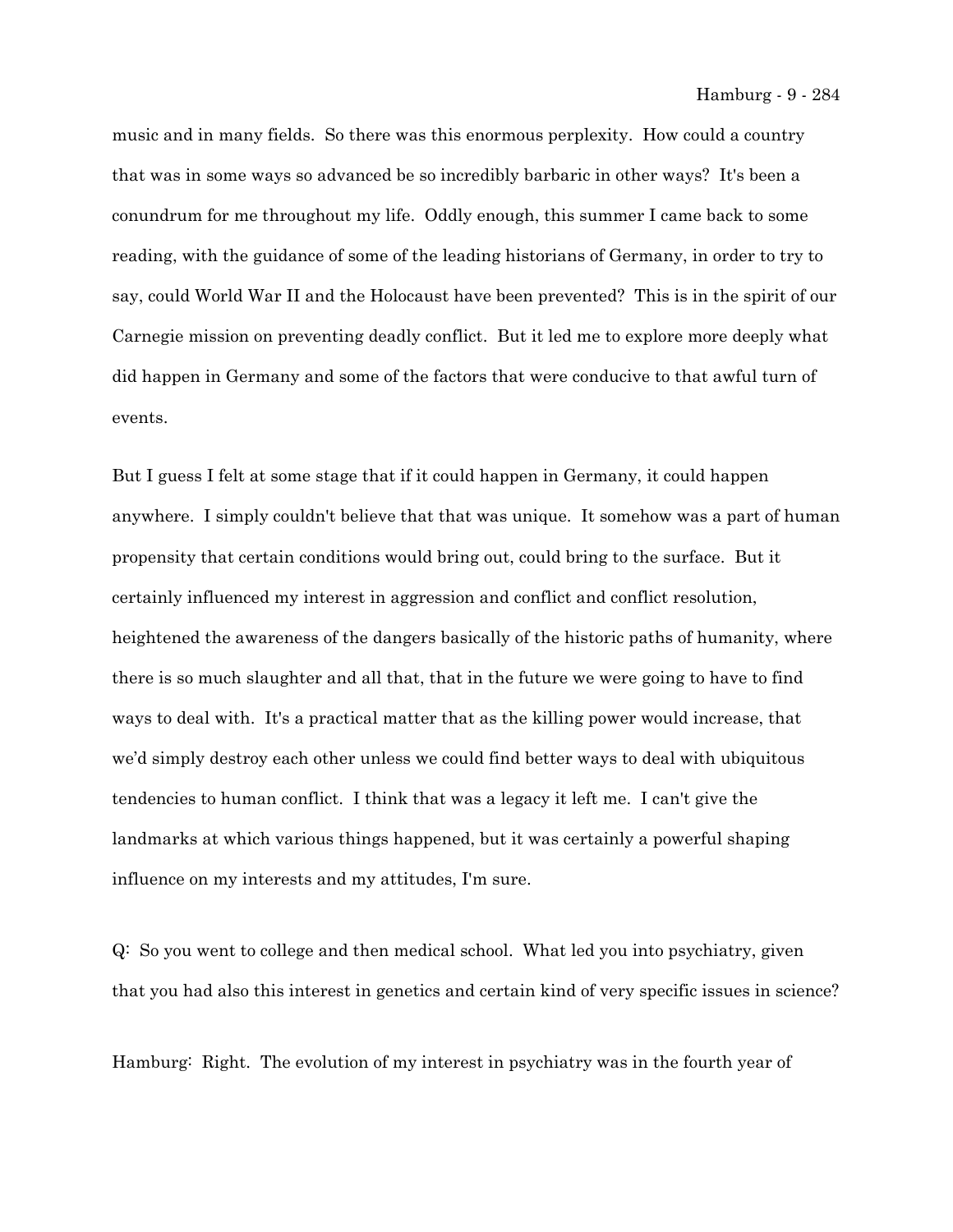music and in many fields. So there was this enormous perplexity. How could a country that was in some ways so advanced be so incredibly barbaric in other ways? It's been a conundrum for me throughout my life. Oddly enough, this summer I came back to some reading, with the guidance of some of the leading historians of Germany, in order to try to say, could World War II and the Holocaust have been prevented? This is in the spirit of our Carnegie mission on preventing deadly conflict. But it led me to explore more deeply what did happen in Germany and some of the factors that were conducive to that awful turn of events.

But I guess I felt at some stage that if it could happen in Germany, it could happen anywhere. I simply couldn't believe that that was unique. It somehow was a part of human propensity that certain conditions would bring out, could bring to the surface. But it certainly influenced my interest in aggression and conflict and conflict resolution, heightened the awareness of the dangers basically of the historic paths of humanity, where there is so much slaughter and all that, that in the future we were going to have to find ways to deal with. It's a practical matter that as the killing power would increase, that we'd simply destroy each other unless we could find better ways to deal with ubiquitous tendencies to human conflict. I think that was a legacy it left me. I can't give the landmarks at which various things happened, but it was certainly a powerful shaping influence on my interests and my attitudes, I'm sure.

Q: So you went to college and then medical school. What led you into psychiatry, given that you had also this interest in genetics and certain kind of very specific issues in science?

Hamburg: Right. The evolution of my interest in psychiatry was in the fourth year of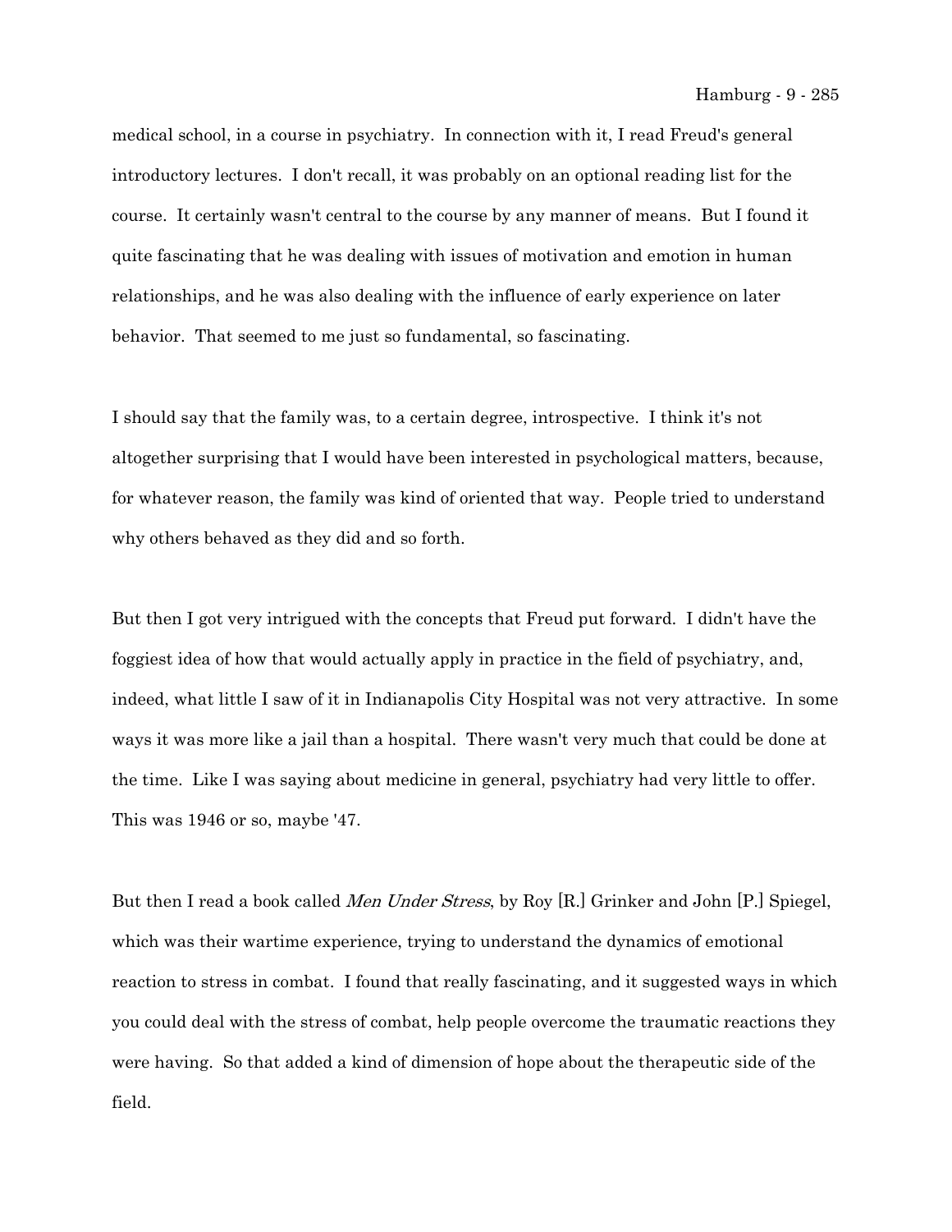medical school, in a course in psychiatry. In connection with it, I read Freud's general introductory lectures. I don't recall, it was probably on an optional reading list for the course. It certainly wasn't central to the course by any manner of means. But I found it quite fascinating that he was dealing with issues of motivation and emotion in human relationships, and he was also dealing with the influence of early experience on later behavior. That seemed to me just so fundamental, so fascinating.

I should say that the family was, to a certain degree, introspective. I think it's not altogether surprising that I would have been interested in psychological matters, because, for whatever reason, the family was kind of oriented that way. People tried to understand why others behaved as they did and so forth.

But then I got very intrigued with the concepts that Freud put forward. I didn't have the foggiest idea of how that would actually apply in practice in the field of psychiatry, and, indeed, what little I saw of it in Indianapolis City Hospital was not very attractive. In some ways it was more like a jail than a hospital. There wasn't very much that could be done at the time. Like I was saying about medicine in general, psychiatry had very little to offer. This was 1946 or so, maybe '47.

But then I read a book called *Men Under Stress*, by Roy [R.] Grinker and John [P.] Spiegel, which was their wartime experience, trying to understand the dynamics of emotional reaction to stress in combat. I found that really fascinating, and it suggested ways in which you could deal with the stress of combat, help people overcome the traumatic reactions they were having. So that added a kind of dimension of hope about the therapeutic side of the field.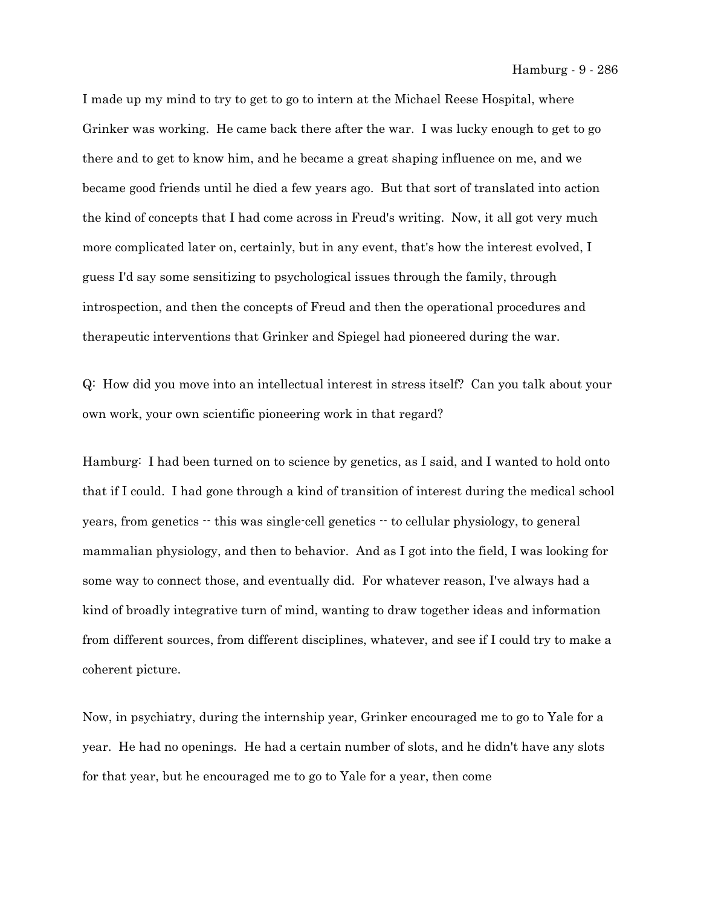I made up my mind to try to get to go to intern at the Michael Reese Hospital, where Grinker was working. He came back there after the war. I was lucky enough to get to go there and to get to know him, and he became a great shaping influence on me, and we became good friends until he died a few years ago. But that sort of translated into action the kind of concepts that I had come across in Freud's writing. Now, it all got very much more complicated later on, certainly, but in any event, that's how the interest evolved, I guess I'd say some sensitizing to psychological issues through the family, through introspection, and then the concepts of Freud and then the operational procedures and therapeutic interventions that Grinker and Spiegel had pioneered during the war.

Q: How did you move into an intellectual interest in stress itself? Can you talk about your own work, your own scientific pioneering work in that regard?

Hamburg: I had been turned on to science by genetics, as I said, and I wanted to hold onto that if I could. I had gone through a kind of transition of interest during the medical school years, from genetics -- this was single-cell genetics -- to cellular physiology, to general mammalian physiology, and then to behavior. And as I got into the field, I was looking for some way to connect those, and eventually did. For whatever reason, I've always had a kind of broadly integrative turn of mind, wanting to draw together ideas and information from different sources, from different disciplines, whatever, and see if I could try to make a coherent picture.

Now, in psychiatry, during the internship year, Grinker encouraged me to go to Yale for a year. He had no openings. He had a certain number of slots, and he didn't have any slots for that year, but he encouraged me to go to Yale for a year, then come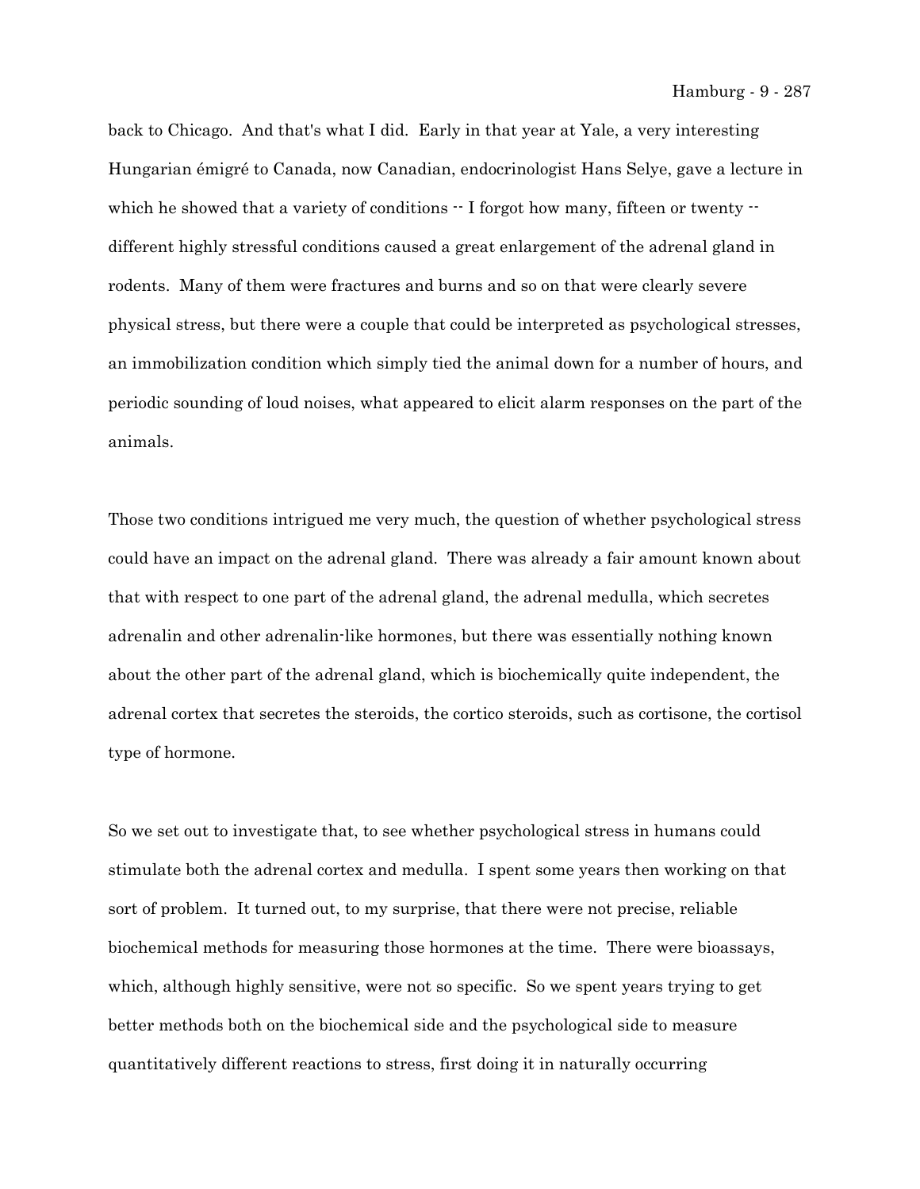back to Chicago. And that's what I did. Early in that year at Yale, a very interesting Hungarian émigré to Canada, now Canadian, endocrinologist Hans Selye, gave a lecture in which he showed that a variety of conditions -- I forgot how many, fifteen or twenty -- different highly stressful conditions caused a great enlargement of the adrenal gland in rodents. Many of them were fractures and burns and so on that were clearly severe physical stress, but there were a couple that could be interpreted as psychological stresses, an immobilization condition which simply tied the animal down for a number of hours, and periodic sounding of loud noises, what appeared to elicit alarm responses on the part of the animals.

Those two conditions intrigued me very much, the question of whether psychological stress could have an impact on the adrenal gland. There was already a fair amount known about that with respect to one part of the adrenal gland, the adrenal medulla, which secretes adrenalin and other adrenalin-like hormones, but there was essentially nothing known about the other part of the adrenal gland, which is biochemically quite independent, the adrenal cortex that secretes the steroids, the cortico steroids, such as cortisone, the cortisol type of hormone.

So we set out to investigate that, to see whether psychological stress in humans could stimulate both the adrenal cortex and medulla. I spent some years then working on that sort of problem. It turned out, to my surprise, that there were not precise, reliable biochemical methods for measuring those hormones at the time. There were bioassays, which, although highly sensitive, were not so specific. So we spent years trying to get better methods both on the biochemical side and the psychological side to measure quantitatively different reactions to stress, first doing it in naturally occurring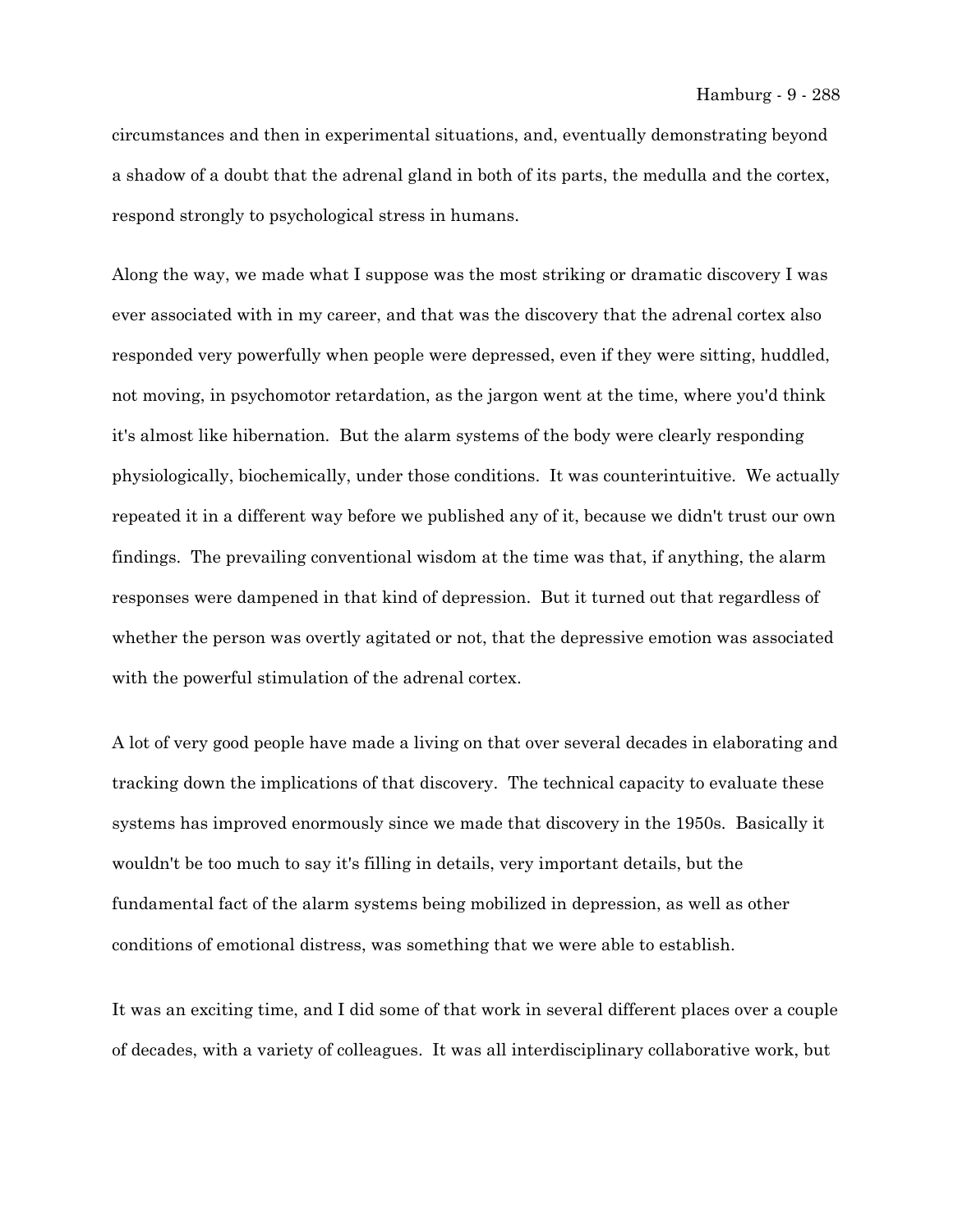circumstances and then in experimental situations, and, eventually demonstrating beyond a shadow of a doubt that the adrenal gland in both of its parts, the medulla and the cortex, respond strongly to psychological stress in humans.

Along the way, we made what I suppose was the most striking or dramatic discovery I was ever associated with in my career, and that was the discovery that the adrenal cortex also responded very powerfully when people were depressed, even if they were sitting, huddled, not moving, in psychomotor retardation, as the jargon went at the time, where you'd think it's almost like hibernation. But the alarm systems of the body were clearly responding physiologically, biochemically, under those conditions. It was counterintuitive. We actually repeated it in a different way before we published any of it, because we didn't trust our own findings. The prevailing conventional wisdom at the time was that, if anything, the alarm responses were dampened in that kind of depression. But it turned out that regardless of whether the person was overtly agitated or not, that the depressive emotion was associated with the powerful stimulation of the adrenal cortex.

A lot of very good people have made a living on that over several decades in elaborating and tracking down the implications of that discovery. The technical capacity to evaluate these systems has improved enormously since we made that discovery in the 1950s. Basically it wouldn't be too much to say it's filling in details, very important details, but the fundamental fact of the alarm systems being mobilized in depression, as well as other conditions of emotional distress, was something that we were able to establish.

It was an exciting time, and I did some of that work in several different places over a couple of decades, with a variety of colleagues. It was all interdisciplinary collaborative work, but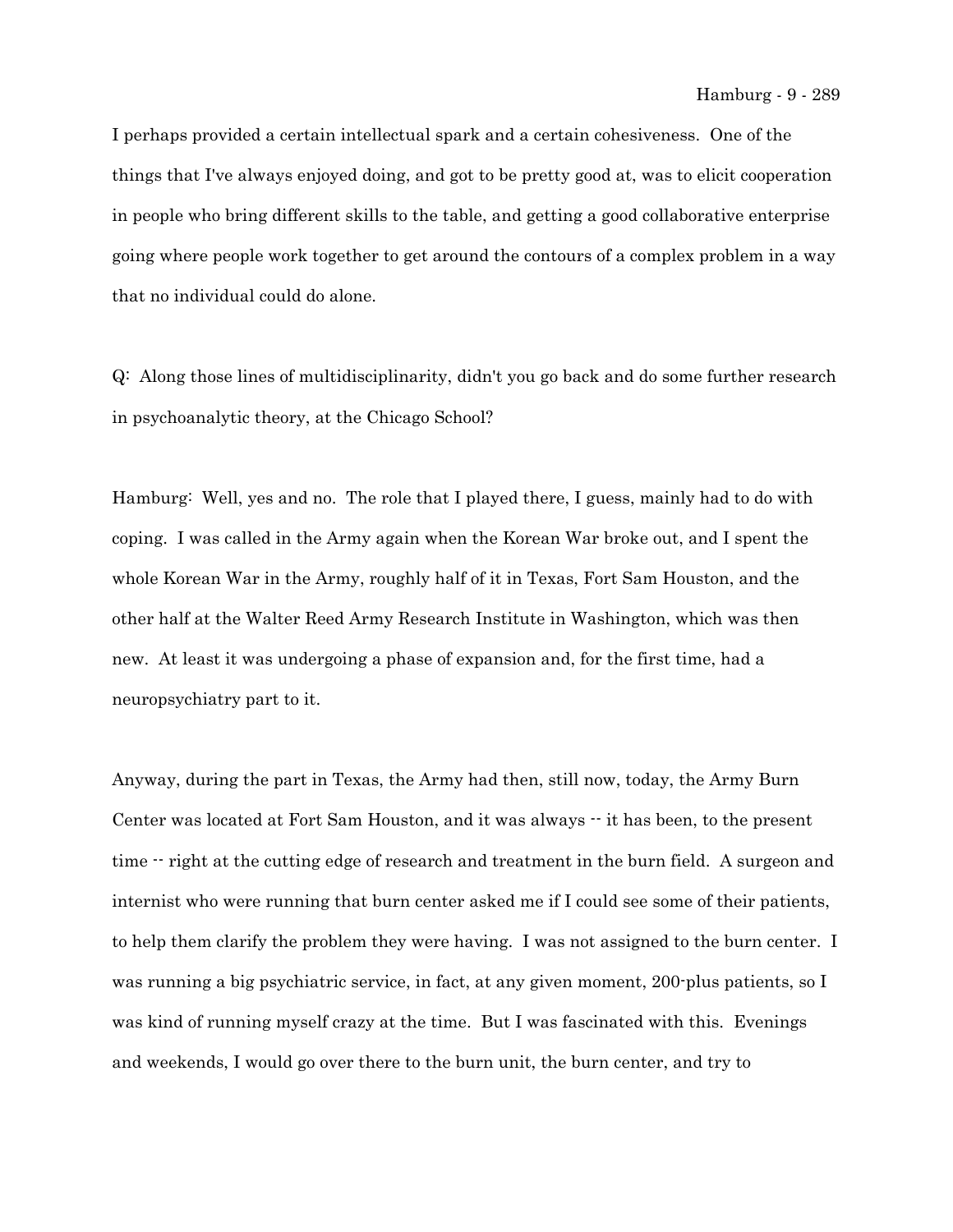I perhaps provided a certain intellectual spark and a certain cohesiveness. One of the things that I've always enjoyed doing, and got to be pretty good at, was to elicit cooperation in people who bring different skills to the table, and getting a good collaborative enterprise going where people work together to get around the contours of a complex problem in a way that no individual could do alone.

Q: Along those lines of multidisciplinarity, didn't you go back and do some further research in psychoanalytic theory, at the Chicago School?

Hamburg: Well, yes and no. The role that I played there, I guess, mainly had to do with coping. I was called in the Army again when the Korean War broke out, and I spent the whole Korean War in the Army, roughly half of it in Texas, Fort Sam Houston, and the other half at the Walter Reed Army Research Institute in Washington, which was then new. At least it was undergoing a phase of expansion and, for the first time, had a neuropsychiatry part to it.

Anyway, during the part in Texas, the Army had then, still now, today, the Army Burn Center was located at Fort Sam Houston, and it was always -- it has been, to the present time -- right at the cutting edge of research and treatment in the burn field. A surgeon and internist who were running that burn center asked me if I could see some of their patients, to help them clarify the problem they were having. I was not assigned to the burn center. I was running a big psychiatric service, in fact, at any given moment, 200-plus patients, so I was kind of running myself crazy at the time. But I was fascinated with this. Evenings and weekends, I would go over there to the burn unit, the burn center, and try to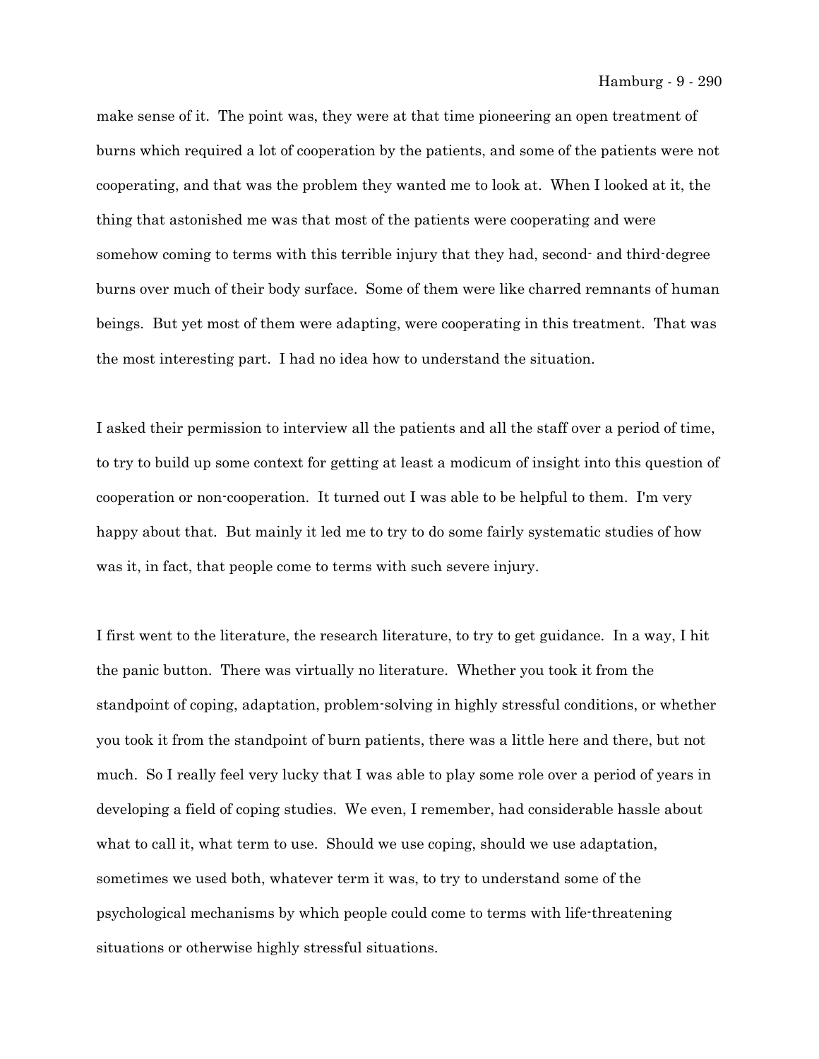make sense of it. The point was, they were at that time pioneering an open treatment of burns which required a lot of cooperation by the patients, and some of the patients were not cooperating, and that was the problem they wanted me to look at. When I looked at it, the thing that astonished me was that most of the patients were cooperating and were somehow coming to terms with this terrible injury that they had, second- and third-degree burns over much of their body surface. Some of them were like charred remnants of human beings. But yet most of them were adapting, were cooperating in this treatment. That was the most interesting part. I had no idea how to understand the situation.

I asked their permission to interview all the patients and all the staff over a period of time, to try to build up some context for getting at least a modicum of insight into this question of cooperation or non-cooperation. It turned out I was able to be helpful to them. I'm very happy about that. But mainly it led me to try to do some fairly systematic studies of how was it, in fact, that people come to terms with such severe injury.

I first went to the literature, the research literature, to try to get guidance. In a way, I hit the panic button. There was virtually no literature. Whether you took it from the standpoint of coping, adaptation, problem-solving in highly stressful conditions, or whether you took it from the standpoint of burn patients, there was a little here and there, but not much. So I really feel very lucky that I was able to play some role over a period of years in developing a field of coping studies. We even, I remember, had considerable hassle about what to call it, what term to use. Should we use coping, should we use adaptation, sometimes we used both, whatever term it was, to try to understand some of the psychological mechanisms by which people could come to terms with life-threatening situations or otherwise highly stressful situations.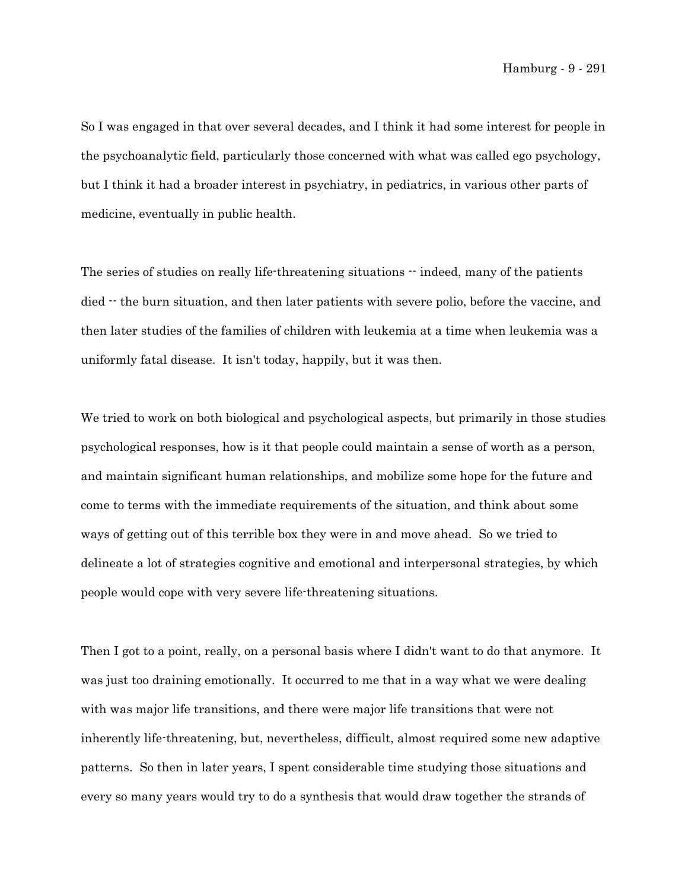So I was engaged in that over several decades, and I think it had some interest for people in the psychoanalytic field, particularly those concerned with what was called ego psychology, but I think it had a broader interest in psychiatry, in pediatrics, in various other parts of medicine, eventually in public health.

The series of studies on really life-threatening situations -- indeed, many of the patients died -- the burn situation, and then later patients with severe polio, before the vaccine, and then later studies of the families of children with leukemia at a time when leukemia was a uniformly fatal disease. It isn't today, happily, but it was then.

We tried to work on both biological and psychological aspects, but primarily in those studies psychological responses, how is it that people could maintain a sense of worth as a person, and maintain significant human relationships, and mobilize some hope for the future and come to terms with the immediate requirements of the situation, and think about some ways of getting out of this terrible box they were in and move ahead. So we tried to delineate a lot of strategies cognitive and emotional and interpersonal strategies, by which people would cope with very severe life-threatening situations.

Then I got to a point, really, on a personal basis where I didn't want to do that anymore. It was just too draining emotionally. It occurred to me that in a way what we were dealing with was major life transitions, and there were major life transitions that were not inherently life-threatening, but, nevertheless, difficult, almost required some new adaptive patterns. So then in later years, I spent considerable time studying those situations and every so many years would try to do a synthesis that would draw together the strands of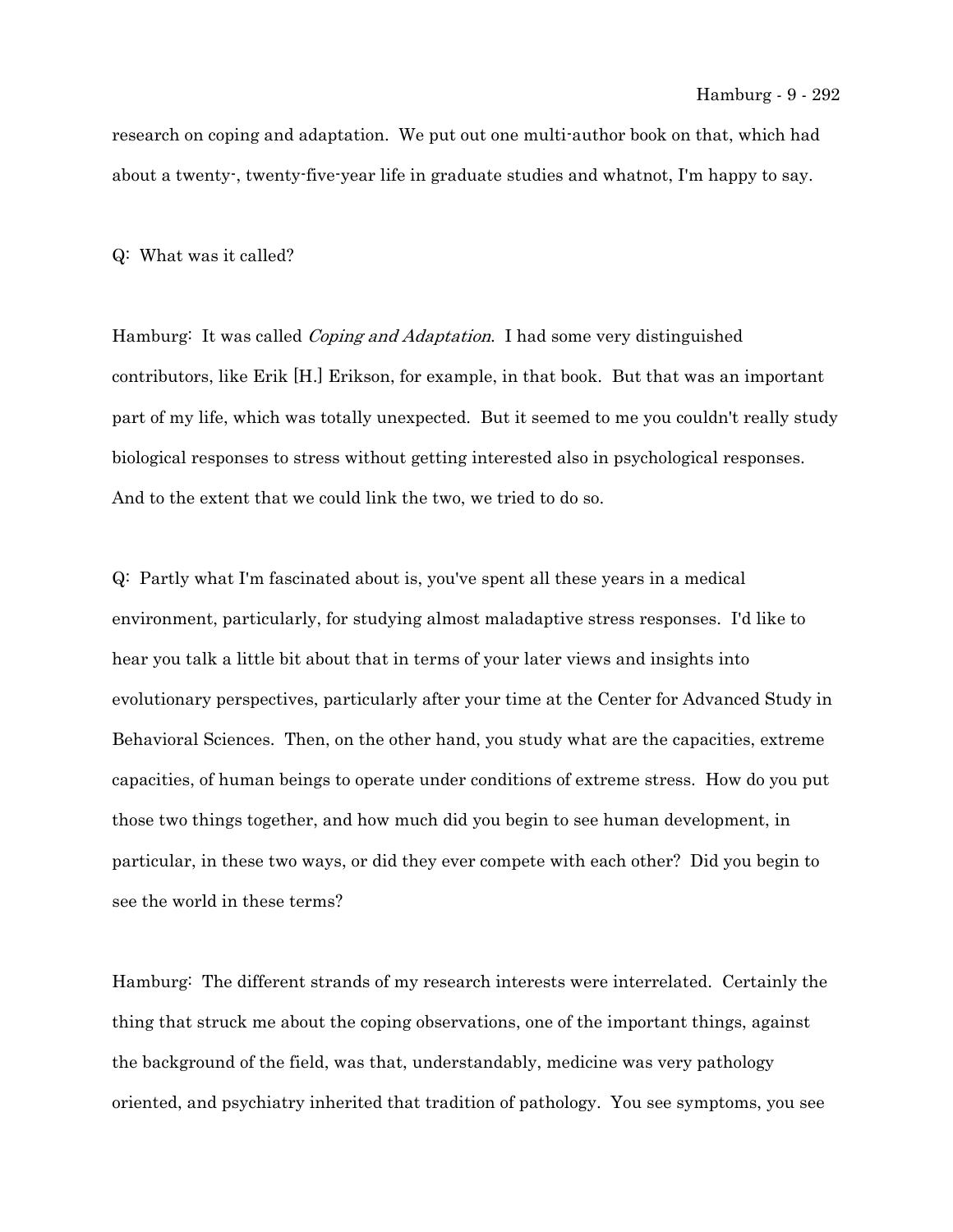research on coping and adaptation. We put out one multi-author book on that, which had about a twenty-, twenty-five-year life in graduate studies and whatnot, I'm happy to say.

Q: What was it called?

Hamburg: It was called *Coping and Adaptation*. I had some very distinguished contributors, like Erik [H.] Erikson, for example, in that book. But that was an important part of my life, which was totally unexpected. But it seemed to me you couldn't really study biological responses to stress without getting interested also in psychological responses. And to the extent that we could link the two, we tried to do so.

Q: Partly what I'm fascinated about is, you've spent all these years in a medical environment, particularly, for studying almost maladaptive stress responses. I'd like to hear you talk a little bit about that in terms of your later views and insights into evolutionary perspectives, particularly after your time at the Center for Advanced Study in Behavioral Sciences. Then, on the other hand, you study what are the capacities, extreme capacities, of human beings to operate under conditions of extreme stress. How do you put those two things together, and how much did you begin to see human development, in particular, in these two ways, or did they ever compete with each other? Did you begin to see the world in these terms?

Hamburg: The different strands of my research interests were interrelated. Certainly the thing that struck me about the coping observations, one of the important things, against the background of the field, was that, understandably, medicine was very pathology oriented, and psychiatry inherited that tradition of pathology. You see symptoms, you see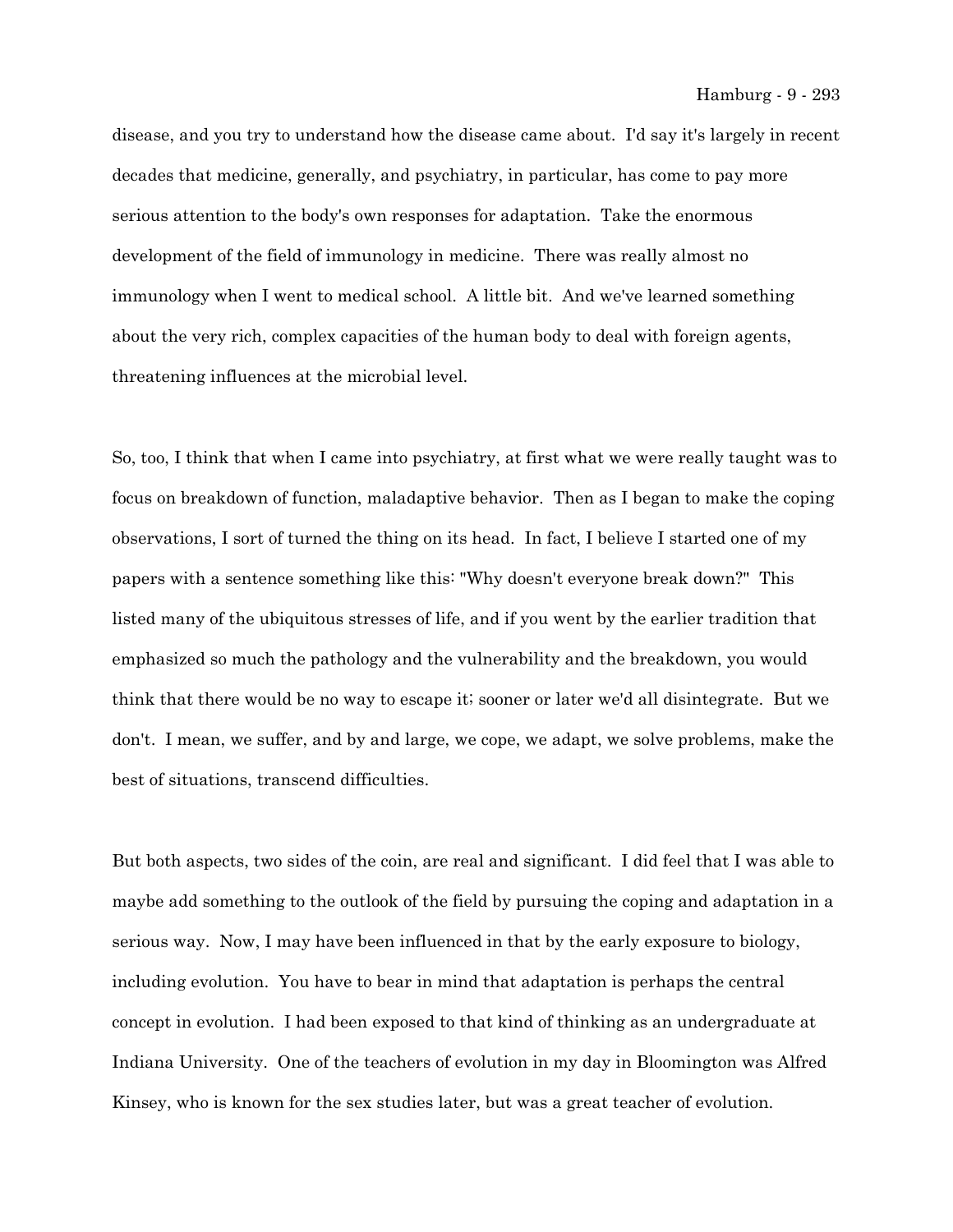disease, and you try to understand how the disease came about. I'd say it's largely in recent decades that medicine, generally, and psychiatry, in particular, has come to pay more serious attention to the body's own responses for adaptation. Take the enormous development of the field of immunology in medicine. There was really almost no immunology when I went to medical school. A little bit. And we've learned something about the very rich, complex capacities of the human body to deal with foreign agents, threatening influences at the microbial level.

So, too, I think that when I came into psychiatry, at first what we were really taught was to focus on breakdown of function, maladaptive behavior. Then as I began to make the coping observations, I sort of turned the thing on its head. In fact, I believe I started one of my papers with a sentence something like this: "Why doesn't everyone break down?" This listed many of the ubiquitous stresses of life, and if you went by the earlier tradition that emphasized so much the pathology and the vulnerability and the breakdown, you would think that there would be no way to escape it; sooner or later we'd all disintegrate. But we don't. I mean, we suffer, and by and large, we cope, we adapt, we solve problems, make the best of situations, transcend difficulties.

But both aspects, two sides of the coin, are real and significant. I did feel that I was able to maybe add something to the outlook of the field by pursuing the coping and adaptation in a serious way. Now, I may have been influenced in that by the early exposure to biology, including evolution. You have to bear in mind that adaptation is perhaps the central concept in evolution. I had been exposed to that kind of thinking as an undergraduate at Indiana University. One of the teachers of evolution in my day in Bloomington was Alfred Kinsey, who is known for the sex studies later, but was a great teacher of evolution.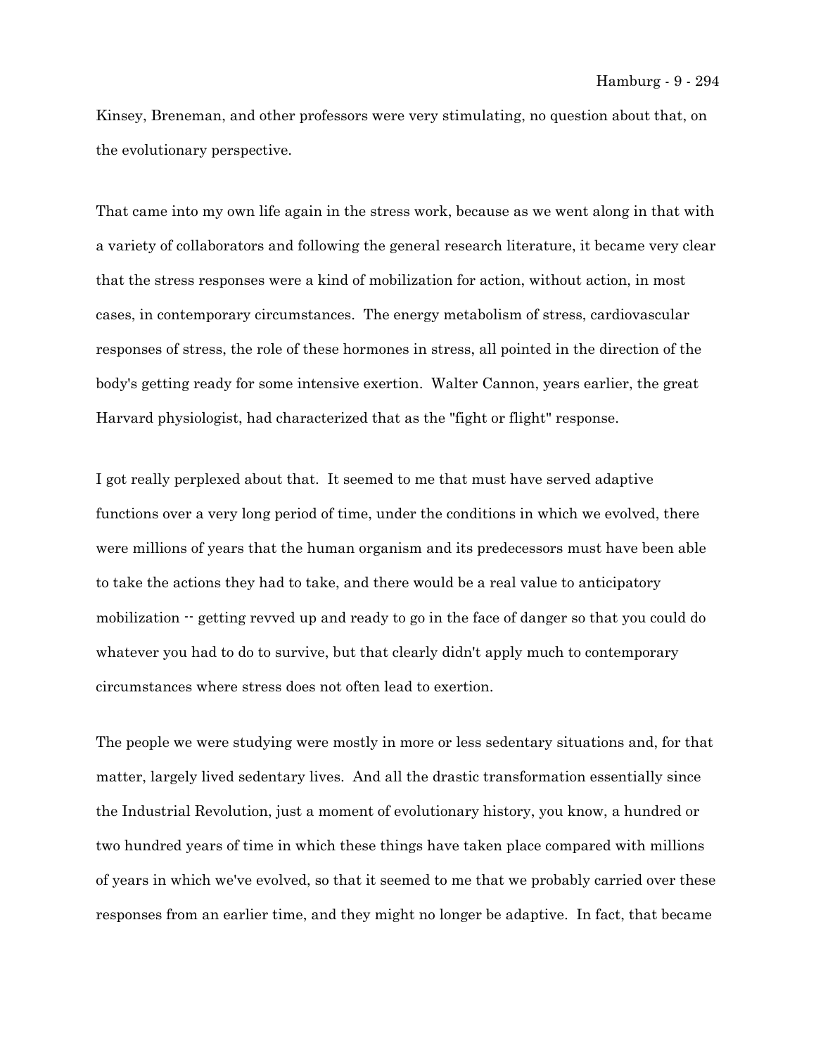Kinsey, Breneman, and other professors were very stimulating, no question about that, on the evolutionary perspective.

That came into my own life again in the stress work, because as we went along in that with a variety of collaborators and following the general research literature, it became very clear that the stress responses were a kind of mobilization for action, without action, in most cases, in contemporary circumstances. The energy metabolism of stress, cardiovascular responses of stress, the role of these hormones in stress, all pointed in the direction of the body's getting ready for some intensive exertion. Walter Cannon, years earlier, the great Harvard physiologist, had characterized that as the "fight or flight" response.

I got really perplexed about that. It seemed to me that must have served adaptive functions over a very long period of time, under the conditions in which we evolved, there were millions of years that the human organism and its predecessors must have been able to take the actions they had to take, and there would be a real value to anticipatory mobilization -- getting revved up and ready to go in the face of danger so that you could do whatever you had to do to survive, but that clearly didn't apply much to contemporary circumstances where stress does not often lead to exertion.

The people we were studying were mostly in more or less sedentary situations and, for that matter, largely lived sedentary lives. And all the drastic transformation essentially since the Industrial Revolution, just a moment of evolutionary history, you know, a hundred or two hundred years of time in which these things have taken place compared with millions of years in which we've evolved, so that it seemed to me that we probably carried over these responses from an earlier time, and they might no longer be adaptive. In fact, that became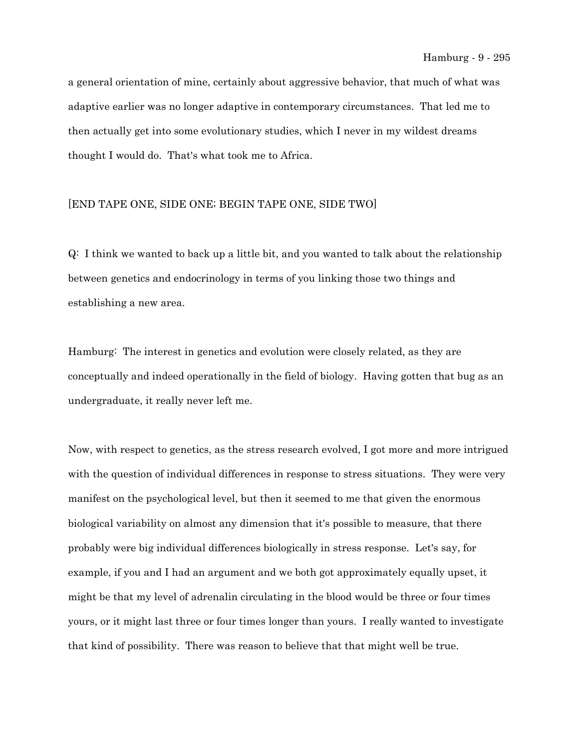a general orientation of mine, certainly about aggressive behavior, that much of what was adaptive earlier was no longer adaptive in contemporary circumstances. That led me to then actually get into some evolutionary studies, which I never in my wildest dreams thought I would do. That's what took me to Africa.

[END TAPE ONE, SIDE ONE; BEGIN TAPE ONE, SIDE TWO]

Q: I think we wanted to back up a little bit, and you wanted to talk about the relationship between genetics and endocrinology in terms of you linking those two things and establishing a new area.

Hamburg: The interest in genetics and evolution were closely related, as they are conceptually and indeed operationally in the field of biology. Having gotten that bug as an undergraduate, it really never left me.

Now, with respect to genetics, as the stress research evolved, I got more and more intrigued with the question of individual differences in response to stress situations. They were very manifest on the psychological level, but then it seemed to me that given the enormous biological variability on almost any dimension that it's possible to measure, that there probably were big individual differences biologically in stress response. Let's say, for example, if you and I had an argument and we both got approximately equally upset, it might be that my level of adrenalin circulating in the blood would be three or four times yours, or it might last three or four times longer than yours. I really wanted to investigate that kind of possibility. There was reason to believe that that might well be true.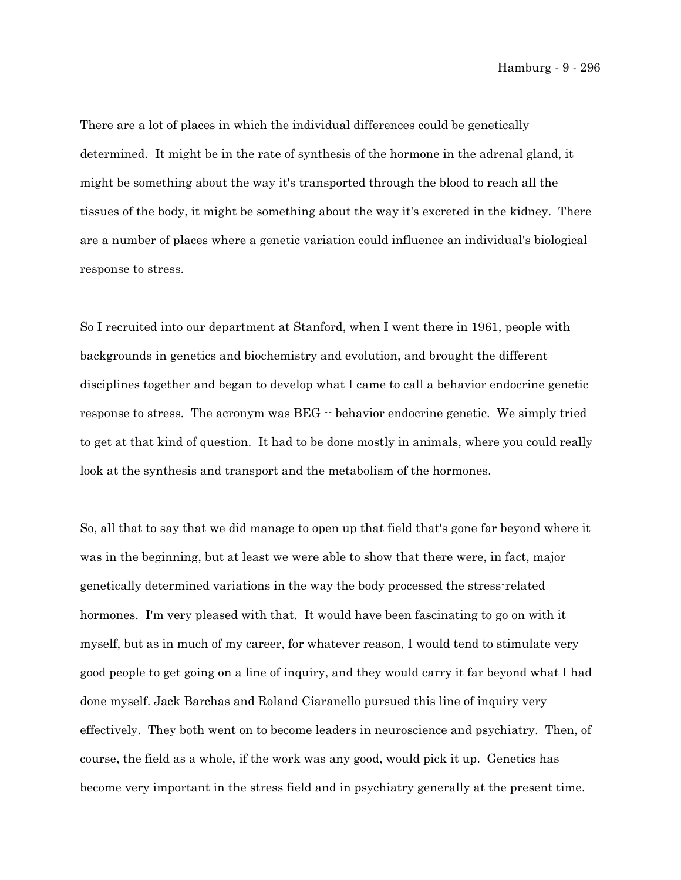There are a lot of places in which the individual differences could be genetically determined. It might be in the rate of synthesis of the hormone in the adrenal gland, it might be something about the way it's transported through the blood to reach all the tissues of the body, it might be something about the way it's excreted in the kidney. There are a number of places where a genetic variation could influence an individual's biological response to stress.

So I recruited into our department at Stanford, when I went there in 1961, people with backgrounds in genetics and biochemistry and evolution, and brought the different disciplines together and began to develop what I came to call a behavior endocrine genetic response to stress. The acronym was BEG -- behavior endocrine genetic. We simply tried to get at that kind of question. It had to be done mostly in animals, where you could really look at the synthesis and transport and the metabolism of the hormones.

So, all that to say that we did manage to open up that field that's gone far beyond where it was in the beginning, but at least we were able to show that there were, in fact, major genetically determined variations in the way the body processed the stress-related hormones. I'm very pleased with that. It would have been fascinating to go on with it myself, but as in much of my career, for whatever reason, I would tend to stimulate very good people to get going on a line of inquiry, and they would carry it far beyond what I had done myself. Jack Barchas and Roland Ciaranello pursued this line of inquiry very effectively. They both went on to become leaders in neuroscience and psychiatry. Then, of course, the field as a whole, if the work was any good, would pick it up. Genetics has become very important in the stress field and in psychiatry generally at the present time.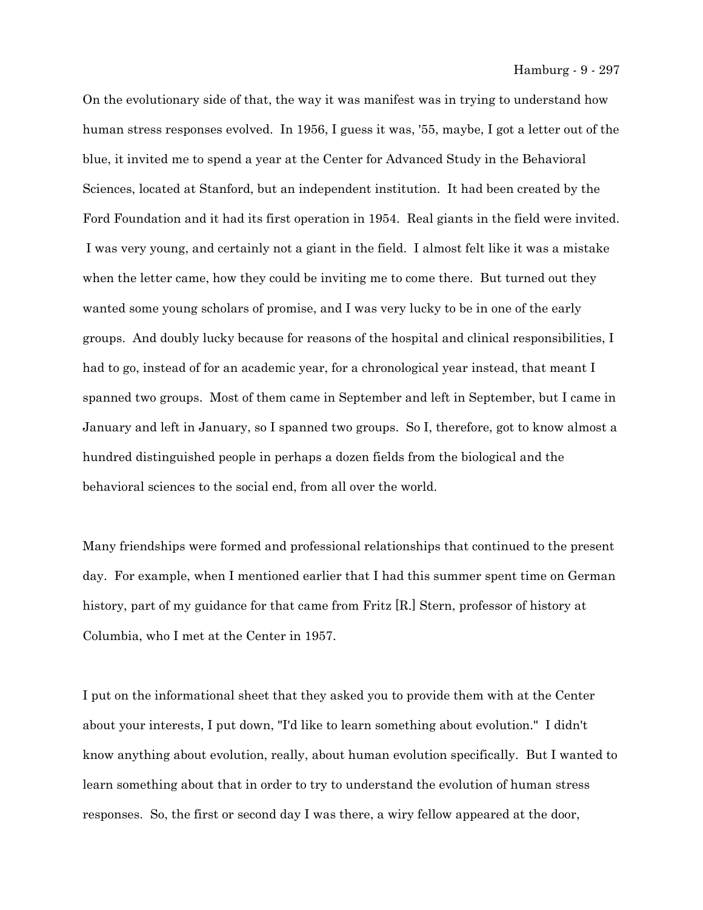On the evolutionary side of that, the way it was manifest was in trying to understand how human stress responses evolved. In 1956, I guess it was, '55, maybe, I got a letter out of the blue, it invited me to spend a year at the Center for Advanced Study in the Behavioral Sciences, located at Stanford, but an independent institution. It had been created by the Ford Foundation and it had its first operation in 1954. Real giants in the field were invited. I was very young, and certainly not a giant in the field. I almost felt like it was a mistake when the letter came, how they could be inviting me to come there. But turned out they wanted some young scholars of promise, and I was very lucky to be in one of the early groups. And doubly lucky because for reasons of the hospital and clinical responsibilities, I had to go, instead of for an academic year, for a chronological year instead, that meant I spanned two groups. Most of them came in September and left in September, but I came in January and left in January, so I spanned two groups. So I, therefore, got to know almost a hundred distinguished people in perhaps a dozen fields from the biological and the behavioral sciences to the social end, from all over the world.

Many friendships were formed and professional relationships that continued to the present day. For example, when I mentioned earlier that I had this summer spent time on German history, part of my guidance for that came from Fritz [R.] Stern, professor of history at Columbia, who I met at the Center in 1957.

I put on the informational sheet that they asked you to provide them with at the Center about your interests, I put down, "I'd like to learn something about evolution." I didn't know anything about evolution, really, about human evolution specifically. But I wanted to learn something about that in order to try to understand the evolution of human stress responses. So, the first or second day I was there, a wiry fellow appeared at the door,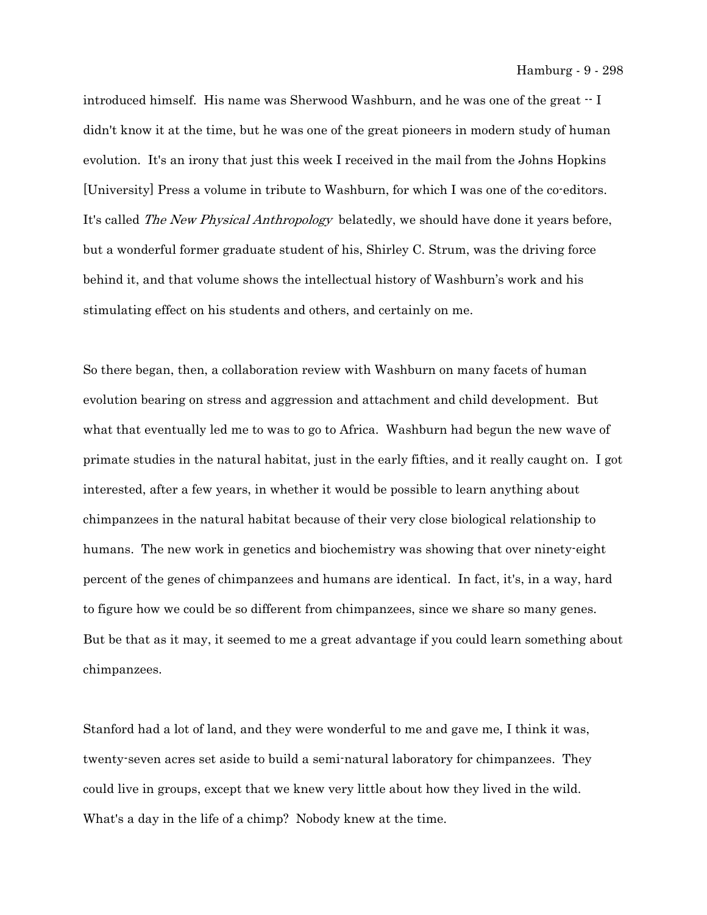introduced himself. His name was Sherwood Washburn, and he was one of the great -- I didn't know it at the time, but he was one of the great pioneers in modern study of human evolution. It's an irony that just this week I received in the mail from the Johns Hopkins [University] Press a volume in tribute to Washburn, for which I was one of the co-editors. It's called *The New Physical Anthropology* belatedly, we should have done it years before, but a wonderful former graduate student of his, Shirley C. Strum, was the driving force behind it, and that volume shows the intellectual history of Washburn's work and his stimulating effect on his students and others, and certainly on me.

So there began, then, a collaboration review with Washburn on many facets of human evolution bearing on stress and aggression and attachment and child development. But what that eventually led me to was to go to Africa. Washburn had begun the new wave of primate studies in the natural habitat, just in the early fifties, and it really caught on. I got interested, after a few years, in whether it would be possible to learn anything about chimpanzees in the natural habitat because of their very close biological relationship to humans. The new work in genetics and biochemistry was showing that over ninety-eight percent of the genes of chimpanzees and humans are identical. In fact, it's, in a way, hard to figure how we could be so different from chimpanzees, since we share so many genes. But be that as it may, it seemed to me a great advantage if you could learn something about chimpanzees.

Stanford had a lot of land, and they were wonderful to me and gave me, I think it was, twenty-seven acres set aside to build a semi-natural laboratory for chimpanzees. They could live in groups, except that we knew very little about how they lived in the wild. What's a day in the life of a chimp? Nobody knew at the time.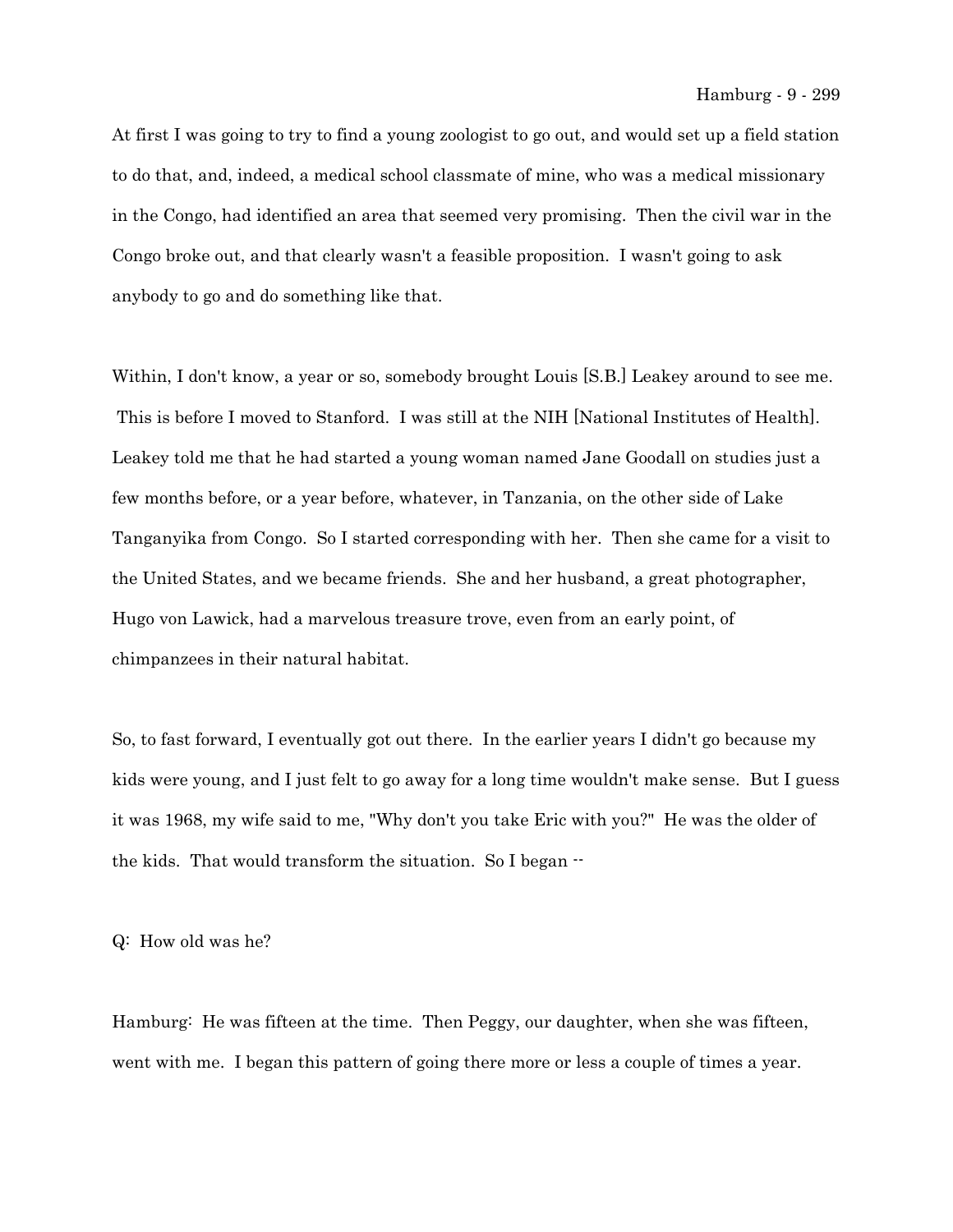At first I was going to try to find a young zoologist to go out, and would set up a field station to do that, and, indeed, a medical school classmate of mine, who was a medical missionary in the Congo, had identified an area that seemed very promising. Then the civil war in the Congo broke out, and that clearly wasn't a feasible proposition. I wasn't going to ask anybody to go and do something like that.

Within, I don't know, a year or so, somebody brought Louis [S.B.] Leakey around to see me. This is before I moved to Stanford. I was still at the NIH [National Institutes of Health]. Leakey told me that he had started a young woman named Jane Goodall on studies just a few months before, or a year before, whatever, in Tanzania, on the other side of Lake Tanganyika from Congo. So I started corresponding with her. Then she came for a visit to the United States, and we became friends. She and her husband, a great photographer, Hugo von Lawick, had a marvelous treasure trove, even from an early point, of chimpanzees in their natural habitat.

So, to fast forward, I eventually got out there. In the earlier years I didn't go because my kids were young, and I just felt to go away for a long time wouldn't make sense. But I guess it was 1968, my wife said to me, "Why don't you take Eric with you?" He was the older of the kids. That would transform the situation. So I began --

Q: How old was he?

Hamburg: He was fifteen at the time. Then Peggy, our daughter, when she was fifteen, went with me. I began this pattern of going there more or less a couple of times a year.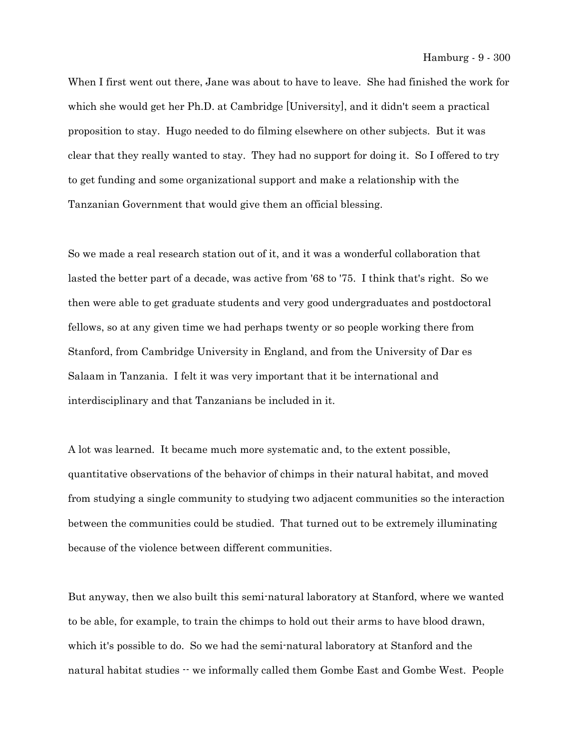When I first went out there, Jane was about to have to leave. She had finished the work for which she would get her Ph.D. at Cambridge [University], and it didn't seem a practical proposition to stay. Hugo needed to do filming elsewhere on other subjects. But it was clear that they really wanted to stay. They had no support for doing it. So I offered to try to get funding and some organizational support and make a relationship with the Tanzanian Government that would give them an official blessing.

So we made a real research station out of it, and it was a wonderful collaboration that lasted the better part of a decade, was active from '68 to '75. I think that's right. So we then were able to get graduate students and very good undergraduates and postdoctoral fellows, so at any given time we had perhaps twenty or so people working there from Stanford, from Cambridge University in England, and from the University of Dar es Salaam in Tanzania. I felt it was very important that it be international and interdisciplinary and that Tanzanians be included in it.

A lot was learned. It became much more systematic and, to the extent possible, quantitative observations of the behavior of chimps in their natural habitat, and moved from studying a single community to studying two adjacent communities so the interaction between the communities could be studied. That turned out to be extremely illuminating because of the violence between different communities.

But anyway, then we also built this semi-natural laboratory at Stanford, where we wanted to be able, for example, to train the chimps to hold out their arms to have blood drawn, which it's possible to do. So we had the semi-natural laboratory at Stanford and the natural habitat studies -- we informally called them Gombe East and Gombe West. People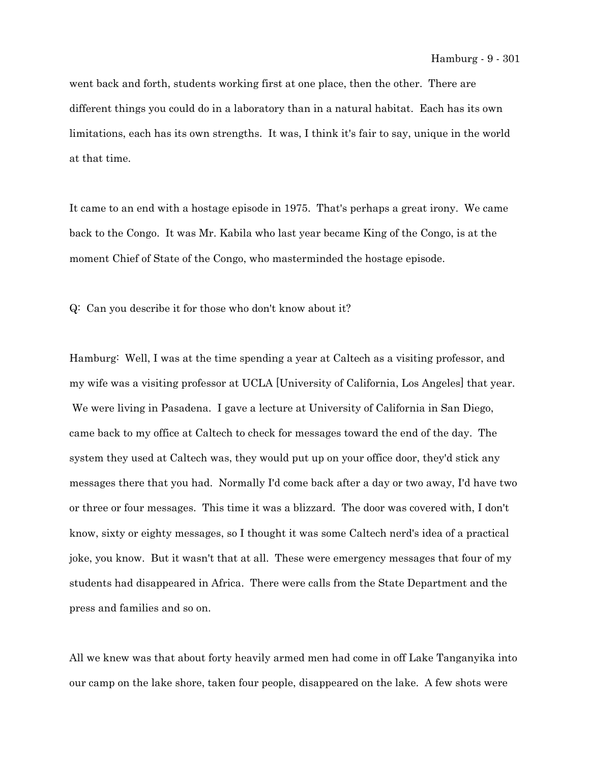went back and forth, students working first at one place, then the other. There are different things you could do in a laboratory than in a natural habitat. Each has its own limitations, each has its own strengths. It was, I think it's fair to say, unique in the world at that time.

It came to an end with a hostage episode in 1975. That's perhaps a great irony. We came back to the Congo. It was Mr. Kabila who last year became King of the Congo, is at the moment Chief of State of the Congo, who masterminded the hostage episode.

Q: Can you describe it for those who don't know about it?

Hamburg: Well, I was at the time spending a year at Caltech as a visiting professor, and my wife was a visiting professor at UCLA [University of California, Los Angeles] that year. We were living in Pasadena. I gave a lecture at University of California in San Diego, came back to my office at Caltech to check for messages toward the end of the day. The system they used at Caltech was, they would put up on your office door, they'd stick any messages there that you had. Normally I'd come back after a day or two away, I'd have two or three or four messages. This time it was a blizzard. The door was covered with, I don't know, sixty or eighty messages, so I thought it was some Caltech nerd's idea of a practical joke, you know. But it wasn't that at all. These were emergency messages that four of my students had disappeared in Africa. There were calls from the State Department and the press and families and so on.

All we knew was that about forty heavily armed men had come in off Lake Tanganyika into our camp on the lake shore, taken four people, disappeared on the lake. A few shots were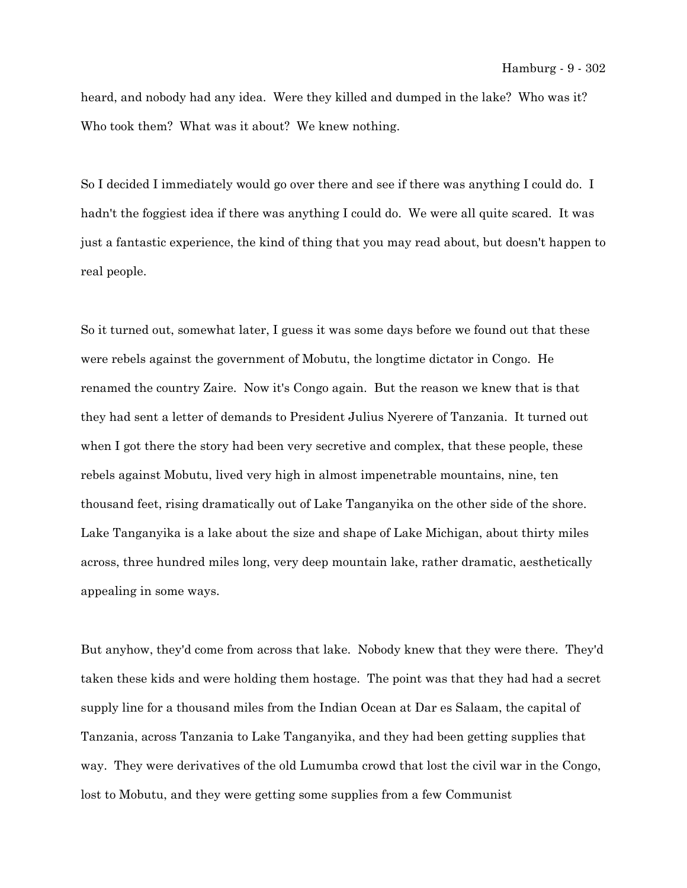heard, and nobody had any idea. Were they killed and dumped in the lake? Who was it? Who took them? What was it about? We knew nothing.

So I decided I immediately would go over there and see if there was anything I could do. I hadn't the foggiest idea if there was anything I could do. We were all quite scared. It was just a fantastic experience, the kind of thing that you may read about, but doesn't happen to real people.

So it turned out, somewhat later, I guess it was some days before we found out that these were rebels against the government of Mobutu, the longtime dictator in Congo. He renamed the country Zaire. Now it's Congo again. But the reason we knew that is that they had sent a letter of demands to President Julius Nyerere of Tanzania. It turned out when I got there the story had been very secretive and complex, that these people, these rebels against Mobutu, lived very high in almost impenetrable mountains, nine, ten thousand feet, rising dramatically out of Lake Tanganyika on the other side of the shore. Lake Tanganyika is a lake about the size and shape of Lake Michigan, about thirty miles across, three hundred miles long, very deep mountain lake, rather dramatic, aesthetically appealing in some ways.

But anyhow, they'd come from across that lake. Nobody knew that they were there. They'd taken these kids and were holding them hostage. The point was that they had had a secret supply line for a thousand miles from the Indian Ocean at Dar es Salaam, the capital of Tanzania, across Tanzania to Lake Tanganyika, and they had been getting supplies that way. They were derivatives of the old Lumumba crowd that lost the civil war in the Congo, lost to Mobutu, and they were getting some supplies from a few Communist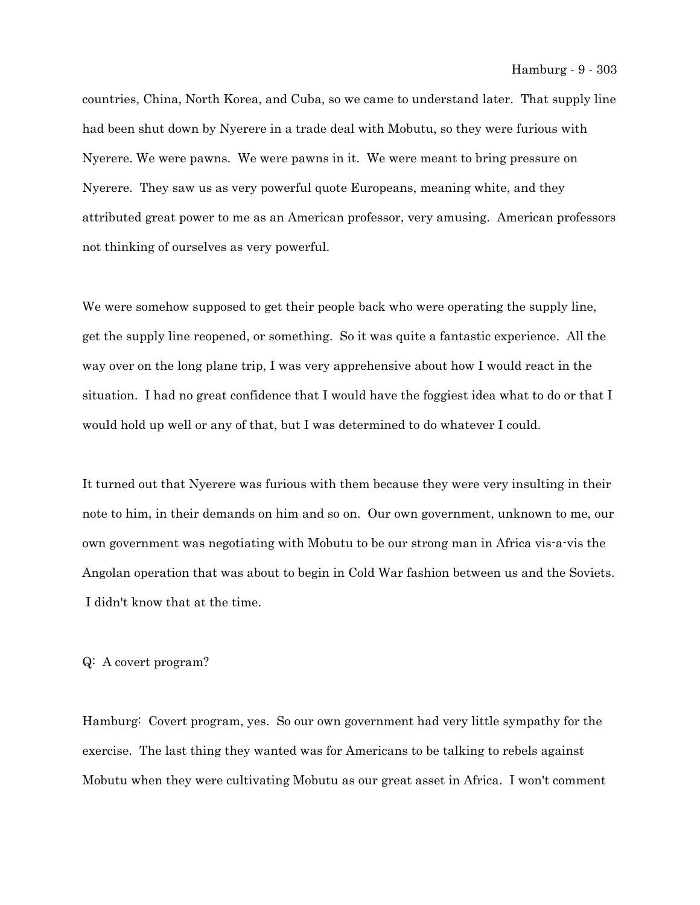countries, China, North Korea, and Cuba, so we came to understand later. That supply line had been shut down by Nyerere in a trade deal with Mobutu, so they were furious with Nyerere. We were pawns. We were pawns in it. We were meant to bring pressure on Nyerere. They saw us as very powerful quote Europeans, meaning white, and they attributed great power to me as an American professor, very amusing. American professors not thinking of ourselves as very powerful.

We were somehow supposed to get their people back who were operating the supply line, get the supply line reopened, or something. So it was quite a fantastic experience. All the way over on the long plane trip, I was very apprehensive about how I would react in the situation. I had no great confidence that I would have the foggiest idea what to do or that I would hold up well or any of that, but I was determined to do whatever I could.

It turned out that Nyerere was furious with them because they were very insulting in their note to him, in their demands on him and so on. Our own government, unknown to me, our own government was negotiating with Mobutu to be our strong man in Africa vis-a-vis the Angolan operation that was about to begin in Cold War fashion between us and the Soviets. I didn't know that at the time.

Q: A covert program?

Hamburg: Covert program, yes. So our own government had very little sympathy for the exercise. The last thing they wanted was for Americans to be talking to rebels against Mobutu when they were cultivating Mobutu as our great asset in Africa. I won't comment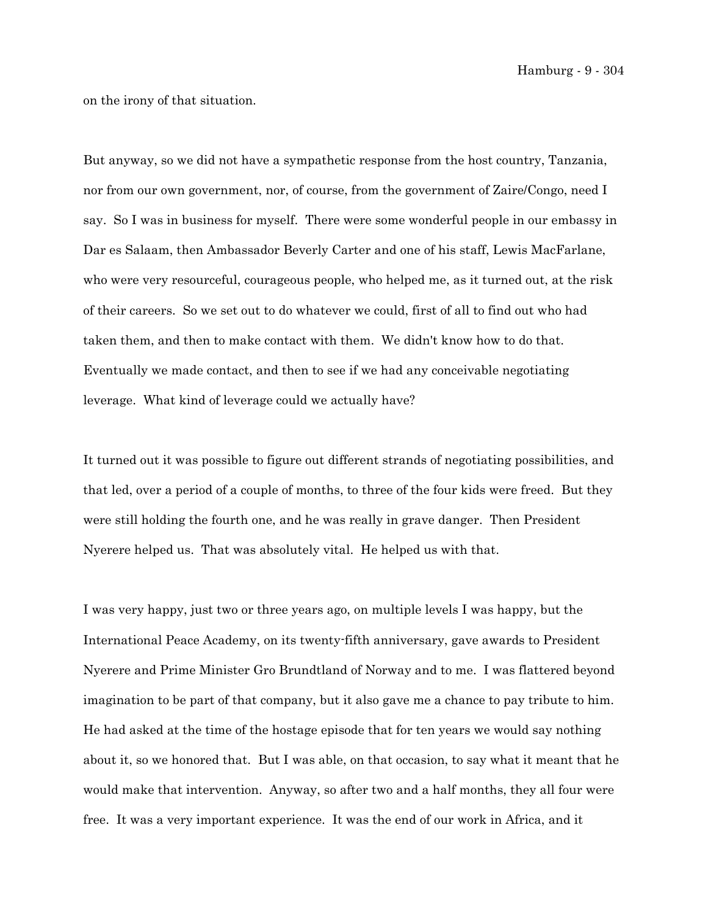on the irony of that situation.

But anyway, so we did not have a sympathetic response from the host country, Tanzania, nor from our own government, nor, of course, from the government of Zaire/Congo, need I say. So I was in business for myself. There were some wonderful people in our embassy in Dar es Salaam, then Ambassador Beverly Carter and one of his staff, Lewis MacFarlane, who were very resourceful, courageous people, who helped me, as it turned out, at the risk of their careers. So we set out to do whatever we could, first of all to find out who had taken them, and then to make contact with them. We didn't know how to do that. Eventually we made contact, and then to see if we had any conceivable negotiating leverage. What kind of leverage could we actually have?

It turned out it was possible to figure out different strands of negotiating possibilities, and that led, over a period of a couple of months, to three of the four kids were freed. But they were still holding the fourth one, and he was really in grave danger. Then President Nyerere helped us. That was absolutely vital. He helped us with that.

I was very happy, just two or three years ago, on multiple levels I was happy, but the International Peace Academy, on its twenty-fifth anniversary, gave awards to President Nyerere and Prime Minister Gro Brundtland of Norway and to me. I was flattered beyond imagination to be part of that company, but it also gave me a chance to pay tribute to him. He had asked at the time of the hostage episode that for ten years we would say nothing about it, so we honored that. But I was able, on that occasion, to say what it meant that he would make that intervention. Anyway, so after two and a half months, they all four were free. It was a very important experience. It was the end of our work in Africa, and it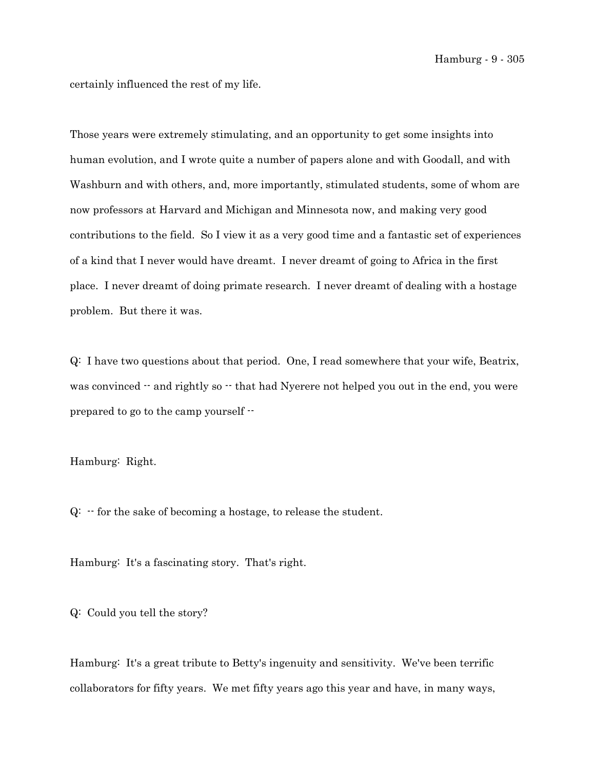certainly influenced the rest of my life.

Those years were extremely stimulating, and an opportunity to get some insights into human evolution, and I wrote quite a number of papers alone and with Goodall, and with Washburn and with others, and, more importantly, stimulated students, some of whom are now professors at Harvard and Michigan and Minnesota now, and making very good contributions to the field. So I view it as a very good time and a fantastic set of experiences of a kind that I never would have dreamt. I never dreamt of going to Africa in the first place. I never dreamt of doing primate research. I never dreamt of dealing with a hostage problem. But there it was.

Q: I have two questions about that period. One, I read somewhere that your wife, Beatrix, was convinced -- and rightly so -- that had Nyerere not helped you out in the end, you were prepared to go to the camp yourself --

Hamburg: Right.

Q: -- for the sake of becoming a hostage, to release the student.

Hamburg: It's a fascinating story. That's right.

Q: Could you tell the story?

Hamburg: It's a great tribute to Betty's ingenuity and sensitivity. We've been terrific collaborators for fifty years. We met fifty years ago this year and have, in many ways,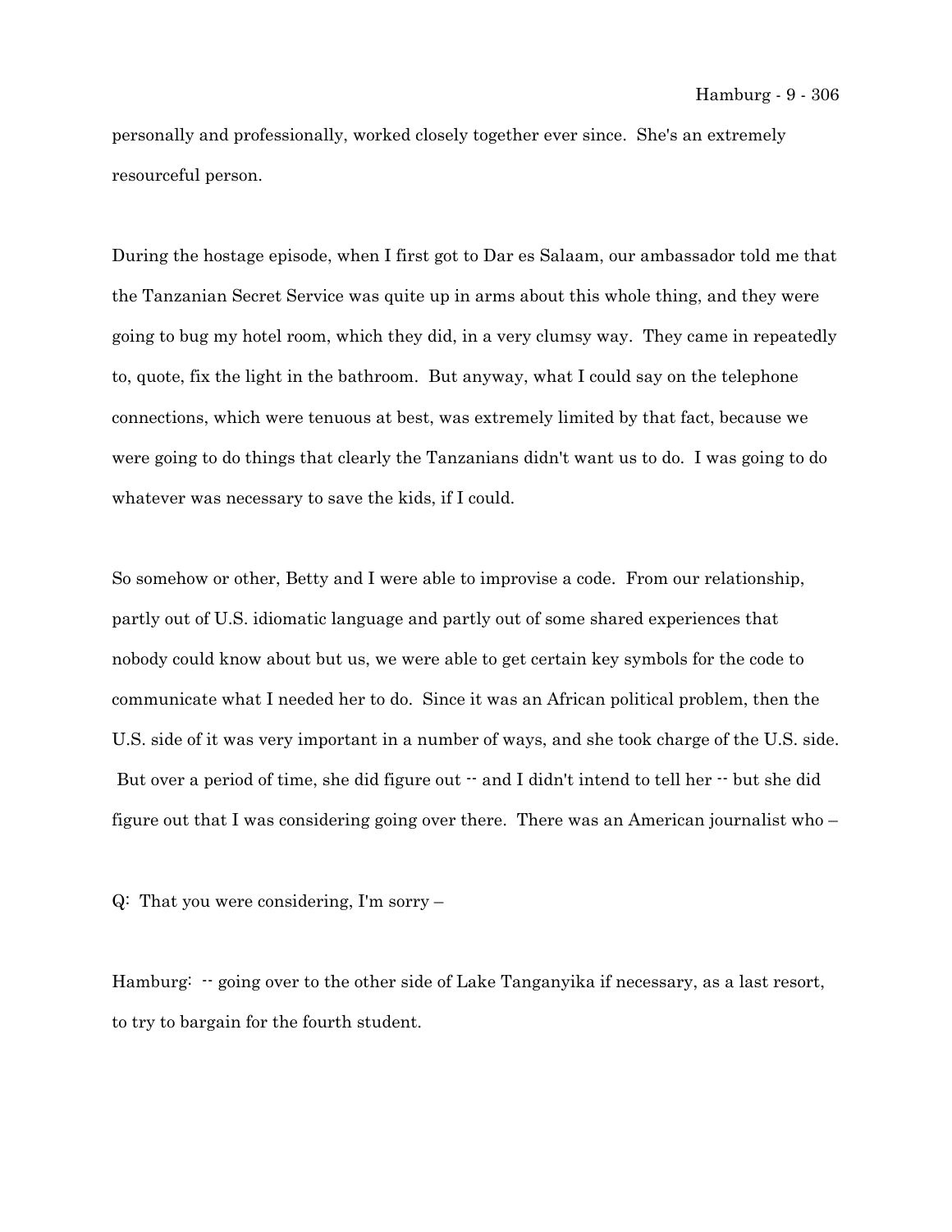personally and professionally, worked closely together ever since. She's an extremely resourceful person.

During the hostage episode, when I first got to Dar es Salaam, our ambassador told me that the Tanzanian Secret Service was quite up in arms about this whole thing, and they were going to bug my hotel room, which they did, in a very clumsy way. They came in repeatedly to, quote, fix the light in the bathroom. But anyway, what I could say on the telephone connections, which were tenuous at best, was extremely limited by that fact, because we were going to do things that clearly the Tanzanians didn't want us to do. I was going to do whatever was necessary to save the kids, if I could.

So somehow or other, Betty and I were able to improvise a code. From our relationship, partly out of U.S. idiomatic language and partly out of some shared experiences that nobody could know about but us, we were able to get certain key symbols for the code to communicate what I needed her to do. Since it was an African political problem, then the U.S. side of it was very important in a number of ways, and she took charge of the U.S. side. But over a period of time, she did figure out -- and I didn't intend to tell her -- but she did figure out that I was considering going over there. There was an American journalist who –

Q: That you were considering, I'm sorry –

Hamburg: -- going over to the other side of Lake Tanganyika if necessary, as a last resort, to try to bargain for the fourth student.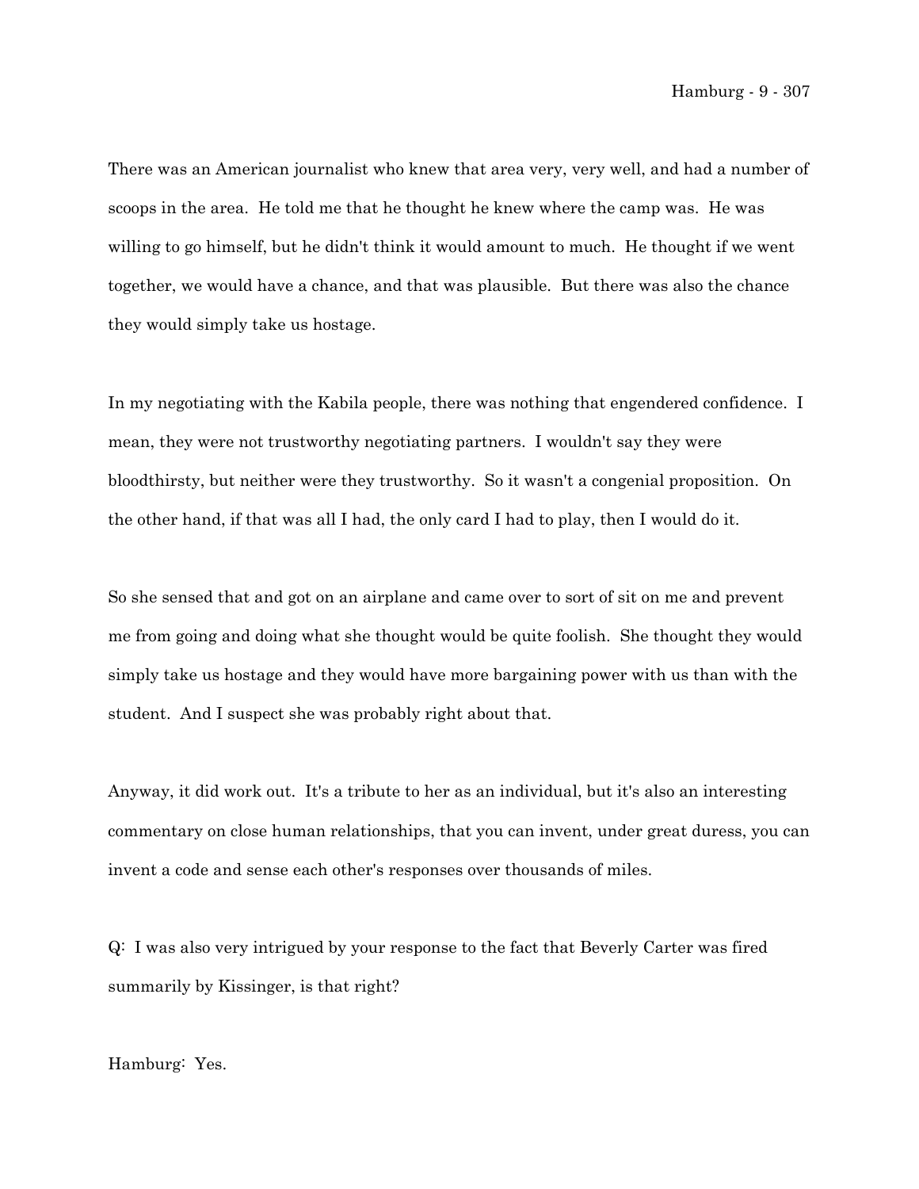There was an American journalist who knew that area very, very well, and had a number of scoops in the area. He told me that he thought he knew where the camp was. He was willing to go himself, but he didn't think it would amount to much. He thought if we went together, we would have a chance, and that was plausible. But there was also the chance they would simply take us hostage.

In my negotiating with the Kabila people, there was nothing that engendered confidence. I mean, they were not trustworthy negotiating partners. I wouldn't say they were bloodthirsty, but neither were they trustworthy. So it wasn't a congenial proposition. On the other hand, if that was all I had, the only card I had to play, then I would do it.

So she sensed that and got on an airplane and came over to sort of sit on me and prevent me from going and doing what she thought would be quite foolish. She thought they would simply take us hostage and they would have more bargaining power with us than with the student. And I suspect she was probably right about that.

Anyway, it did work out. It's a tribute to her as an individual, but it's also an interesting commentary on close human relationships, that you can invent, under great duress, you can invent a code and sense each other's responses over thousands of miles.

Q: I was also very intrigued by your response to the fact that Beverly Carter was fired summarily by Kissinger, is that right?

Hamburg: Yes.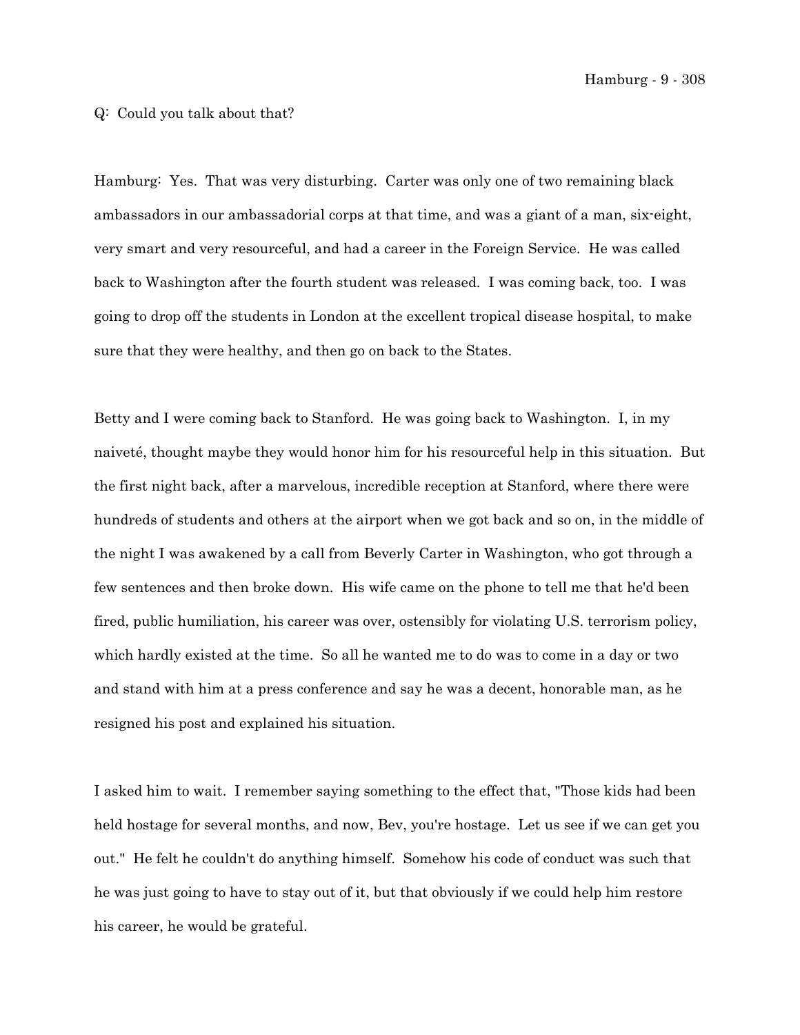Q: Could you talk about that?

Hamburg: Yes. That was very disturbing. Carter was only one of two remaining black ambassadors in our ambassadorial corps at that time, and was a giant of a man, six-eight, very smart and very resourceful, and had a career in the Foreign Service. He was called back to Washington after the fourth student was released. I was coming back, too. I was going to drop off the students in London at the excellent tropical disease hospital, to make sure that they were healthy, and then go on back to the States.

Betty and I were coming back to Stanford. He was going back to Washington. I, in my naiveté, thought maybe they would honor him for his resourceful help in this situation. But the first night back, after a marvelous, incredible reception at Stanford, where there were hundreds of students and others at the airport when we got back and so on, in the middle of the night I was awakened by a call from Beverly Carter in Washington, who got through a few sentences and then broke down. His wife came on the phone to tell me that he'd been fired, public humiliation, his career was over, ostensibly for violating U.S. terrorism policy, which hardly existed at the time. So all he wanted me to do was to come in a day or two and stand with him at a press conference and say he was a decent, honorable man, as he resigned his post and explained his situation.

I asked him to wait. I remember saying something to the effect that, "Those kids had been held hostage for several months, and now, Bev, you're hostage. Let us see if we can get you out." He felt he couldn't do anything himself. Somehow his code of conduct was such that he was just going to have to stay out of it, but that obviously if we could help him restore his career, he would be grateful.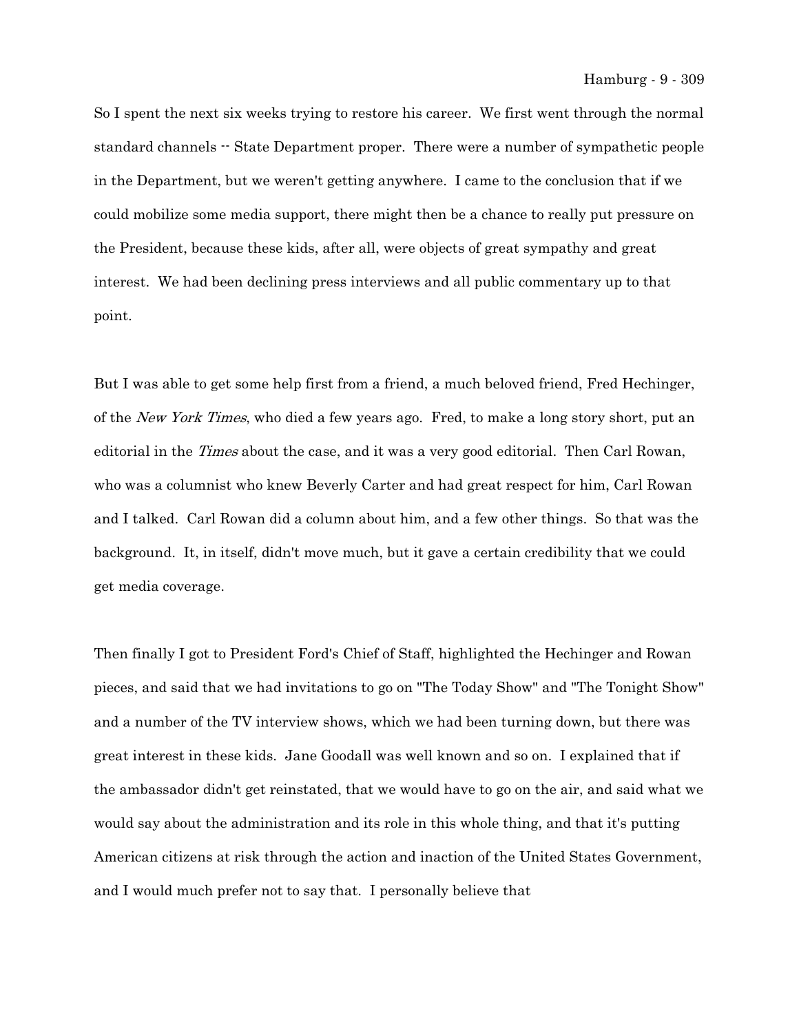So I spent the next six weeks trying to restore his career. We first went through the normal standard channels -- State Department proper. There were a number of sympathetic people in the Department, but we weren't getting anywhere. I came to the conclusion that if we could mobilize some media support, there might then be a chance to really put pressure on the President, because these kids, after all, were objects of great sympathy and great interest. We had been declining press interviews and all public commentary up to that point.

But I was able to get some help first from a friend, a much beloved friend, Fred Hechinger, of the *New York Times*, who died a few years ago. Fred, to make a long story short, put an editorial in the *Times* about the case, and it was a very good editorial. Then Carl Rowan, who was a columnist who knew Beverly Carter and had great respect for him, Carl Rowan and I talked. Carl Rowan did a column about him, and a few other things. So that was the background. It, in itself, didn't move much, but it gave a certain credibility that we could get media coverage.

Then finally I got to President Ford's Chief of Staff, highlighted the Hechinger and Rowan pieces, and said that we had invitations to go on "The Today Show" and "The Tonight Show" and a number of the TV interview shows, which we had been turning down, but there was great interest in these kids. Jane Goodall was well known and so on. I explained that if the ambassador didn't get reinstated, that we would have to go on the air, and said what we would say about the administration and its role in this whole thing, and that it's putting American citizens at risk through the action and inaction of the United States Government, and I would much prefer not to say that. I personally believe that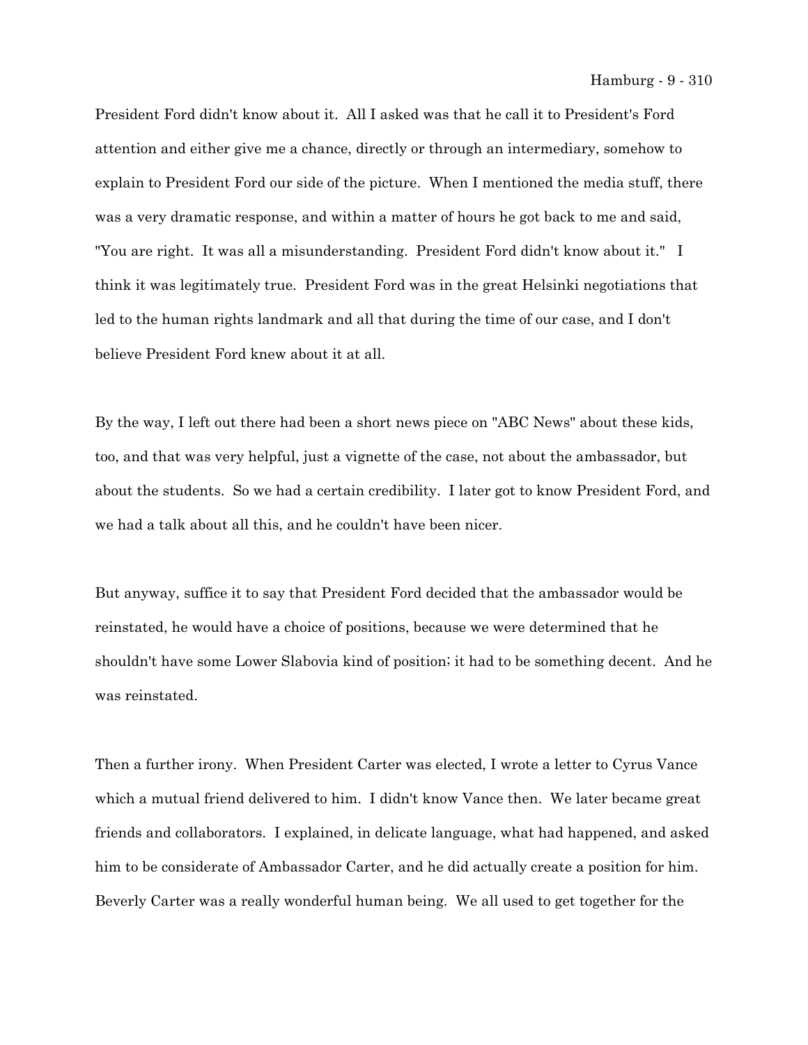President Ford didn't know about it. All I asked was that he call it to President's Ford attention and either give me a chance, directly or through an intermediary, somehow to explain to President Ford our side of the picture. When I mentioned the media stuff, there was a very dramatic response, and within a matter of hours he got back to me and said, "You are right. It was all a misunderstanding. President Ford didn't know about it." I think it was legitimately true. President Ford was in the great Helsinki negotiations that led to the human rights landmark and all that during the time of our case, and I don't believe President Ford knew about it at all.

By the way, I left out there had been a short news piece on "ABC News" about these kids, too, and that was very helpful, just a vignette of the case, not about the ambassador, but about the students. So we had a certain credibility. I later got to know President Ford, and we had a talk about all this, and he couldn't have been nicer.

But anyway, suffice it to say that President Ford decided that the ambassador would be reinstated, he would have a choice of positions, because we were determined that he shouldn't have some Lower Slabovia kind of position; it had to be something decent. And he was reinstated.

Then a further irony. When President Carter was elected, I wrote a letter to Cyrus Vance which a mutual friend delivered to him. I didn't know Vance then. We later became great friends and collaborators. I explained, in delicate language, what had happened, and asked him to be considerate of Ambassador Carter, and he did actually create a position for him. Beverly Carter was a really wonderful human being. We all used to get together for the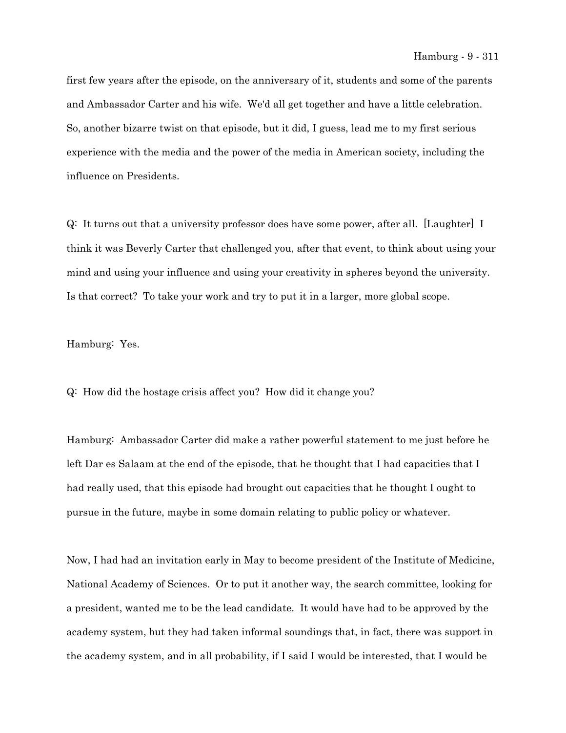first few years after the episode, on the anniversary of it, students and some of the parents and Ambassador Carter and his wife. We'd all get together and have a little celebration. So, another bizarre twist on that episode, but it did, I guess, lead me to my first serious experience with the media and the power of the media in American society, including the influence on Presidents.

Q: It turns out that a university professor does have some power, after all. [Laughter] I think it was Beverly Carter that challenged you, after that event, to think about using your mind and using your influence and using your creativity in spheres beyond the university. Is that correct? To take your work and try to put it in a larger, more global scope.

Hamburg: Yes.

Q: How did the hostage crisis affect you? How did it change you?

Hamburg: Ambassador Carter did make a rather powerful statement to me just before he left Dar es Salaam at the end of the episode, that he thought that I had capacities that I had really used, that this episode had brought out capacities that he thought I ought to pursue in the future, maybe in some domain relating to public policy or whatever.

Now, I had had an invitation early in May to become president of the Institute of Medicine, National Academy of Sciences. Or to put it another way, the search committee, looking for a president, wanted me to be the lead candidate. It would have had to be approved by the academy system, but they had taken informal soundings that, in fact, there was support in the academy system, and in all probability, if I said I would be interested, that I would be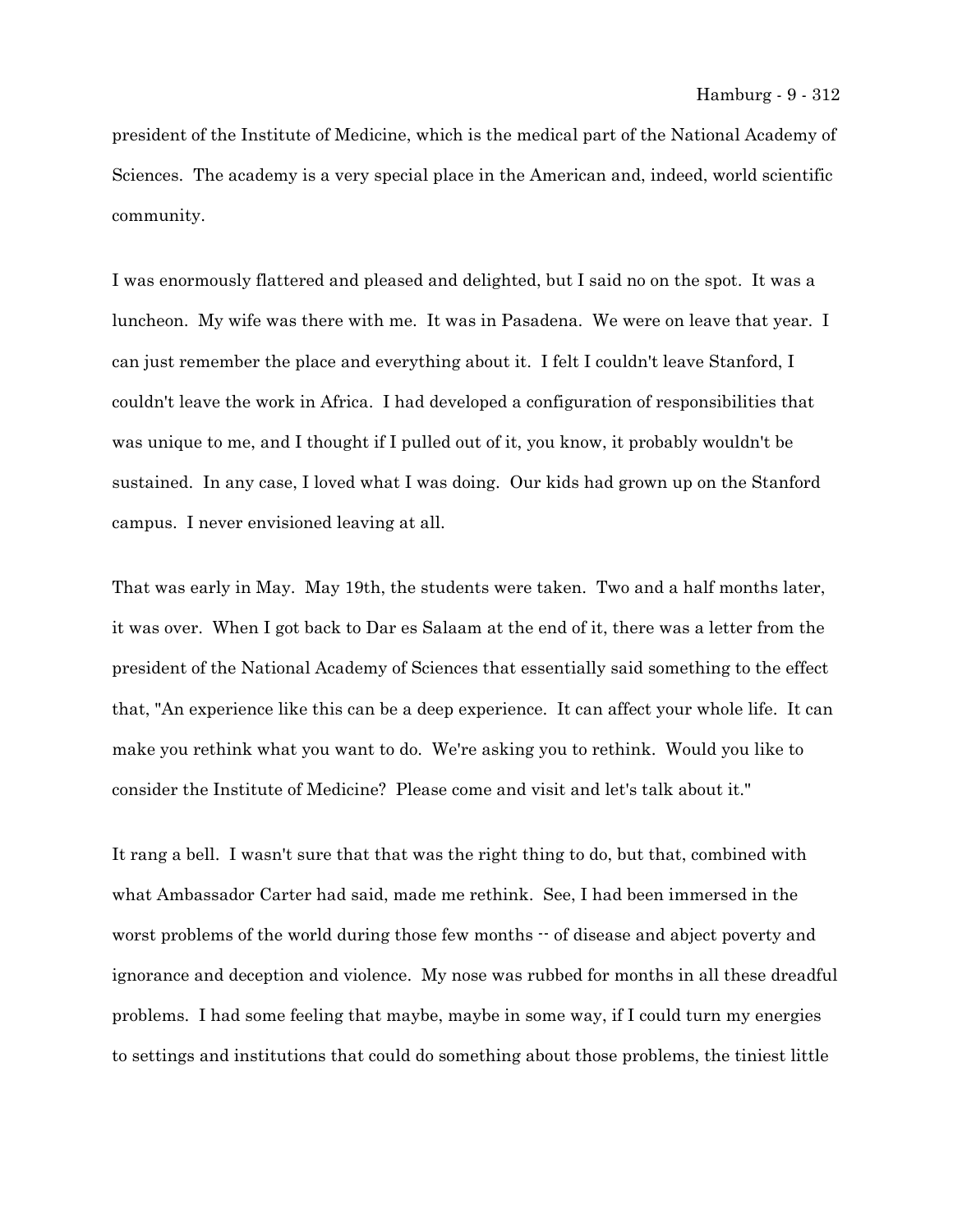president of the Institute of Medicine, which is the medical part of the National Academy of Sciences. The academy is a very special place in the American and, indeed, world scientific community.

I was enormously flattered and pleased and delighted, but I said no on the spot. It was a luncheon. My wife was there with me. It was in Pasadena. We were on leave that year. I can just remember the place and everything about it. I felt I couldn't leave Stanford, I couldn't leave the work in Africa. I had developed a configuration of responsibilities that was unique to me, and I thought if I pulled out of it, you know, it probably wouldn't be sustained. In any case, I loved what I was doing. Our kids had grown up on the Stanford campus. I never envisioned leaving at all.

That was early in May. May 19th, the students were taken. Two and a half months later, it was over. When I got back to Dar es Salaam at the end of it, there was a letter from the president of the National Academy of Sciences that essentially said something to the effect that, "An experience like this can be a deep experience. It can affect your whole life. It can make you rethink what you want to do. We're asking you to rethink. Would you like to consider the Institute of Medicine? Please come and visit and let's talk about it."

It rang a bell. I wasn't sure that that was the right thing to do, but that, combined with what Ambassador Carter had said, made me rethink. See, I had been immersed in the worst problems of the world during those few months -- of disease and abject poverty and ignorance and deception and violence. My nose was rubbed for months in all these dreadful problems. I had some feeling that maybe, maybe in some way, if I could turn my energies to settings and institutions that could do something about those problems, the tiniest little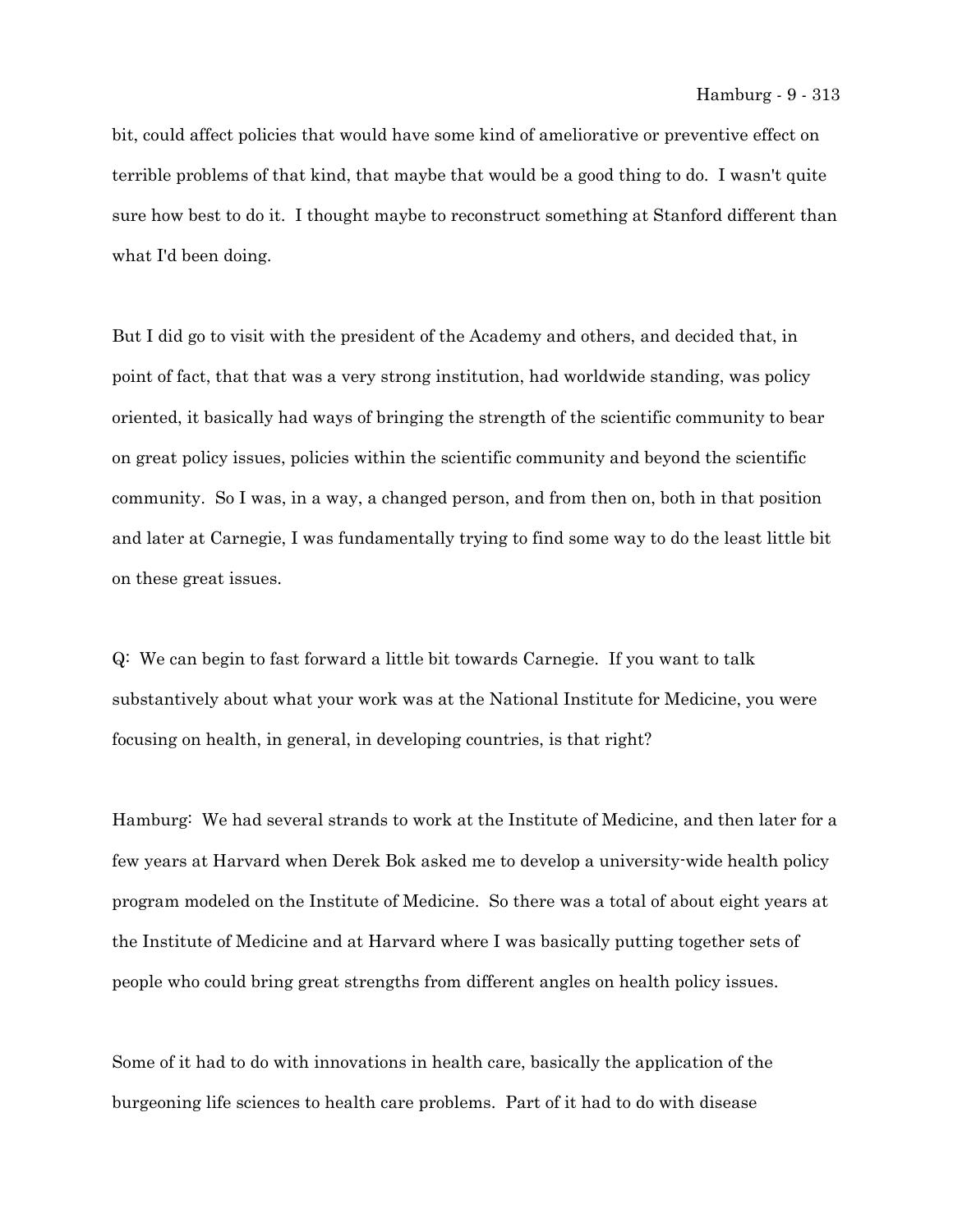bit, could affect policies that would have some kind of ameliorative or preventive effect on terrible problems of that kind, that maybe that would be a good thing to do. I wasn't quite sure how best to do it. I thought maybe to reconstruct something at Stanford different than what I'd been doing.

But I did go to visit with the president of the Academy and others, and decided that, in point of fact, that that was a very strong institution, had worldwide standing, was policy oriented, it basically had ways of bringing the strength of the scientific community to bear on great policy issues, policies within the scientific community and beyond the scientific community. So I was, in a way, a changed person, and from then on, both in that position and later at Carnegie, I was fundamentally trying to find some way to do the least little bit on these great issues.

Q: We can begin to fast forward a little bit towards Carnegie. If you want to talk substantively about what your work was at the National Institute for Medicine, you were focusing on health, in general, in developing countries, is that right?

Hamburg: We had several strands to work at the Institute of Medicine, and then later for a few years at Harvard when Derek Bok asked me to develop a university-wide health policy program modeled on the Institute of Medicine. So there was a total of about eight years at the Institute of Medicine and at Harvard where I was basically putting together sets of people who could bring great strengths from different angles on health policy issues.

Some of it had to do with innovations in health care, basically the application of the burgeoning life sciences to health care problems. Part of it had to do with disease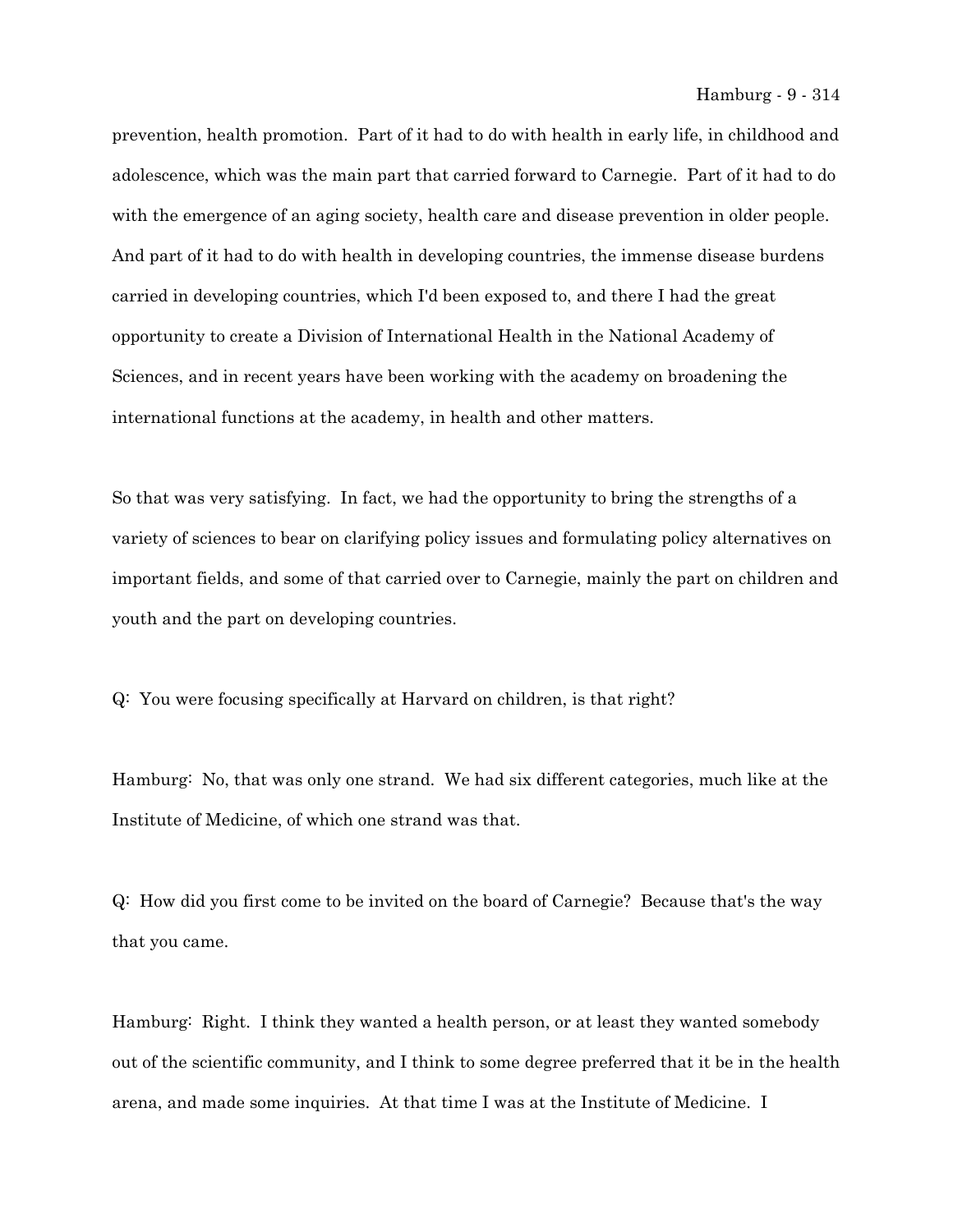prevention, health promotion. Part of it had to do with health in early life, in childhood and adolescence, which was the main part that carried forward to Carnegie. Part of it had to do with the emergence of an aging society, health care and disease prevention in older people. And part of it had to do with health in developing countries, the immense disease burdens carried in developing countries, which I'd been exposed to, and there I had the great opportunity to create a Division of International Health in the National Academy of Sciences, and in recent years have been working with the academy on broadening the international functions at the academy, in health and other matters.

So that was very satisfying. In fact, we had the opportunity to bring the strengths of a variety of sciences to bear on clarifying policy issues and formulating policy alternatives on important fields, and some of that carried over to Carnegie, mainly the part on children and youth and the part on developing countries.

Q: You were focusing specifically at Harvard on children, is that right?

Hamburg: No, that was only one strand. We had six different categories, much like at the Institute of Medicine, of which one strand was that.

Q: How did you first come to be invited on the board of Carnegie? Because that's the way that you came.

Hamburg: Right. I think they wanted a health person, or at least they wanted somebody out of the scientific community, and I think to some degree preferred that it be in the health arena, and made some inquiries. At that time I was at the Institute of Medicine. I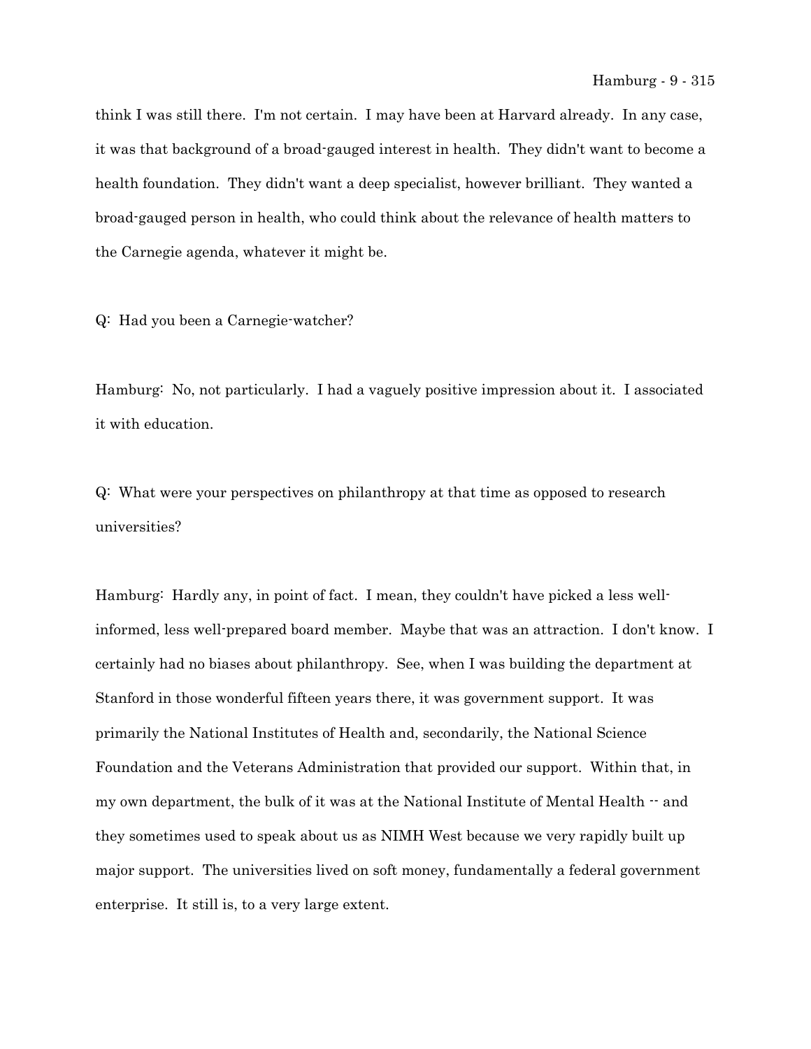think I was still there. I'm not certain. I may have been at Harvard already. In any case, it was that background of a broad-gauged interest in health. They didn't want to become a health foundation. They didn't want a deep specialist, however brilliant. They wanted a broad-gauged person in health, who could think about the relevance of health matters to the Carnegie agenda, whatever it might be.

Q: Had you been a Carnegie-watcher?

Hamburg: No, not particularly. I had a vaguely positive impression about it. I associated it with education.

Q: What were your perspectives on philanthropy at that time as opposed to research universities?

Hamburg: Hardly any, in point of fact. I mean, they couldn't have picked a less well-informed, less well-prepared board member. Maybe that was an attraction. I don't know. I certainly had no biases about philanthropy. See, when I was building the department at Stanford in those wonderful fifteen years there, it was government support. It was primarily the National Institutes of Health and, secondarily, the National Science Foundation and the Veterans Administration that provided our support. Within that, in my own department, the bulk of it was at the National Institute of Mental Health -- and they sometimes used to speak about us as NIMH West because we very rapidly built up major support. The universities lived on soft money, fundamentally a federal government enterprise. It still is, to a very large extent.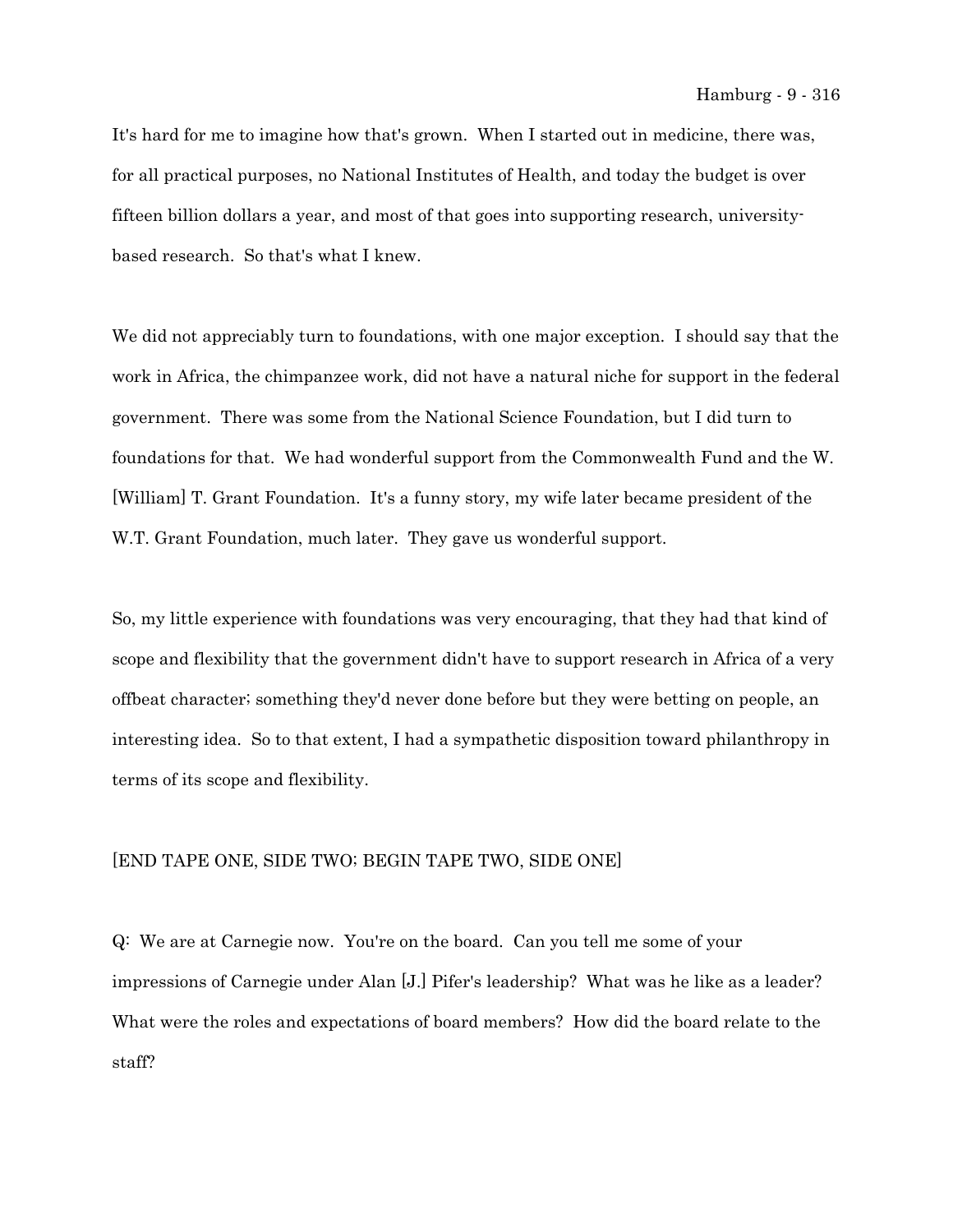It's hard for me to imagine how that's grown. When I started out in medicine, there was, for all practical purposes, no National Institutes of Health, and today the budget is over fifteen billion dollars a year, and most of that goes into supporting research, university-based research. So that's what I knew.

We did not appreciably turn to foundations, with one major exception. I should say that the work in Africa, the chimpanzee work, did not have a natural niche for support in the federal government. There was some from the National Science Foundation, but I did turn to foundations for that. We had wonderful support from the Commonwealth Fund and the W. [William] T. Grant Foundation. It's a funny story, my wife later became president of the W.T. Grant Foundation, much later. They gave us wonderful support.

So, my little experience with foundations was very encouraging, that they had that kind of scope and flexibility that the government didn't have to support research in Africa of a very offbeat character; something they'd never done before but they were betting on people, an interesting idea. So to that extent, I had a sympathetic disposition toward philanthropy in terms of its scope and flexibility.

[END TAPE ONE, SIDE TWO; BEGIN TAPE TWO, SIDE ONE]

Q: We are at Carnegie now. You're on the board. Can you tell me some of your impressions of Carnegie under Alan [J.] Pifer's leadership? What was he like as a leader? What were the roles and expectations of board members? How did the board relate to the staff?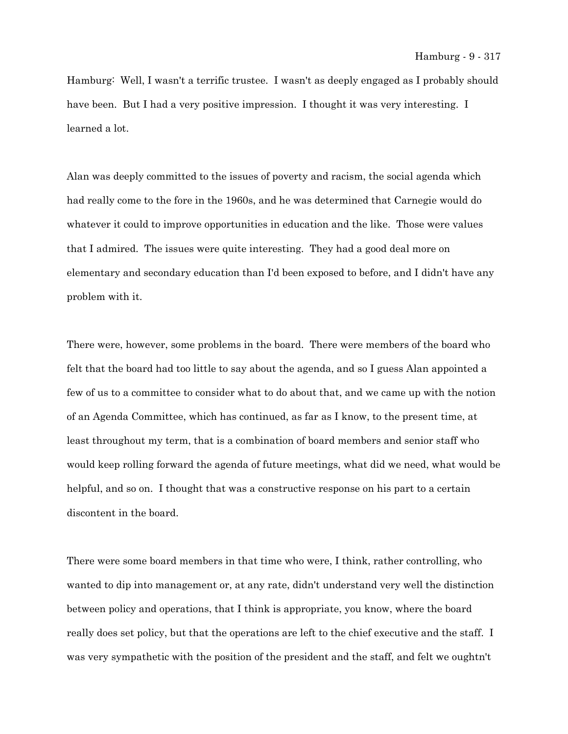Hamburg: Well, I wasn't a terrific trustee. I wasn't as deeply engaged as I probably should have been. But I had a very positive impression. I thought it was very interesting. I learned a lot.

Alan was deeply committed to the issues of poverty and racism, the social agenda which had really come to the fore in the 1960s, and he was determined that Carnegie would do whatever it could to improve opportunities in education and the like. Those were values that I admired. The issues were quite interesting. They had a good deal more on elementary and secondary education than I'd been exposed to before, and I didn't have any problem with it.

There were, however, some problems in the board. There were members of the board who felt that the board had too little to say about the agenda, and so I guess Alan appointed a few of us to a committee to consider what to do about that, and we came up with the notion of an Agenda Committee, which has continued, as far as I know, to the present time, at least throughout my term, that is a combination of board members and senior staff who would keep rolling forward the agenda of future meetings, what did we need, what would be helpful, and so on. I thought that was a constructive response on his part to a certain discontent in the board.

There were some board members in that time who were, I think, rather controlling, who wanted to dip into management or, at any rate, didn't understand very well the distinction between policy and operations, that I think is appropriate, you know, where the board really does set policy, but that the operations are left to the chief executive and the staff. I was very sympathetic with the position of the president and the staff, and felt we oughtn't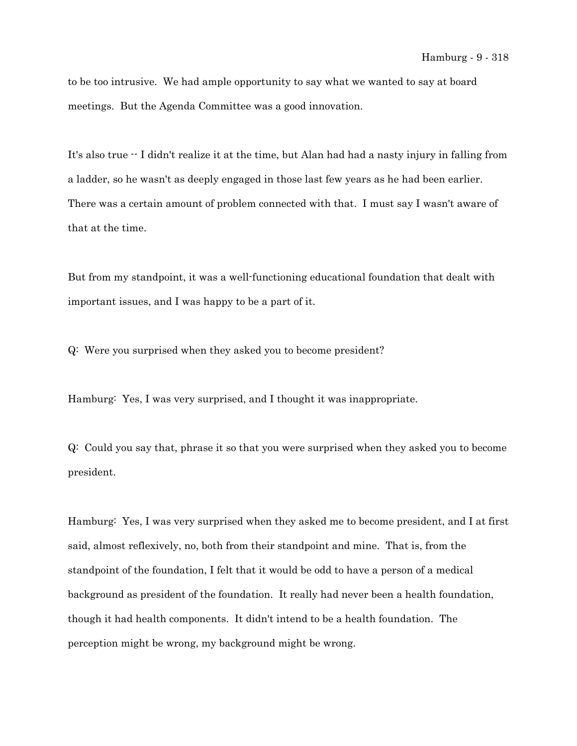to be too intrusive. We had ample opportunity to say what we wanted to say at board meetings. But the Agenda Committee was a good innovation.

It's also true -- I didn't realize it at the time, but Alan had had a nasty injury in falling from a ladder, so he wasn't as deeply engaged in those last few years as he had been earlier. There was a certain amount of problem connected with that. I must say I wasn't aware of that at the time.

But from my standpoint, it was a well-functioning educational foundation that dealt with important issues, and I was happy to be a part of it.

Q: Were you surprised when they asked you to become president?

Hamburg: Yes, I was very surprised, and I thought it was inappropriate.

Q: Could you say that, phrase it so that you were surprised when they asked you to become president.

Hamburg: Yes, I was very surprised when they asked me to become president, and I at first said, almost reflexively, no, both from their standpoint and mine. That is, from the standpoint of the foundation, I felt that it would be odd to have a person of a medical background as president of the foundation. It really had never been a health foundation, though it had health components. It didn't intend to be a health foundation. The perception might be wrong, my background might be wrong.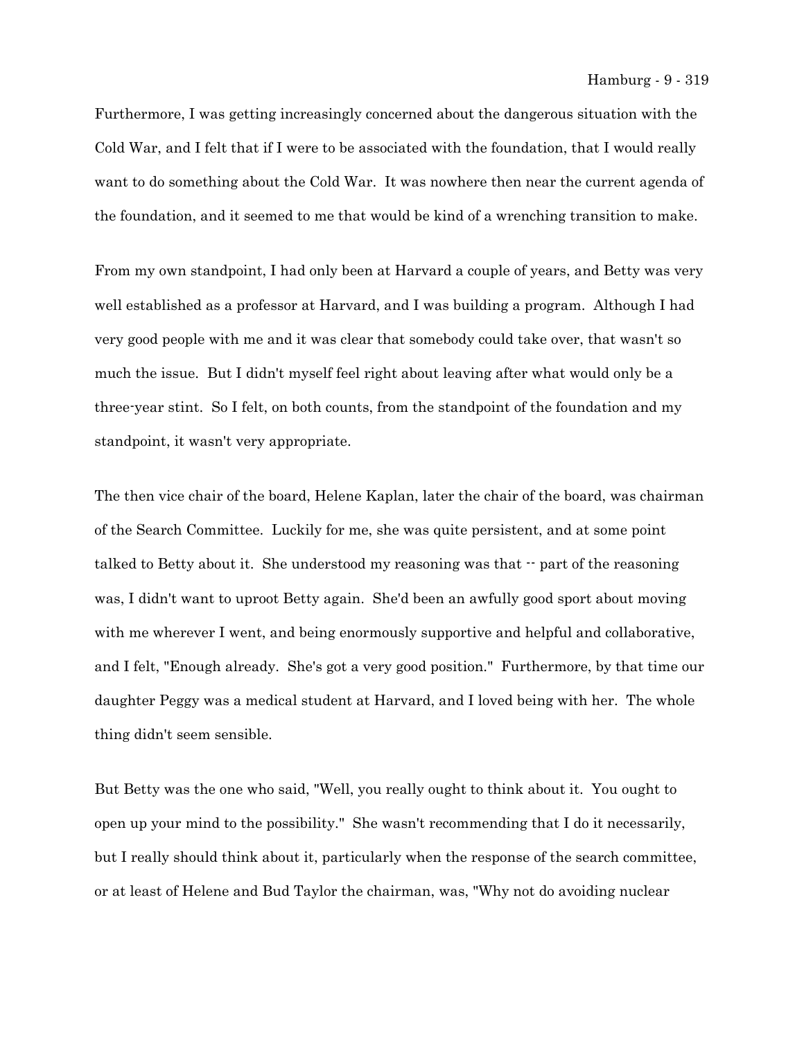Furthermore, I was getting increasingly concerned about the dangerous situation with the Cold War, and I felt that if I were to be associated with the foundation, that I would really want to do something about the Cold War. It was nowhere then near the current agenda of the foundation, and it seemed to me that would be kind of a wrenching transition to make.

From my own standpoint, I had only been at Harvard a couple of years, and Betty was very well established as a professor at Harvard, and I was building a program. Although I had very good people with me and it was clear that somebody could take over, that wasn't so much the issue. But I didn't myself feel right about leaving after what would only be a three-year stint. So I felt, on both counts, from the standpoint of the foundation and my standpoint, it wasn't very appropriate.

The then vice chair of the board, Helene Kaplan, later the chair of the board, was chairman of the Search Committee. Luckily for me, she was quite persistent, and at some point talked to Betty about it. She understood my reasoning was that -- part of the reasoning was, I didn't want to uproot Betty again. She'd been an awfully good sport about moving with me wherever I went, and being enormously supportive and helpful and collaborative, and I felt, "Enough already. She's got a very good position." Furthermore, by that time our daughter Peggy was a medical student at Harvard, and I loved being with her. The whole thing didn't seem sensible.

But Betty was the one who said, "Well, you really ought to think about it. You ought to open up your mind to the possibility." She wasn't recommending that I do it necessarily, but I really should think about it, particularly when the response of the search committee, or at least of Helene and Bud Taylor the chairman, was, "Why not do avoiding nuclear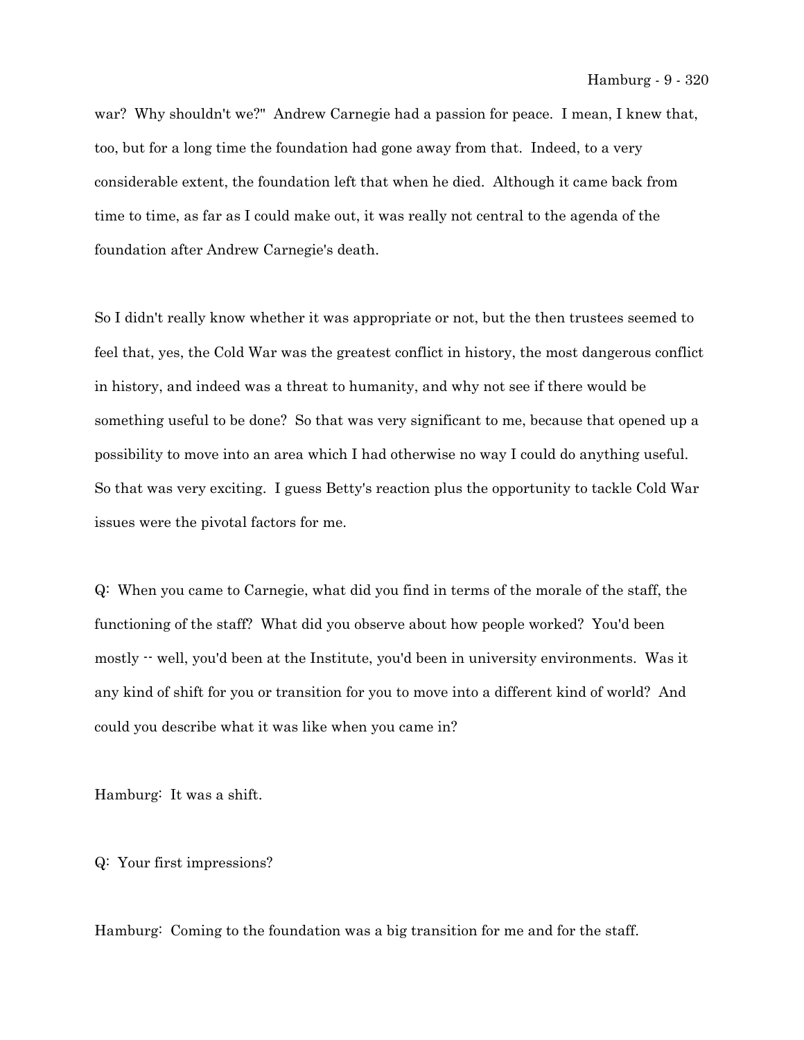war? Why shouldn't we?" Andrew Carnegie had a passion for peace. I mean, I knew that, too, but for a long time the foundation had gone away from that. Indeed, to a very considerable extent, the foundation left that when he died. Although it came back from time to time, as far as I could make out, it was really not central to the agenda of the foundation after Andrew Carnegie's death.

So I didn't really know whether it was appropriate or not, but the then trustees seemed to feel that, yes, the Cold War was the greatest conflict in history, the most dangerous conflict in history, and indeed was a threat to humanity, and why not see if there would be something useful to be done? So that was very significant to me, because that opened up a possibility to move into an area which I had otherwise no way I could do anything useful. So that was very exciting. I guess Betty's reaction plus the opportunity to tackle Cold War issues were the pivotal factors for me.

Q: When you came to Carnegie, what did you find in terms of the morale of the staff, the functioning of the staff? What did you observe about how people worked? You'd been mostly -- well, you'd been at the Institute, you'd been in university environments. Was it any kind of shift for you or transition for you to move into a different kind of world? And could you describe what it was like when you came in?

Hamburg: It was a shift.

Q: Your first impressions?

Hamburg: Coming to the foundation was a big transition for me and for the staff.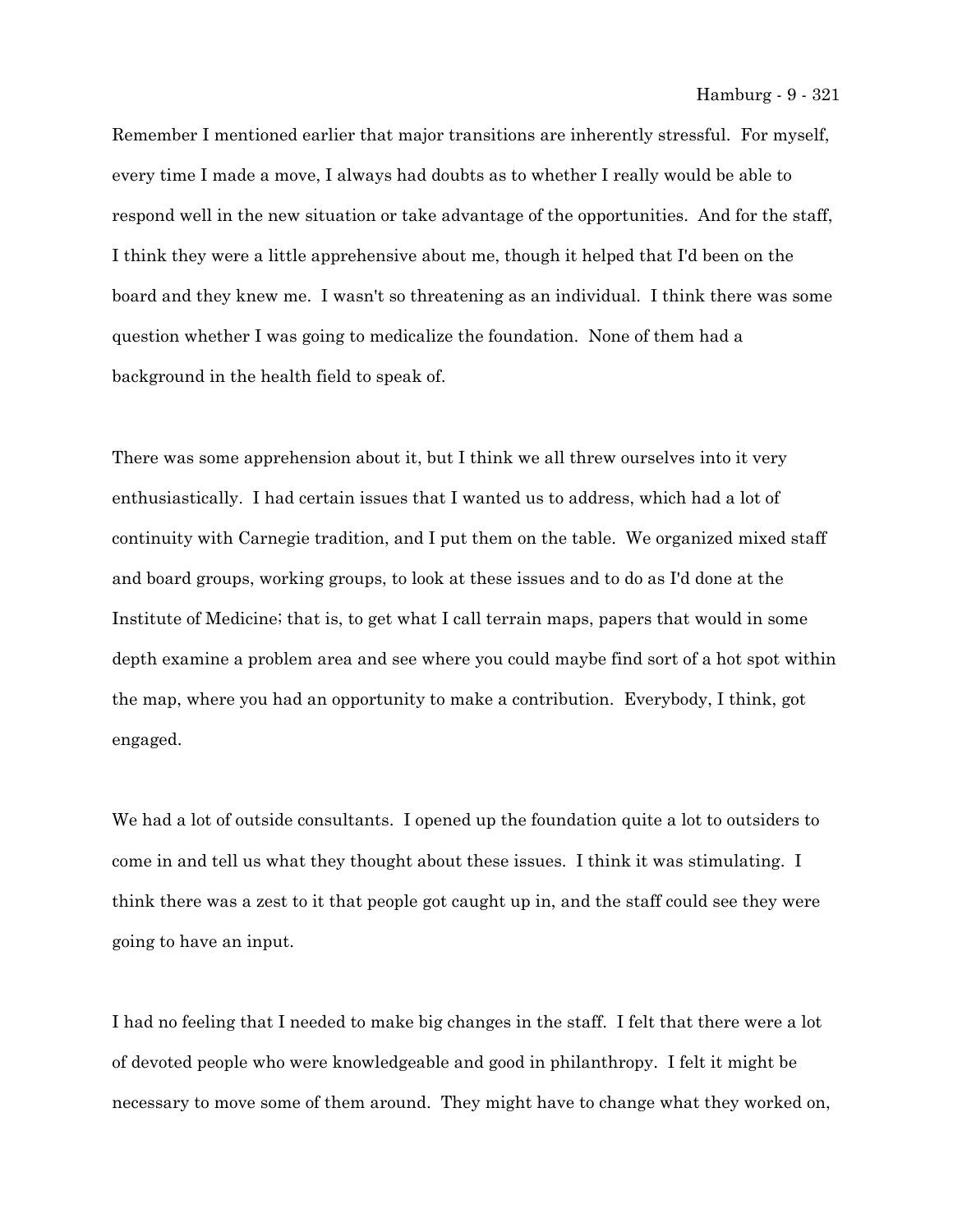Remember I mentioned earlier that major transitions are inherently stressful. For myself, every time I made a move, I always had doubts as to whether I really would be able to respond well in the new situation or take advantage of the opportunities. And for the staff, I think they were a little apprehensive about me, though it helped that I'd been on the board and they knew me. I wasn't so threatening as an individual. I think there was some question whether I was going to medicalize the foundation. None of them had a background in the health field to speak of.

There was some apprehension about it, but I think we all threw ourselves into it very enthusiastically. I had certain issues that I wanted us to address, which had a lot of continuity with Carnegie tradition, and I put them on the table. We organized mixed staff and board groups, working groups, to look at these issues and to do as I'd done at the Institute of Medicine; that is, to get what I call terrain maps, papers that would in some depth examine a problem area and see where you could maybe find sort of a hot spot within the map, where you had an opportunity to make a contribution. Everybody, I think, got engaged.

We had a lot of outside consultants. I opened up the foundation quite a lot to outsiders to come in and tell us what they thought about these issues. I think it was stimulating. I think there was a zest to it that people got caught up in, and the staff could see they were going to have an input.

I had no feeling that I needed to make big changes in the staff. I felt that there were a lot of devoted people who were knowledgeable and good in philanthropy. I felt it might be necessary to move some of them around. They might have to change what they worked on,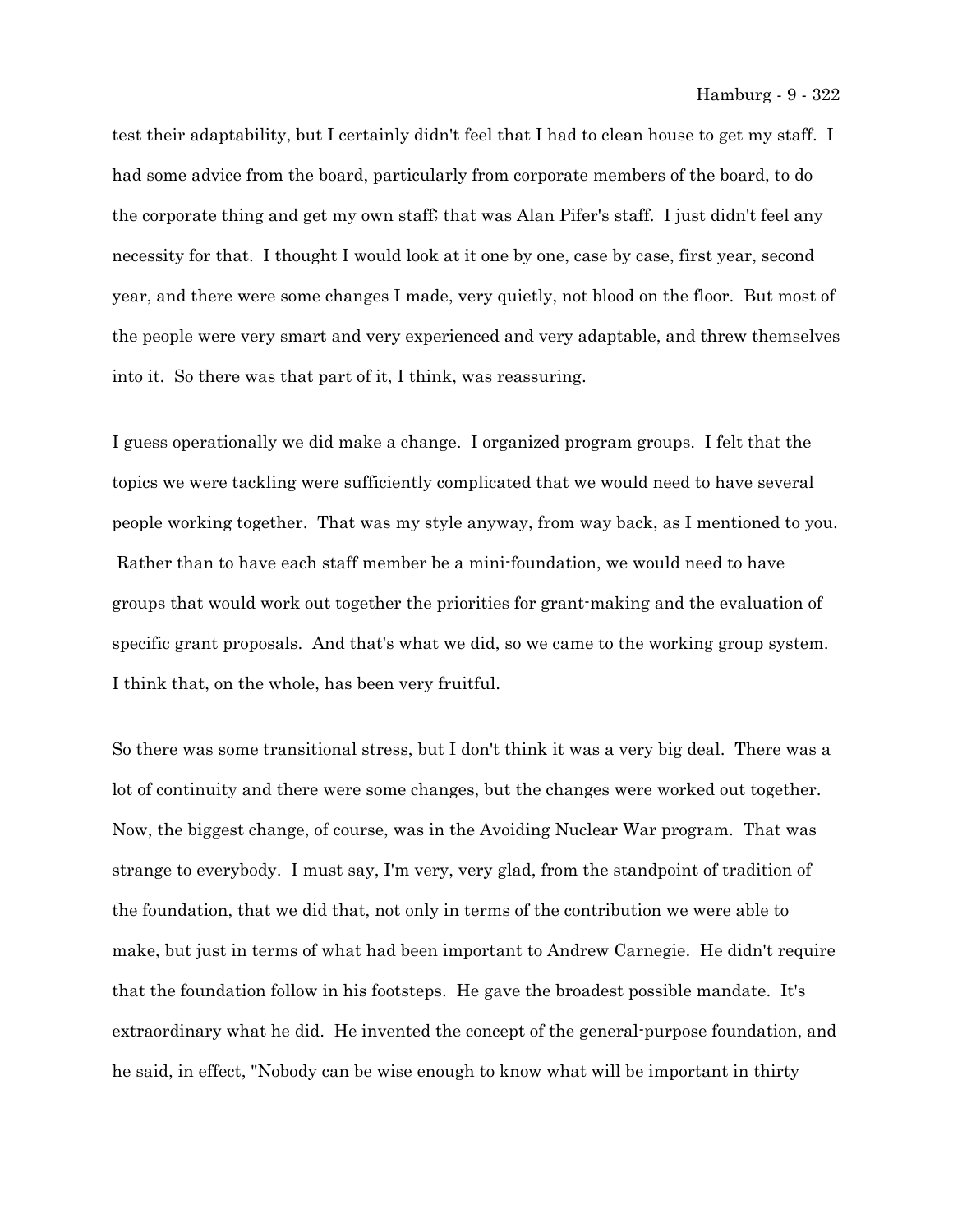test their adaptability, but I certainly didn't feel that I had to clean house to get my staff. I had some advice from the board, particularly from corporate members of the board, to do the corporate thing and get my own staff; that was Alan Pifer's staff. I just didn't feel any necessity for that. I thought I would look at it one by one, case by case, first year, second year, and there were some changes I made, very quietly, not blood on the floor. But most of the people were very smart and very experienced and very adaptable, and threw themselves into it. So there was that part of it, I think, was reassuring.

I guess operationally we did make a change. I organized program groups. I felt that the topics we were tackling were sufficiently complicated that we would need to have several people working together. That was my style anyway, from way back, as I mentioned to you. Rather than to have each staff member be a mini-foundation, we would need to have groups that would work out together the priorities for grant-making and the evaluation of specific grant proposals. And that's what we did, so we came to the working group system. I think that, on the whole, has been very fruitful.

So there was some transitional stress, but I don't think it was a very big deal. There was a lot of continuity and there were some changes, but the changes were worked out together. Now, the biggest change, of course, was in the Avoiding Nuclear War program. That was strange to everybody. I must say, I'm very, very glad, from the standpoint of tradition of the foundation, that we did that, not only in terms of the contribution we were able to make, but just in terms of what had been important to Andrew Carnegie. He didn't require that the foundation follow in his footsteps. He gave the broadest possible mandate. It's extraordinary what he did. He invented the concept of the general-purpose foundation, and he said, in effect, "Nobody can be wise enough to know what will be important in thirty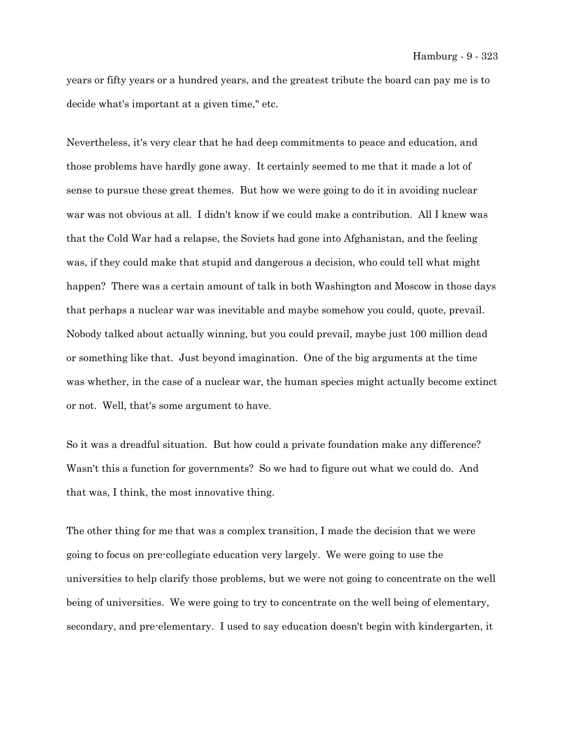years or fifty years or a hundred years, and the greatest tribute the board can pay me is to decide what's important at a given time," etc.

Nevertheless, it's very clear that he had deep commitments to peace and education, and those problems have hardly gone away. It certainly seemed to me that it made a lot of sense to pursue these great themes. But how we were going to do it in avoiding nuclear war was not obvious at all. I didn't know if we could make a contribution. All I knew was that the Cold War had a relapse, the Soviets had gone into Afghanistan, and the feeling was, if they could make that stupid and dangerous a decision, who could tell what might happen? There was a certain amount of talk in both Washington and Moscow in those days that perhaps a nuclear war was inevitable and maybe somehow you could, quote, prevail. Nobody talked about actually winning, but you could prevail, maybe just 100 million dead or something like that. Just beyond imagination. One of the big arguments at the time was whether, in the case of a nuclear war, the human species might actually become extinct or not. Well, that's some argument to have.

So it was a dreadful situation. But how could a private foundation make any difference? Wasn't this a function for governments? So we had to figure out what we could do. And that was, I think, the most innovative thing.

The other thing for me that was a complex transition, I made the decision that we were going to focus on pre-collegiate education very largely. We were going to use the universities to help clarify those problems, but we were not going to concentrate on the well being of universities. We were going to try to concentrate on the well being of elementary, secondary, and pre-elementary. I used to say education doesn't begin with kindergarten, it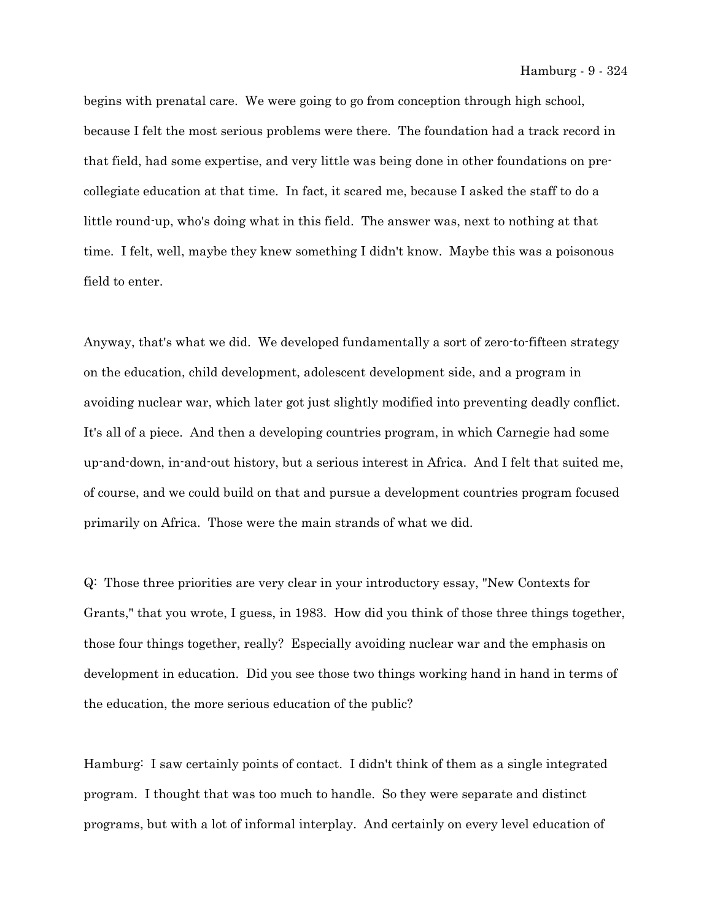begins with prenatal care. We were going to go from conception through high school, because I felt the most serious problems were there. The foundation had a track record in that field, had some expertise, and very little was being done in other foundations on pre-collegiate education at that time. In fact, it scared me, because I asked the staff to do a little round-up, who's doing what in this field. The answer was, next to nothing at that time. I felt, well, maybe they knew something I didn't know. Maybe this was a poisonous field to enter.

Anyway, that's what we did. We developed fundamentally a sort of zero-to-fifteen strategy on the education, child development, adolescent development side, and a program in avoiding nuclear war, which later got just slightly modified into preventing deadly conflict. It's all of a piece. And then a developing countries program, in which Carnegie had some up-and-down, in-and-out history, but a serious interest in Africa. And I felt that suited me, of course, and we could build on that and pursue a development countries program focused primarily on Africa. Those were the main strands of what we did.

Q: Those three priorities are very clear in your introductory essay, "New Contexts for Grants," that you wrote, I guess, in 1983. How did you think of those three things together, those four things together, really? Especially avoiding nuclear war and the emphasis on development in education. Did you see those two things working hand in hand in terms of the education, the more serious education of the public?

Hamburg: I saw certainly points of contact. I didn't think of them as a single integrated program. I thought that was too much to handle. So they were separate and distinct programs, but with a lot of informal interplay. And certainly on every level education of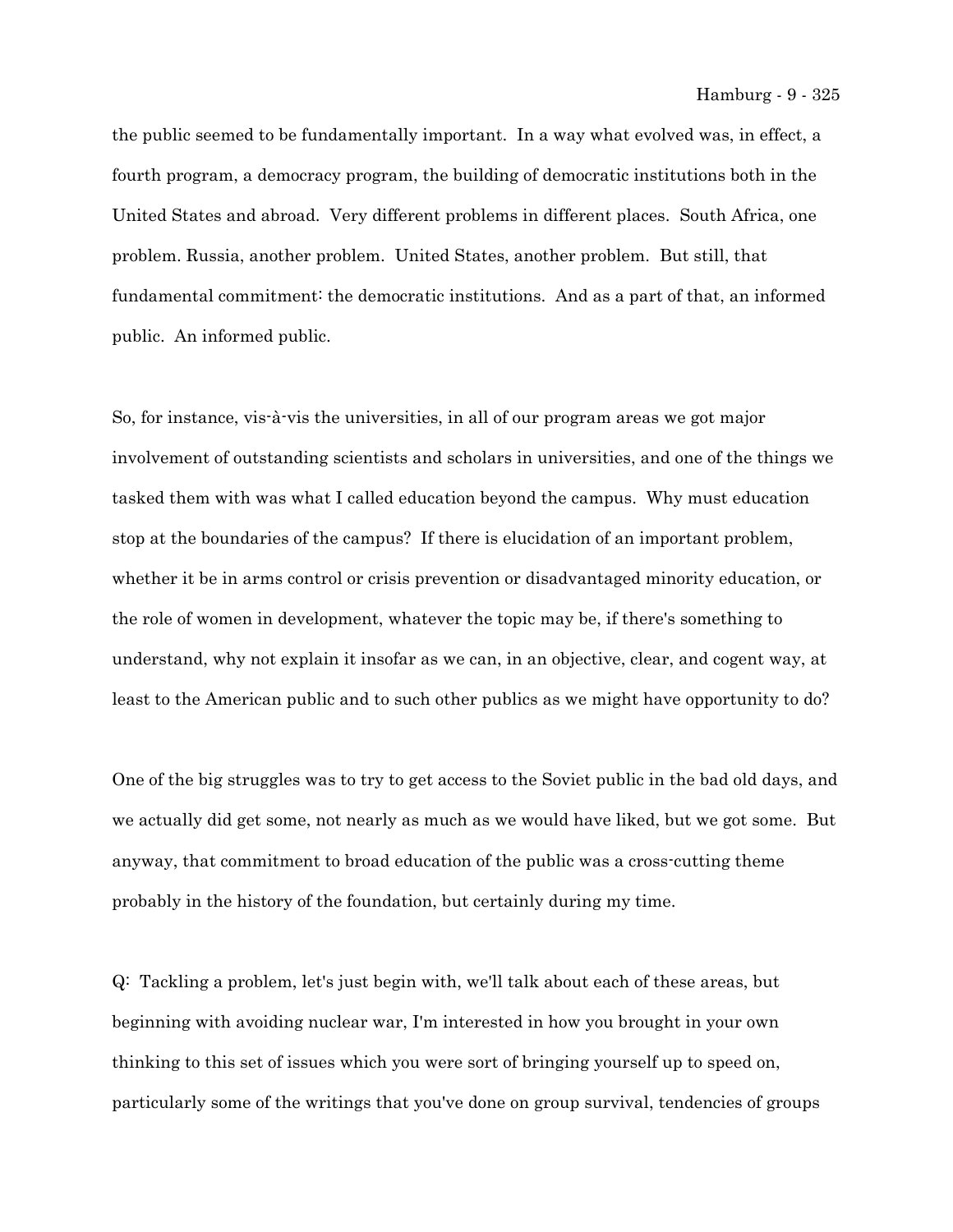the public seemed to be fundamentally important. In a way what evolved was, in effect, a fourth program, a democracy program, the building of democratic institutions both in the United States and abroad. Very different problems in different places. South Africa, one problem. Russia, another problem. United States, another problem. But still, that fundamental commitment: the democratic institutions. And as a part of that, an informed public. An informed public.

So, for instance, vis-à-vis the universities, in all of our program areas we got major involvement of outstanding scientists and scholars in universities, and one of the things we tasked them with was what I called education beyond the campus. Why must education stop at the boundaries of the campus? If there is elucidation of an important problem, whether it be in arms control or crisis prevention or disadvantaged minority education, or the role of women in development, whatever the topic may be, if there's something to understand, why not explain it insofar as we can, in an objective, clear, and cogent way, at least to the American public and to such other publics as we might have opportunity to do?

One of the big struggles was to try to get access to the Soviet public in the bad old days, and we actually did get some, not nearly as much as we would have liked, but we got some. But anyway, that commitment to broad education of the public was a cross-cutting theme probably in the history of the foundation, but certainly during my time.

Q: Tackling a problem, let's just begin with, we'll talk about each of these areas, but beginning with avoiding nuclear war, I'm interested in how you brought in your own thinking to this set of issues which you were sort of bringing yourself up to speed on, particularly some of the writings that you've done on group survival, tendencies of groups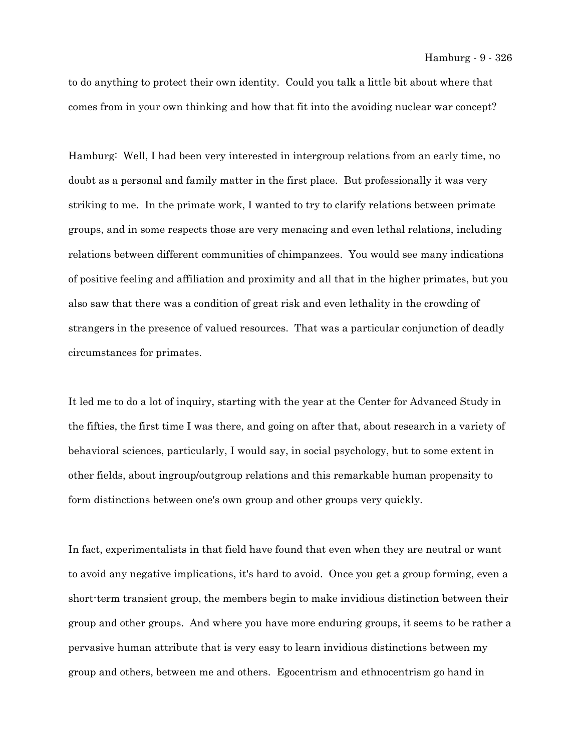to do anything to protect their own identity. Could you talk a little bit about where that comes from in your own thinking and how that fit into the avoiding nuclear war concept?

Hamburg: Well, I had been very interested in intergroup relations from an early time, no doubt as a personal and family matter in the first place. But professionally it was very striking to me. In the primate work, I wanted to try to clarify relations between primate groups, and in some respects those are very menacing and even lethal relations, including relations between different communities of chimpanzees. You would see many indications of positive feeling and affiliation and proximity and all that in the higher primates, but you also saw that there was a condition of great risk and even lethality in the crowding of strangers in the presence of valued resources. That was a particular conjunction of deadly circumstances for primates.

It led me to do a lot of inquiry, starting with the year at the Center for Advanced Study in the fifties, the first time I was there, and going on after that, about research in a variety of behavioral sciences, particularly, I would say, in social psychology, but to some extent in other fields, about ingroup/outgroup relations and this remarkable human propensity to form distinctions between one's own group and other groups very quickly.

In fact, experimentalists in that field have found that even when they are neutral or want to avoid any negative implications, it's hard to avoid. Once you get a group forming, even a short-term transient group, the members begin to make invidious distinction between their group and other groups. And where you have more enduring groups, it seems to be rather a pervasive human attribute that is very easy to learn invidious distinctions between my group and others, between me and others. Egocentrism and ethnocentrism go hand in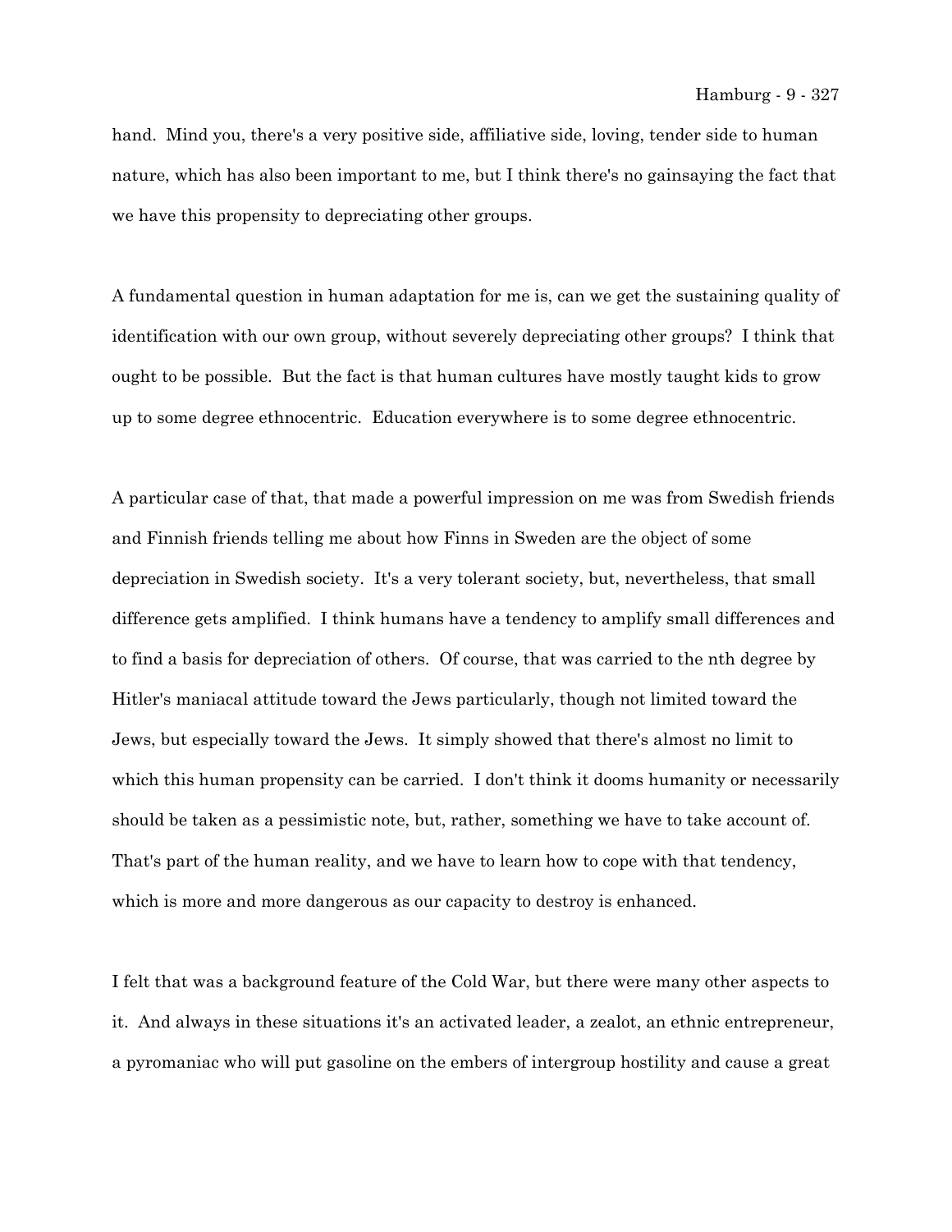hand. Mind you, there's a very positive side, affiliative side, loving, tender side to human nature, which has also been important to me, but I think there's no gainsaying the fact that we have this propensity to depreciating other groups.

A fundamental question in human adaptation for me is, can we get the sustaining quality of identification with our own group, without severely depreciating other groups? I think that ought to be possible. But the fact is that human cultures have mostly taught kids to grow up to some degree ethnocentric. Education everywhere is to some degree ethnocentric.

A particular case of that, that made a powerful impression on me was from Swedish friends and Finnish friends telling me about how Finns in Sweden are the object of some depreciation in Swedish society. It's a very tolerant society, but, nevertheless, that small difference gets amplified. I think humans have a tendency to amplify small differences and to find a basis for depreciation of others. Of course, that was carried to the nth degree by Hitler's maniacal attitude toward the Jews particularly, though not limited toward the Jews, but especially toward the Jews. It simply showed that there's almost no limit to which this human propensity can be carried. I don't think it dooms humanity or necessarily should be taken as a pessimistic note, but, rather, something we have to take account of. That's part of the human reality, and we have to learn how to cope with that tendency, which is more and more dangerous as our capacity to destroy is enhanced.

I felt that was a background feature of the Cold War, but there were many other aspects to it. And always in these situations it's an activated leader, a zealot, an ethnic entrepreneur, a pyromaniac who will put gasoline on the embers of intergroup hostility and cause a great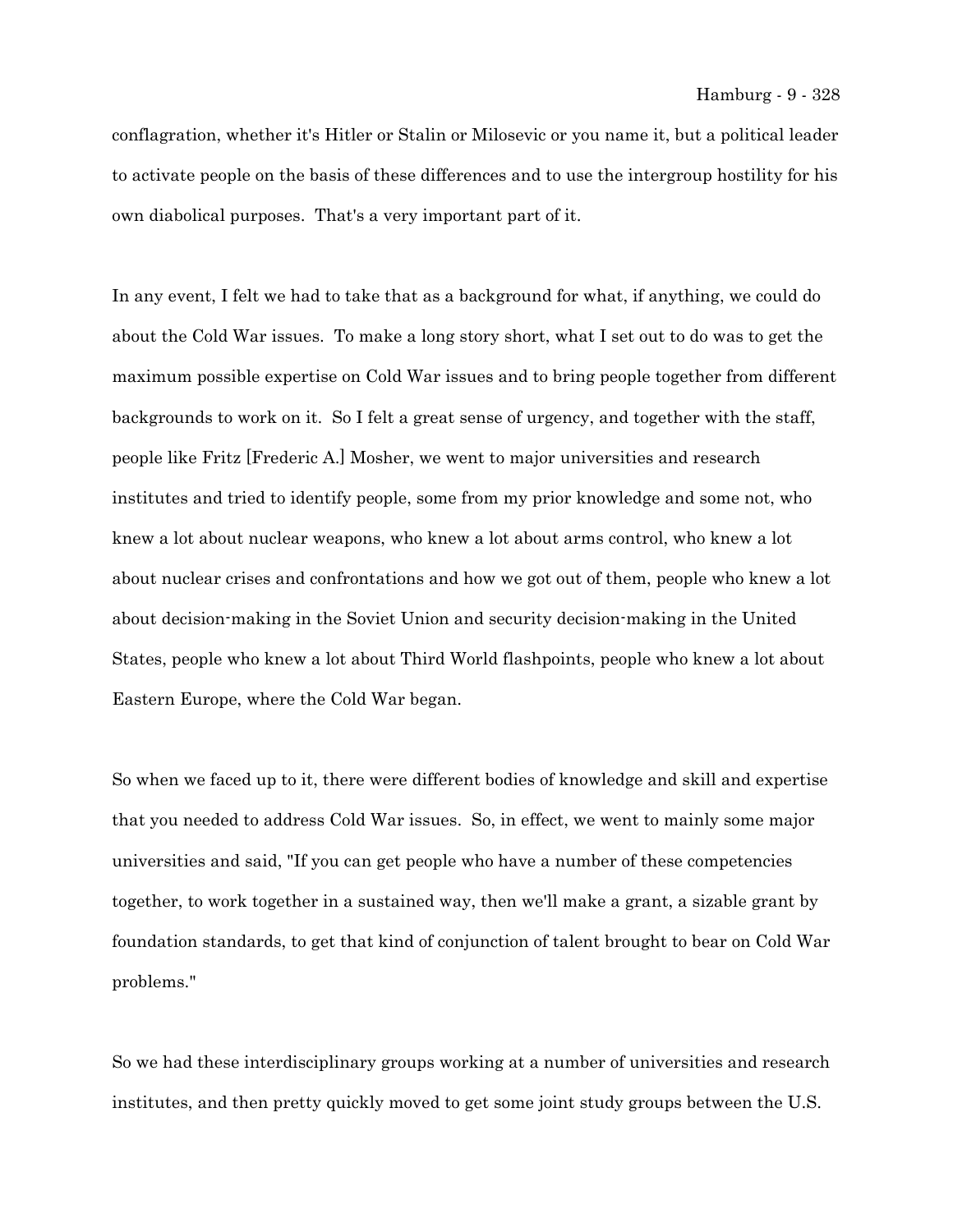conflagration, whether it's Hitler or Stalin or Milosevic or you name it, but a political leader to activate people on the basis of these differences and to use the intergroup hostility for his own diabolical purposes. That's a very important part of it.

In any event, I felt we had to take that as a background for what, if anything, we could do about the Cold War issues. To make a long story short, what I set out to do was to get the maximum possible expertise on Cold War issues and to bring people together from different backgrounds to work on it. So I felt a great sense of urgency, and together with the staff, people like Fritz [Frederic A.] Mosher, we went to major universities and research institutes and tried to identify people, some from my prior knowledge and some not, who knew a lot about nuclear weapons, who knew a lot about arms control, who knew a lot about nuclear crises and confrontations and how we got out of them, people who knew a lot about decision-making in the Soviet Union and security decision-making in the United States, people who knew a lot about Third World flashpoints, people who knew a lot about Eastern Europe, where the Cold War began.

So when we faced up to it, there were different bodies of knowledge and skill and expertise that you needed to address Cold War issues. So, in effect, we went to mainly some major universities and said, "If you can get people who have a number of these competencies together, to work together in a sustained way, then we'll make a grant, a sizable grant by foundation standards, to get that kind of conjunction of talent brought to bear on Cold War problems."

So we had these interdisciplinary groups working at a number of universities and research institutes, and then pretty quickly moved to get some joint study groups between the U.S.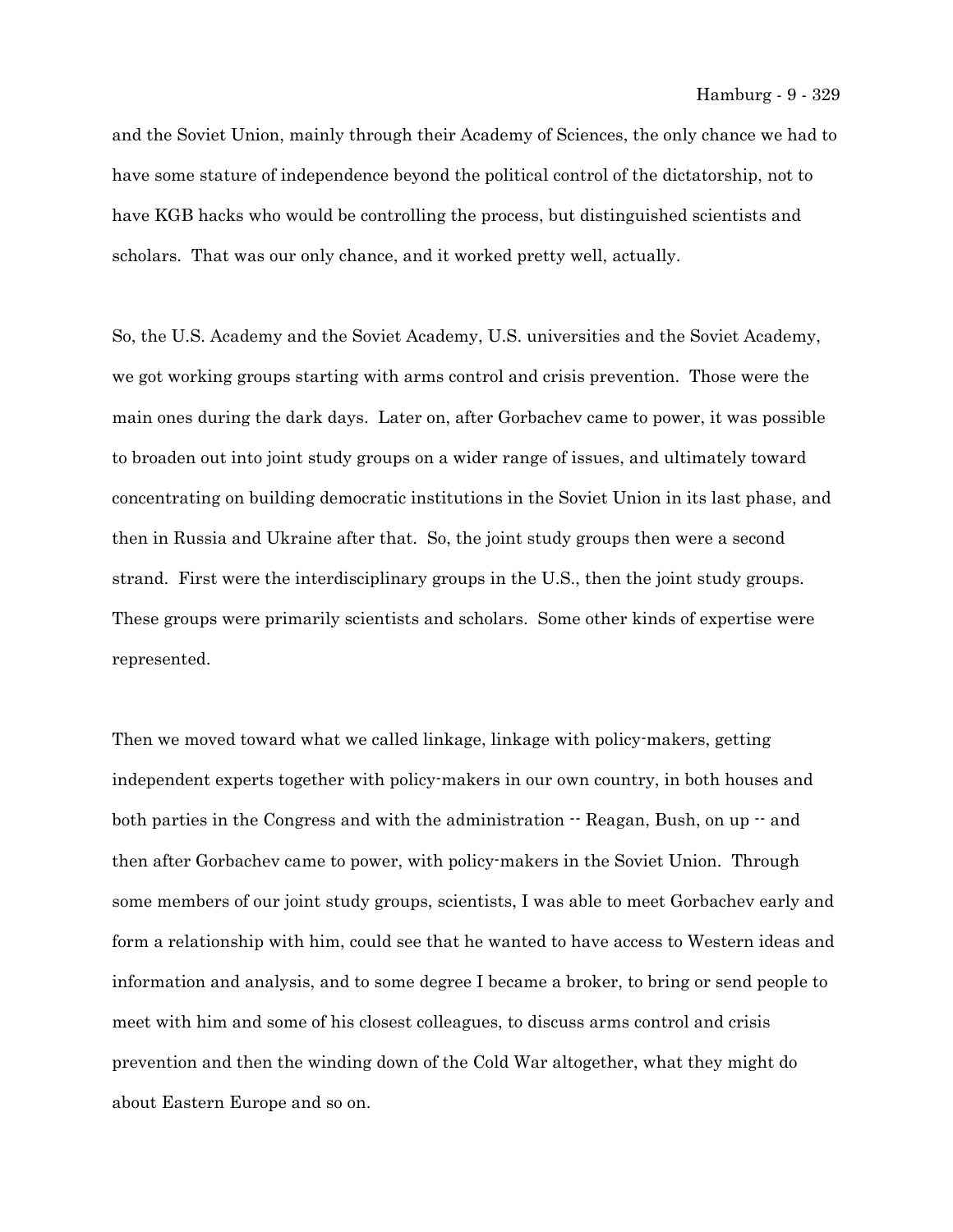and the Soviet Union, mainly through their Academy of Sciences, the only chance we had to have some stature of independence beyond the political control of the dictatorship, not to have KGB hacks who would be controlling the process, but distinguished scientists and scholars. That was our only chance, and it worked pretty well, actually.

So, the U.S. Academy and the Soviet Academy, U.S. universities and the Soviet Academy, we got working groups starting with arms control and crisis prevention. Those were the main ones during the dark days. Later on, after Gorbachev came to power, it was possible to broaden out into joint study groups on a wider range of issues, and ultimately toward concentrating on building democratic institutions in the Soviet Union in its last phase, and then in Russia and Ukraine after that. So, the joint study groups then were a second strand. First were the interdisciplinary groups in the U.S., then the joint study groups. These groups were primarily scientists and scholars. Some other kinds of expertise were represented.

Then we moved toward what we called linkage, linkage with policy-makers, getting independent experts together with policy-makers in our own country, in both houses and both parties in the Congress and with the administration -- Reagan, Bush, on up -- and then after Gorbachev came to power, with policy-makers in the Soviet Union. Through some members of our joint study groups, scientists, I was able to meet Gorbachev early and form a relationship with him, could see that he wanted to have access to Western ideas and information and analysis, and to some degree I became a broker, to bring or send people to meet with him and some of his closest colleagues, to discuss arms control and crisis prevention and then the winding down of the Cold War altogether, what they might do about Eastern Europe and so on.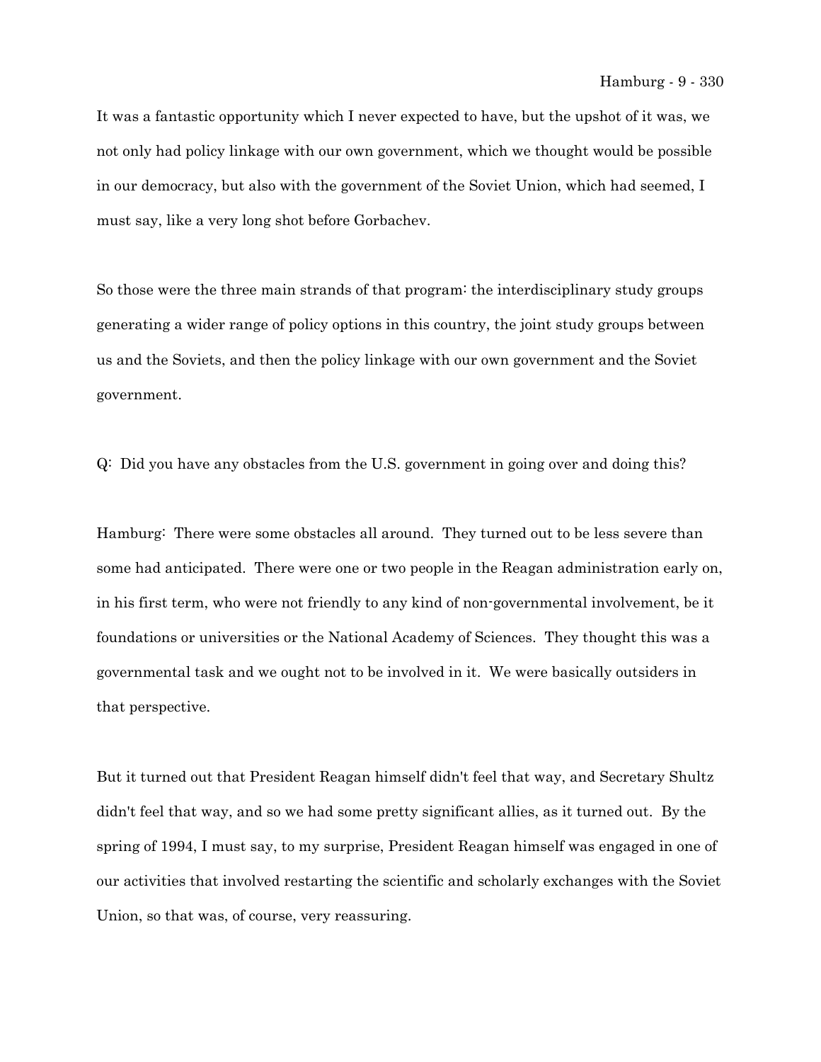It was a fantastic opportunity which I never expected to have, but the upshot of it was, we not only had policy linkage with our own government, which we thought would be possible in our democracy, but also with the government of the Soviet Union, which had seemed, I must say, like a very long shot before Gorbachev.

So those were the three main strands of that program: the interdisciplinary study groups generating a wider range of policy options in this country, the joint study groups between us and the Soviets, and then the policy linkage with our own government and the Soviet government.

Q: Did you have any obstacles from the U.S. government in going over and doing this?

Hamburg: There were some obstacles all around. They turned out to be less severe than some had anticipated. There were one or two people in the Reagan administration early on, in his first term, who were not friendly to any kind of non-governmental involvement, be it foundations or universities or the National Academy of Sciences. They thought this was a governmental task and we ought not to be involved in it. We were basically outsiders in that perspective.

But it turned out that President Reagan himself didn't feel that way, and Secretary Shultz didn't feel that way, and so we had some pretty significant allies, as it turned out. By the spring of 1994, I must say, to my surprise, President Reagan himself was engaged in one of our activities that involved restarting the scientific and scholarly exchanges with the Soviet Union, so that was, of course, very reassuring.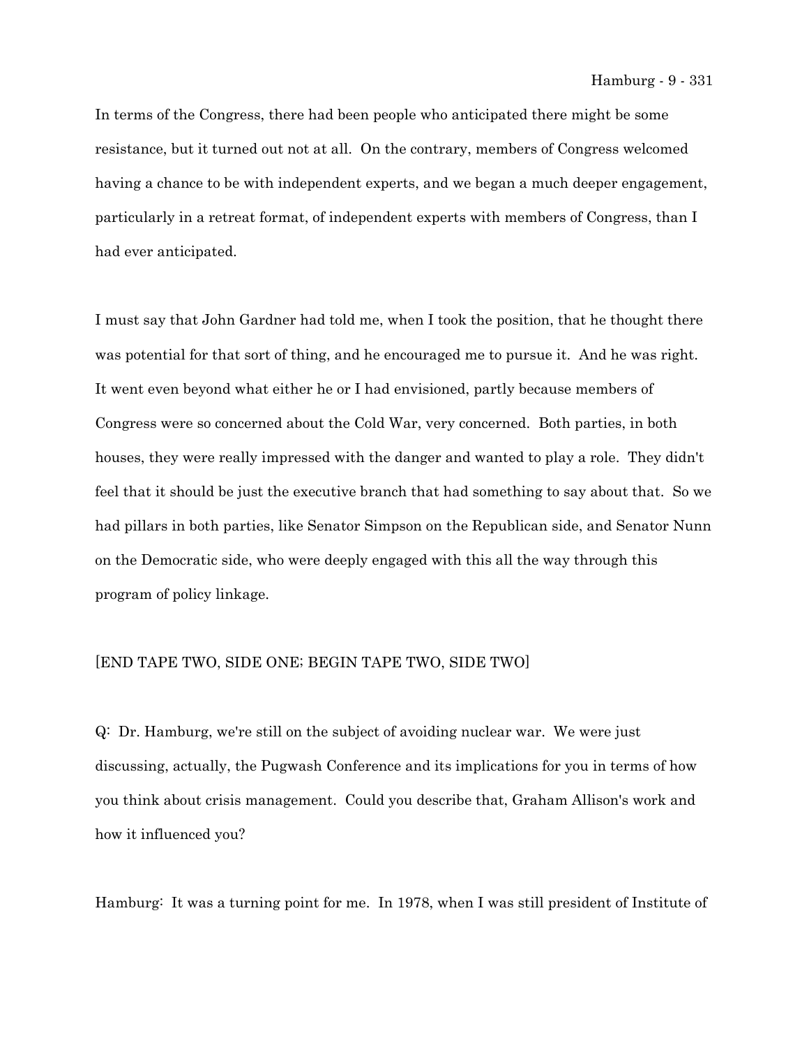In terms of the Congress, there had been people who anticipated there might be some resistance, but it turned out not at all. On the contrary, members of Congress welcomed having a chance to be with independent experts, and we began a much deeper engagement, particularly in a retreat format, of independent experts with members of Congress, than I had ever anticipated.

I must say that John Gardner had told me, when I took the position, that he thought there was potential for that sort of thing, and he encouraged me to pursue it. And he was right. It went even beyond what either he or I had envisioned, partly because members of Congress were so concerned about the Cold War, very concerned. Both parties, in both houses, they were really impressed with the danger and wanted to play a role. They didn't feel that it should be just the executive branch that had something to say about that. So we had pillars in both parties, like Senator Simpson on the Republican side, and Senator Nunn on the Democratic side, who were deeply engaged with this all the way through this program of policy linkage.

[END TAPE TWO, SIDE ONE; BEGIN TAPE TWO, SIDE TWO]

Q: Dr. Hamburg, we're still on the subject of avoiding nuclear war. We were just discussing, actually, the Pugwash Conference and its implications for you in terms of how you think about crisis management. Could you describe that, Graham Allison's work and how it influenced you?

Hamburg: It was a turning point for me. In 1978, when I was still president of Institute of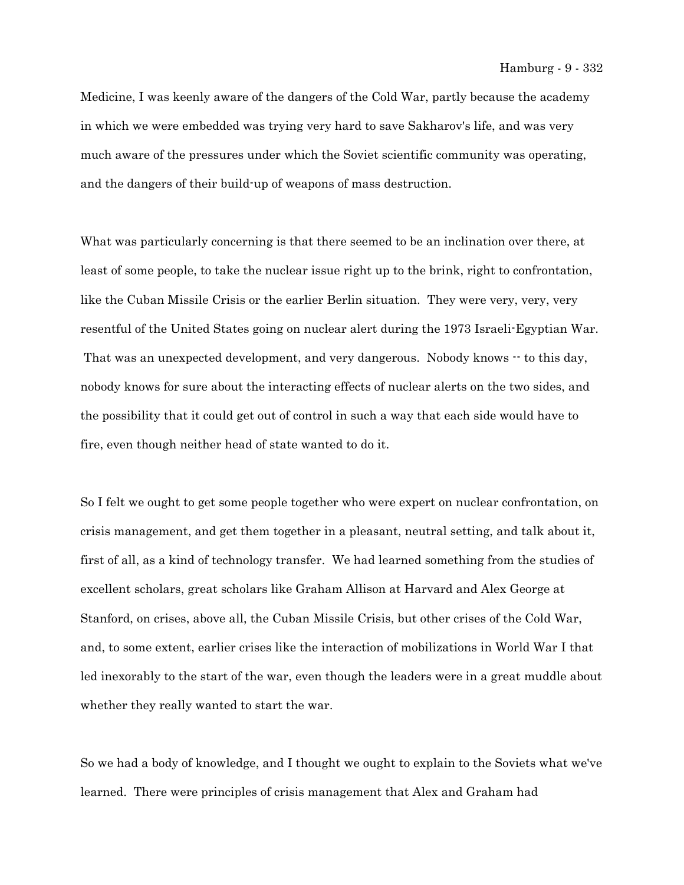Medicine, I was keenly aware of the dangers of the Cold War, partly because the academy in which we were embedded was trying very hard to save Sakharov's life, and was very much aware of the pressures under which the Soviet scientific community was operating, and the dangers of their build-up of weapons of mass destruction.

What was particularly concerning is that there seemed to be an inclination over there, at least of some people, to take the nuclear issue right up to the brink, right to confrontation, like the Cuban Missile Crisis or the earlier Berlin situation. They were very, very, very resentful of the United States going on nuclear alert during the 1973 Israeli-Egyptian War. That was an unexpected development, and very dangerous. Nobody knows -- to this day, nobody knows for sure about the interacting effects of nuclear alerts on the two sides, and the possibility that it could get out of control in such a way that each side would have to fire, even though neither head of state wanted to do it.

So I felt we ought to get some people together who were expert on nuclear confrontation, on crisis management, and get them together in a pleasant, neutral setting, and talk about it, first of all, as a kind of technology transfer. We had learned something from the studies of excellent scholars, great scholars like Graham Allison at Harvard and Alex George at Stanford, on crises, above all, the Cuban Missile Crisis, but other crises of the Cold War, and, to some extent, earlier crises like the interaction of mobilizations in World War I that led inexorably to the start of the war, even though the leaders were in a great muddle about whether they really wanted to start the war.

So we had a body of knowledge, and I thought we ought to explain to the Soviets what we've learned. There were principles of crisis management that Alex and Graham had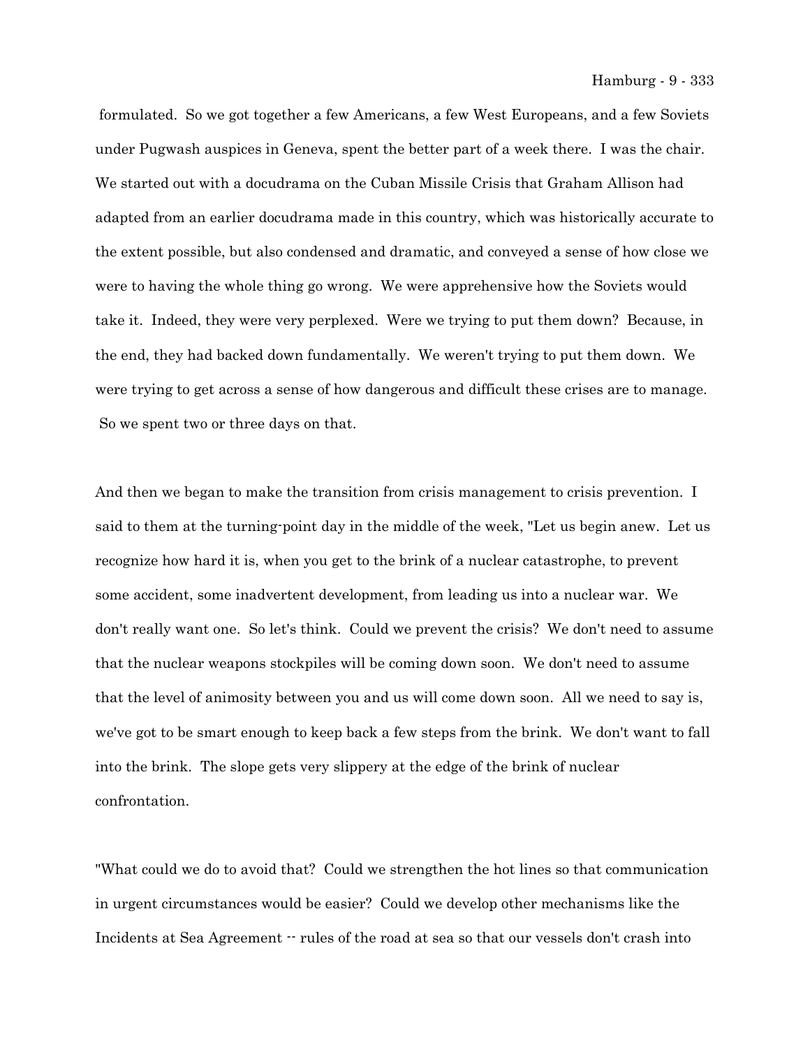formulated. So we got together a few Americans, a few West Europeans, and a few Soviets under Pugwash auspices in Geneva, spent the better part of a week there. I was the chair. We started out with a docudrama on the Cuban Missile Crisis that Graham Allison had adapted from an earlier docudrama made in this country, which was historically accurate to the extent possible, but also condensed and dramatic, and conveyed a sense of how close we were to having the whole thing go wrong. We were apprehensive how the Soviets would take it. Indeed, they were very perplexed. Were we trying to put them down? Because, in the end, they had backed down fundamentally. We weren't trying to put them down. We were trying to get across a sense of how dangerous and difficult these crises are to manage. So we spent two or three days on that.

And then we began to make the transition from crisis management to crisis prevention. I said to them at the turning-point day in the middle of the week, "Let us begin anew. Let us recognize how hard it is, when you get to the brink of a nuclear catastrophe, to prevent some accident, some inadvertent development, from leading us into a nuclear war. We don't really want one. So let's think. Could we prevent the crisis? We don't need to assume that the nuclear weapons stockpiles will be coming down soon. We don't need to assume that the level of animosity between you and us will come down soon. All we need to say is, we've got to be smart enough to keep back a few steps from the brink. We don't want to fall into the brink. The slope gets very slippery at the edge of the brink of nuclear confrontation.

"What could we do to avoid that? Could we strengthen the hot lines so that communication in urgent circumstances would be easier? Could we develop other mechanisms like the Incidents at Sea Agreement -- rules of the road at sea so that our vessels don't crash into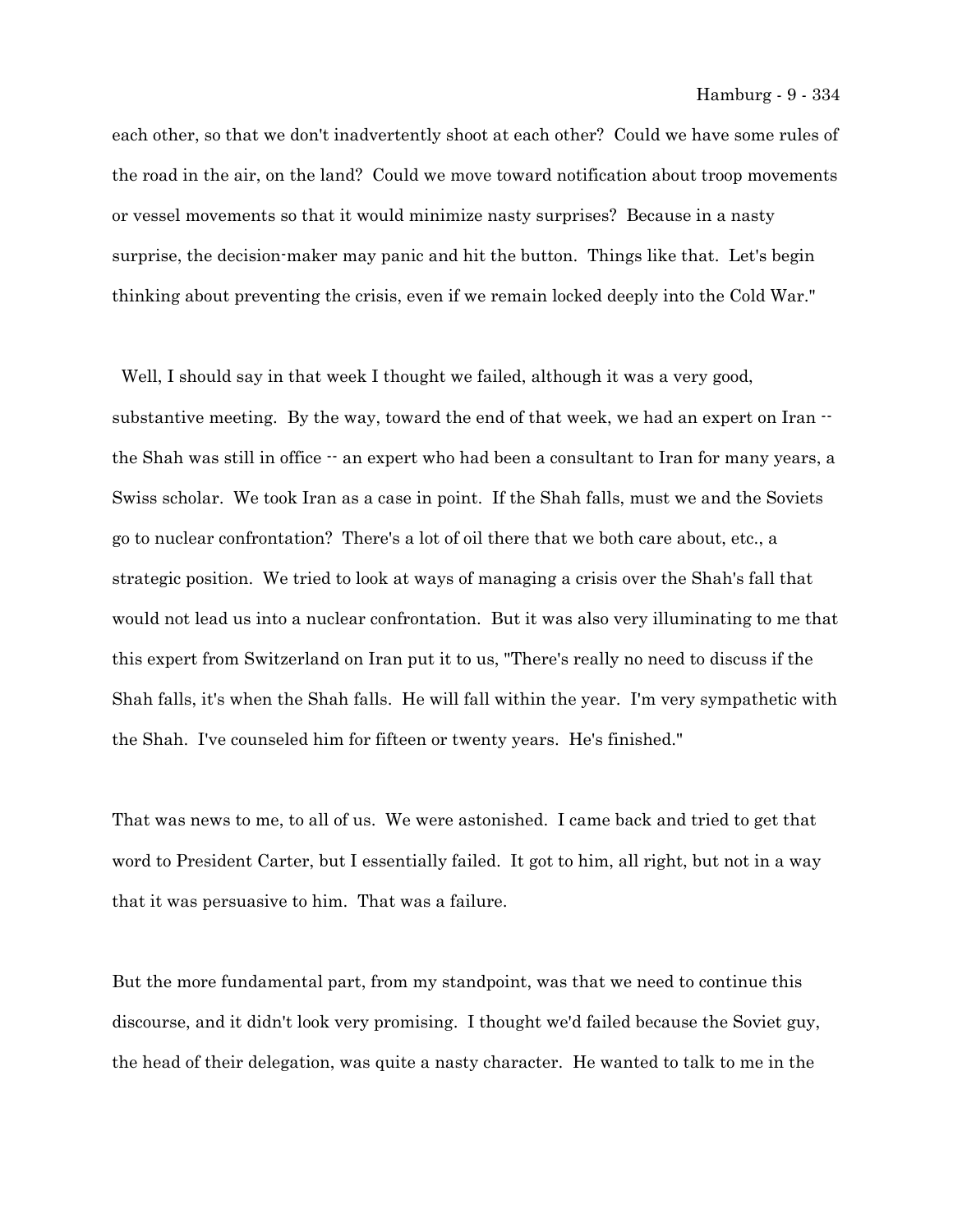each other, so that we don't inadvertently shoot at each other? Could we have some rules of the road in the air, on the land? Could we move toward notification about troop movements or vessel movements so that it would minimize nasty surprises? Because in a nasty surprise, the decision-maker may panic and hit the button. Things like that. Let's begin thinking about preventing the crisis, even if we remain locked deeply into the Cold War."

Well, I should say in that week I thought we failed, although it was a very good, substantive meeting. By the way, toward the end of that week, we had an expert on Iran -- the Shah was still in office -- an expert who had been a consultant to Iran for many years, a Swiss scholar. We took Iran as a case in point. If the Shah falls, must we and the Soviets go to nuclear confrontation? There's a lot of oil there that we both care about, etc., a strategic position. We tried to look at ways of managing a crisis over the Shah's fall that would not lead us into a nuclear confrontation. But it was also very illuminating to me that this expert from Switzerland on Iran put it to us, "There's really no need to discuss if the Shah falls, it's when the Shah falls. He will fall within the year. I'm very sympathetic with the Shah. I've counseled him for fifteen or twenty years. He's finished."

That was news to me, to all of us. We were astonished. I came back and tried to get that word to President Carter, but I essentially failed. It got to him, all right, but not in a way that it was persuasive to him. That was a failure.

But the more fundamental part, from my standpoint, was that we need to continue this discourse, and it didn't look very promising. I thought we'd failed because the Soviet guy, the head of their delegation, was quite a nasty character. He wanted to talk to me in the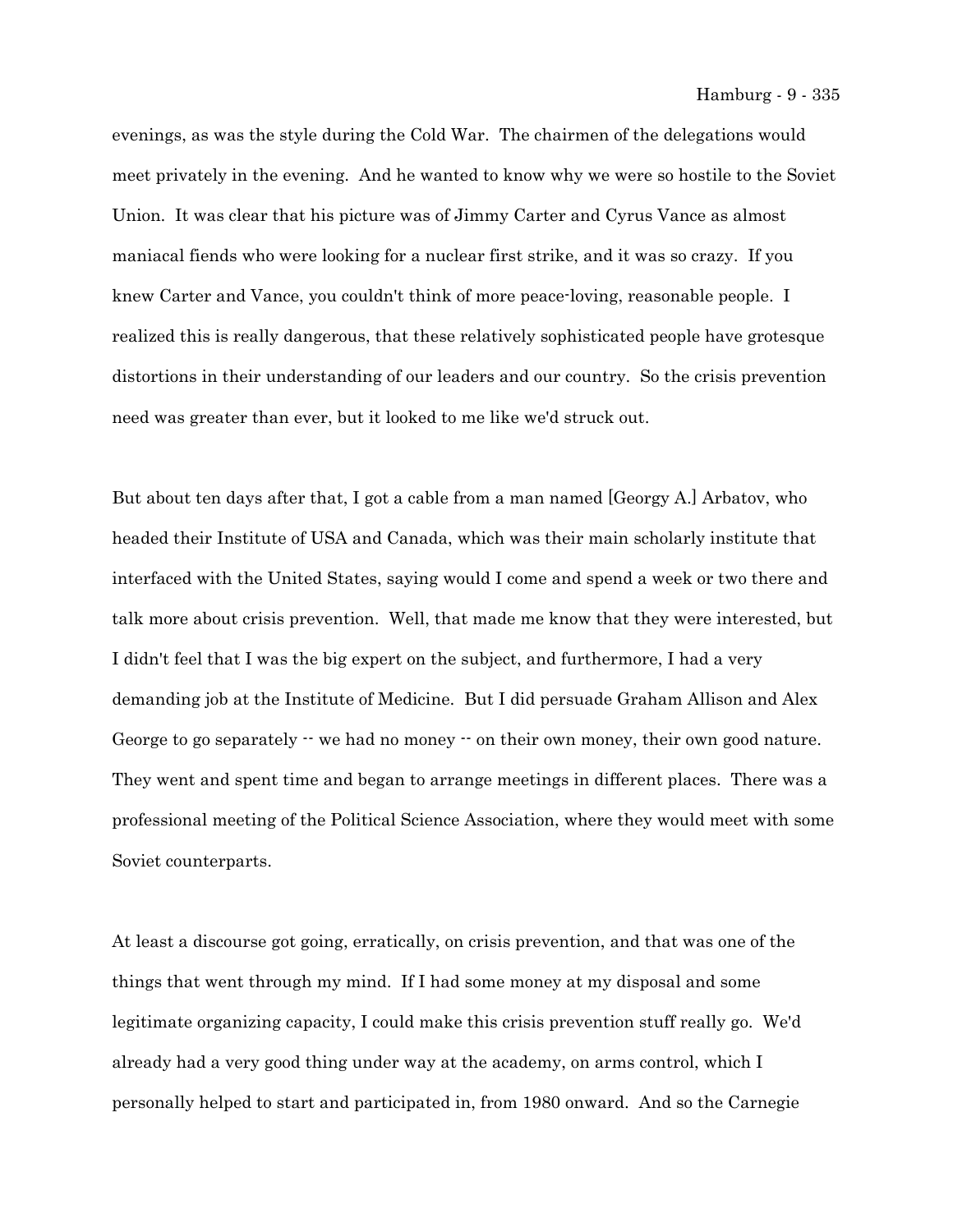evenings, as was the style during the Cold War. The chairmen of the delegations would meet privately in the evening. And he wanted to know why we were so hostile to the Soviet Union. It was clear that his picture was of Jimmy Carter and Cyrus Vance as almost maniacal fiends who were looking for a nuclear first strike, and it was so crazy. If you knew Carter and Vance, you couldn't think of more peace-loving, reasonable people. I realized this is really dangerous, that these relatively sophisticated people have grotesque distortions in their understanding of our leaders and our country. So the crisis prevention need was greater than ever, but it looked to me like we'd struck out.

But about ten days after that, I got a cable from a man named [Georgy A.] Arbatov, who headed their Institute of USA and Canada, which was their main scholarly institute that interfaced with the United States, saying would I come and spend a week or two there and talk more about crisis prevention. Well, that made me know that they were interested, but I didn't feel that I was the big expert on the subject, and furthermore, I had a very demanding job at the Institute of Medicine. But I did persuade Graham Allison and Alex George to go separately -- we had no money -- on their own money, their own good nature. They went and spent time and began to arrange meetings in different places. There was a professional meeting of the Political Science Association, where they would meet with some Soviet counterparts.

At least a discourse got going, erratically, on crisis prevention, and that was one of the things that went through my mind. If I had some money at my disposal and some legitimate organizing capacity, I could make this crisis prevention stuff really go. We'd already had a very good thing under way at the academy, on arms control, which I personally helped to start and participated in, from 1980 onward. And so the Carnegie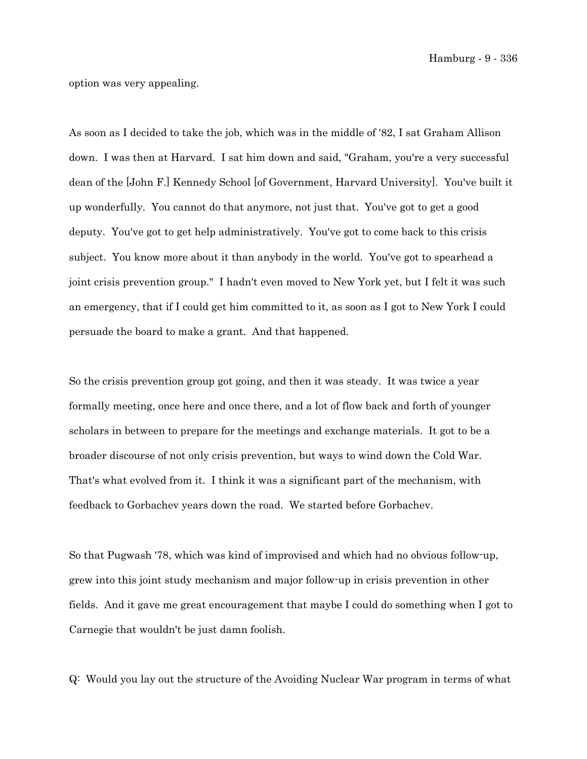option was very appealing.

As soon as I decided to take the job, which was in the middle of '82, I sat Graham Allison down. I was then at Harvard. I sat him down and said, "Graham, you're a very successful dean of the [John F.] Kennedy School [of Government, Harvard University]. You've built it up wonderfully. You cannot do that anymore, not just that. You've got to get a good deputy. You've got to get help administratively. You've got to come back to this crisis subject. You know more about it than anybody in the world. You've got to spearhead a joint crisis prevention group." I hadn't even moved to New York yet, but I felt it was such an emergency, that if I could get him committed to it, as soon as I got to New York I could persuade the board to make a grant. And that happened.

So the crisis prevention group got going, and then it was steady. It was twice a year formally meeting, once here and once there, and a lot of flow back and forth of younger scholars in between to prepare for the meetings and exchange materials. It got to be a broader discourse of not only crisis prevention, but ways to wind down the Cold War. That's what evolved from it. I think it was a significant part of the mechanism, with feedback to Gorbachev years down the road. We started before Gorbachev.

So that Pugwash '78, which was kind of improvised and which had no obvious follow-up, grew into this joint study mechanism and major follow-up in crisis prevention in other fields. And it gave me great encouragement that maybe I could do something when I got to Carnegie that wouldn't be just damn foolish.

Q: Would you lay out the structure of the Avoiding Nuclear War program in terms of what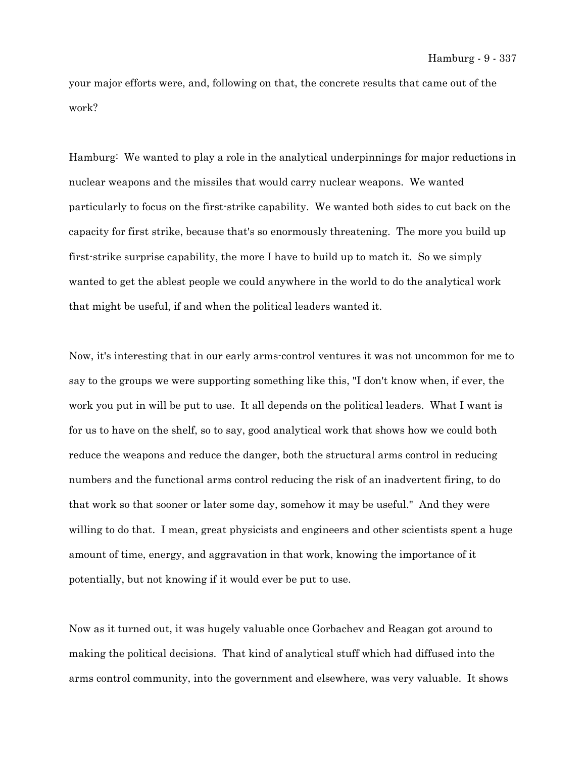your major efforts were, and, following on that, the concrete results that came out of the work?

Hamburg: We wanted to play a role in the analytical underpinnings for major reductions in nuclear weapons and the missiles that would carry nuclear weapons. We wanted particularly to focus on the first-strike capability. We wanted both sides to cut back on the capacity for first strike, because that's so enormously threatening. The more you build up first-strike surprise capability, the more I have to build up to match it. So we simply wanted to get the ablest people we could anywhere in the world to do the analytical work that might be useful, if and when the political leaders wanted it.

Now, it's interesting that in our early arms-control ventures it was not uncommon for me to say to the groups we were supporting something like this, "I don't know when, if ever, the work you put in will be put to use. It all depends on the political leaders. What I want is for us to have on the shelf, so to say, good analytical work that shows how we could both reduce the weapons and reduce the danger, both the structural arms control in reducing numbers and the functional arms control reducing the risk of an inadvertent firing, to do that work so that sooner or later some day, somehow it may be useful." And they were willing to do that. I mean, great physicists and engineers and other scientists spent a huge amount of time, energy, and aggravation in that work, knowing the importance of it potentially, but not knowing if it would ever be put to use.

Now as it turned out, it was hugely valuable once Gorbachev and Reagan got around to making the political decisions. That kind of analytical stuff which had diffused into the arms control community, into the government and elsewhere, was very valuable. It shows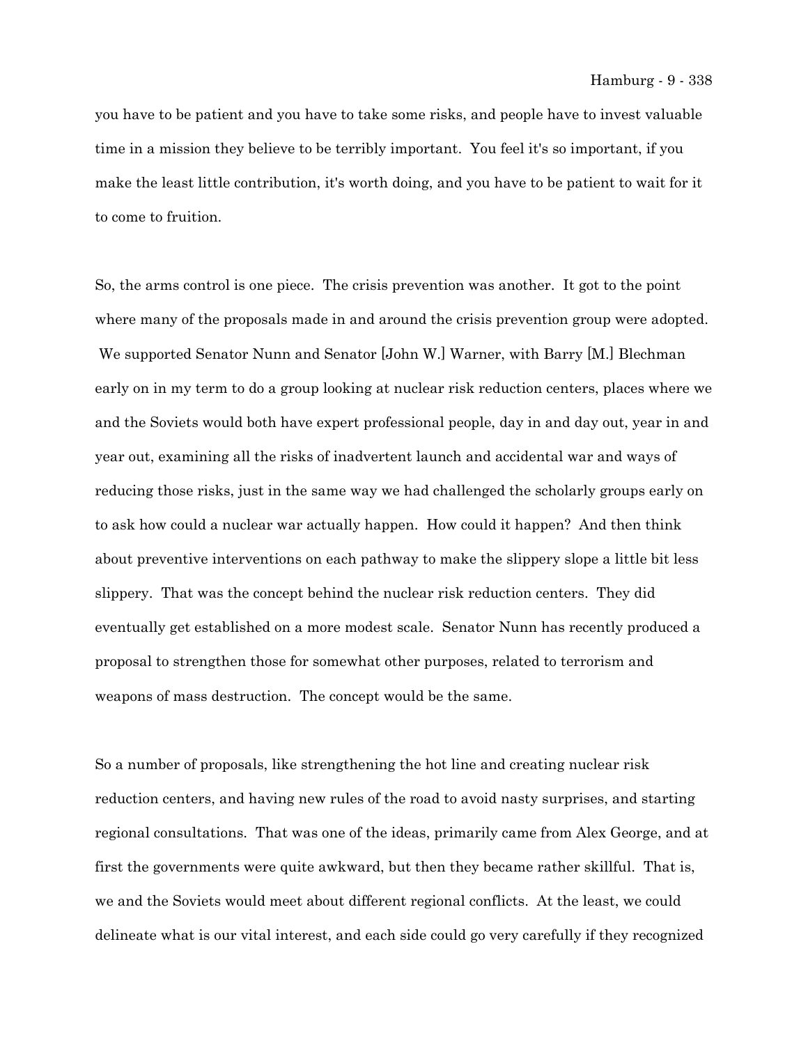you have to be patient and you have to take some risks, and people have to invest valuable time in a mission they believe to be terribly important. You feel it's so important, if you make the least little contribution, it's worth doing, and you have to be patient to wait for it to come to fruition.

So, the arms control is one piece. The crisis prevention was another. It got to the point where many of the proposals made in and around the crisis prevention group were adopted. We supported Senator Nunn and Senator [John W.] Warner, with Barry [M.] Blechman early on in my term to do a group looking at nuclear risk reduction centers, places where we and the Soviets would both have expert professional people, day in and day out, year in and year out, examining all the risks of inadvertent launch and accidental war and ways of reducing those risks, just in the same way we had challenged the scholarly groups early on to ask how could a nuclear war actually happen. How could it happen? And then think about preventive interventions on each pathway to make the slippery slope a little bit less slippery. That was the concept behind the nuclear risk reduction centers. They did eventually get established on a more modest scale. Senator Nunn has recently produced a proposal to strengthen those for somewhat other purposes, related to terrorism and weapons of mass destruction. The concept would be the same.

So a number of proposals, like strengthening the hot line and creating nuclear risk reduction centers, and having new rules of the road to avoid nasty surprises, and starting regional consultations. That was one of the ideas, primarily came from Alex George, and at first the governments were quite awkward, but then they became rather skillful. That is, we and the Soviets would meet about different regional conflicts. At the least, we could delineate what is our vital interest, and each side could go very carefully if they recognized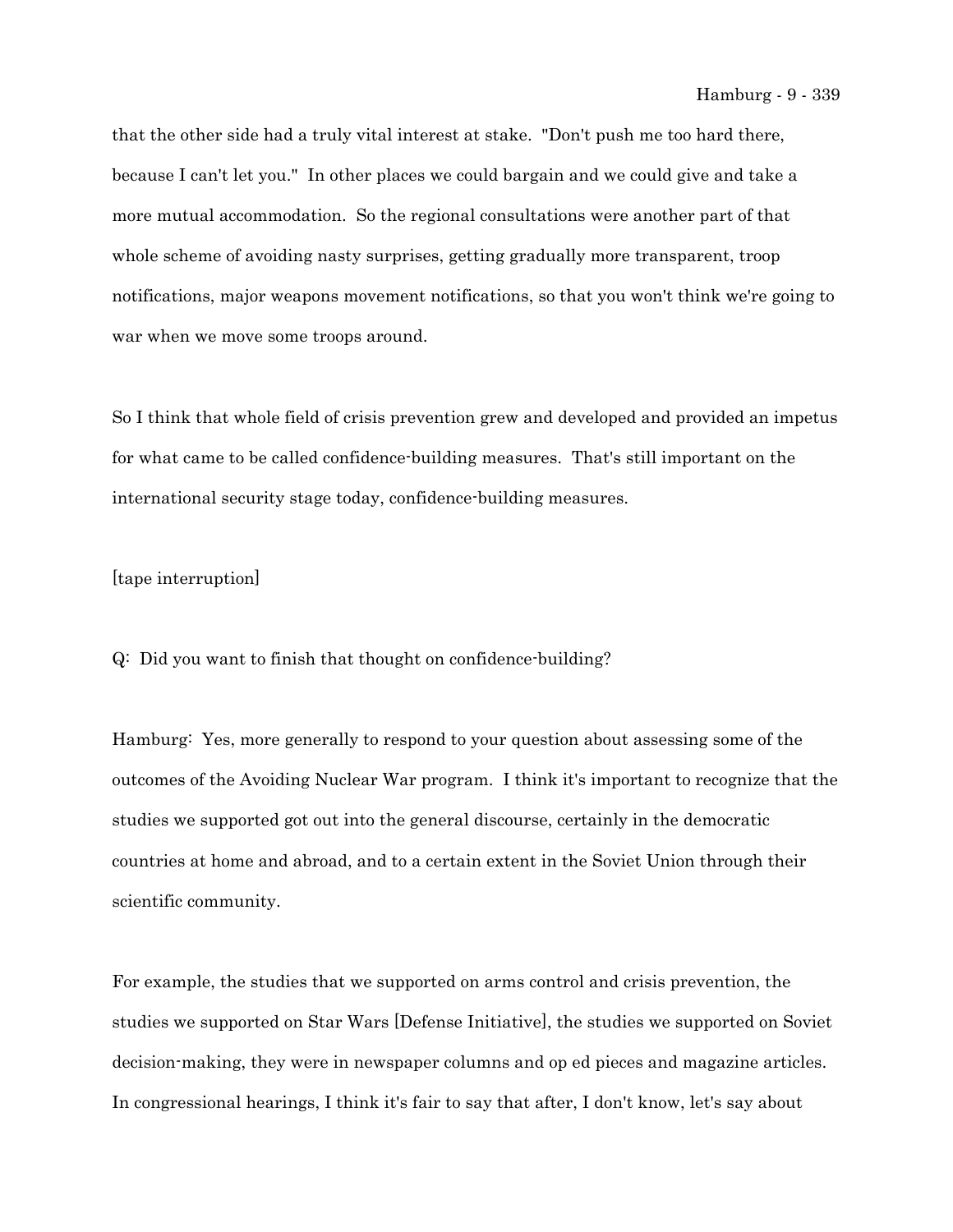that the other side had a truly vital interest at stake. "Don't push me too hard there, because I can't let you." In other places we could bargain and we could give and take a more mutual accommodation. So the regional consultations were another part of that whole scheme of avoiding nasty surprises, getting gradually more transparent, troop notifications, major weapons movement notifications, so that you won't think we're going to war when we move some troops around.

So I think that whole field of crisis prevention grew and developed and provided an impetus for what came to be called confidence-building measures. That's still important on the international security stage today, confidence-building measures.

[tape interruption]

Q: Did you want to finish that thought on confidence-building?

Hamburg: Yes, more generally to respond to your question about assessing some of the outcomes of the Avoiding Nuclear War program. I think it's important to recognize that the studies we supported got out into the general discourse, certainly in the democratic countries at home and abroad, and to a certain extent in the Soviet Union through their scientific community.

For example, the studies that we supported on arms control and crisis prevention, the studies we supported on Star Wars [Defense Initiative], the studies we supported on Soviet decision-making, they were in newspaper columns and op ed pieces and magazine articles. In congressional hearings, I think it's fair to say that after, I don't know, let's say about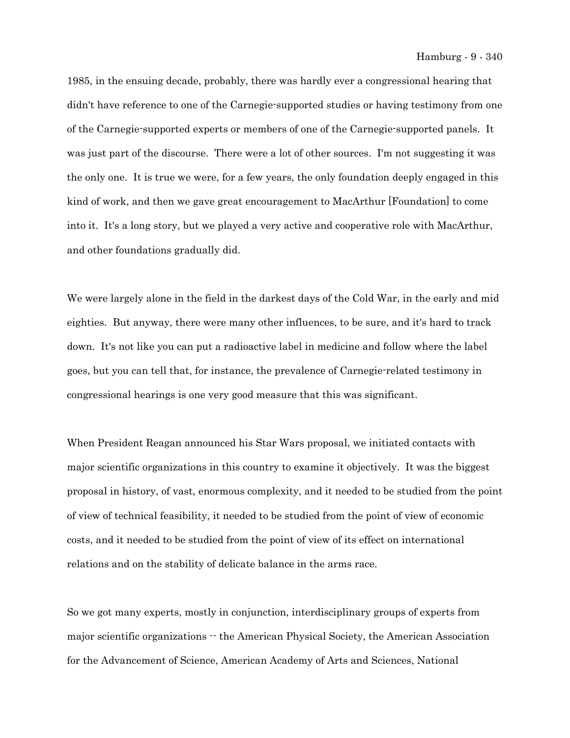1985, in the ensuing decade, probably, there was hardly ever a congressional hearing that didn't have reference to one of the Carnegie-supported studies or having testimony from one of the Carnegie-supported experts or members of one of the Carnegie-supported panels. It was just part of the discourse. There were a lot of other sources. I'm not suggesting it was the only one. It is true we were, for a few years, the only foundation deeply engaged in this kind of work, and then we gave great encouragement to MacArthur [Foundation] to come into it. It's a long story, but we played a very active and cooperative role with MacArthur, and other foundations gradually did.

We were largely alone in the field in the darkest days of the Cold War, in the early and mid eighties. But anyway, there were many other influences, to be sure, and it's hard to track down. It's not like you can put a radioactive label in medicine and follow where the label goes, but you can tell that, for instance, the prevalence of Carnegie-related testimony in congressional hearings is one very good measure that this was significant.

When President Reagan announced his Star Wars proposal, we initiated contacts with major scientific organizations in this country to examine it objectively. It was the biggest proposal in history, of vast, enormous complexity, and it needed to be studied from the point of view of technical feasibility, it needed to be studied from the point of view of economic costs, and it needed to be studied from the point of view of its effect on international relations and on the stability of delicate balance in the arms race.

So we got many experts, mostly in conjunction, interdisciplinary groups of experts from major scientific organizations -- the American Physical Society, the American Association for the Advancement of Science, American Academy of Arts and Sciences, National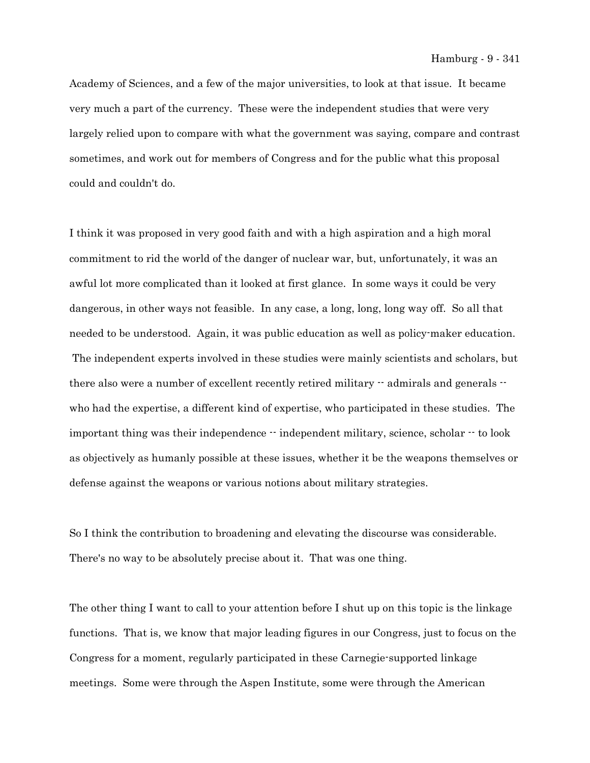Academy of Sciences, and a few of the major universities, to look at that issue. It became very much a part of the currency. These were the independent studies that were very largely relied upon to compare with what the government was saying, compare and contrast sometimes, and work out for members of Congress and for the public what this proposal could and couldn't do.

I think it was proposed in very good faith and with a high aspiration and a high moral commitment to rid the world of the danger of nuclear war, but, unfortunately, it was an awful lot more complicated than it looked at first glance. In some ways it could be very dangerous, in other ways not feasible. In any case, a long, long, long way off. So all that needed to be understood. Again, it was public education as well as policy-maker education. The independent experts involved in these studies were mainly scientists and scholars, but there also were a number of excellent recently retired military -- admirals and generals -- who had the expertise, a different kind of expertise, who participated in these studies. The important thing was their independence -- independent military, science, scholar -- to look as objectively as humanly possible at these issues, whether it be the weapons themselves or defense against the weapons or various notions about military strategies.

So I think the contribution to broadening and elevating the discourse was considerable. There's no way to be absolutely precise about it. That was one thing.

The other thing I want to call to your attention before I shut up on this topic is the linkage functions. That is, we know that major leading figures in our Congress, just to focus on the Congress for a moment, regularly participated in these Carnegie-supported linkage meetings. Some were through the Aspen Institute, some were through the American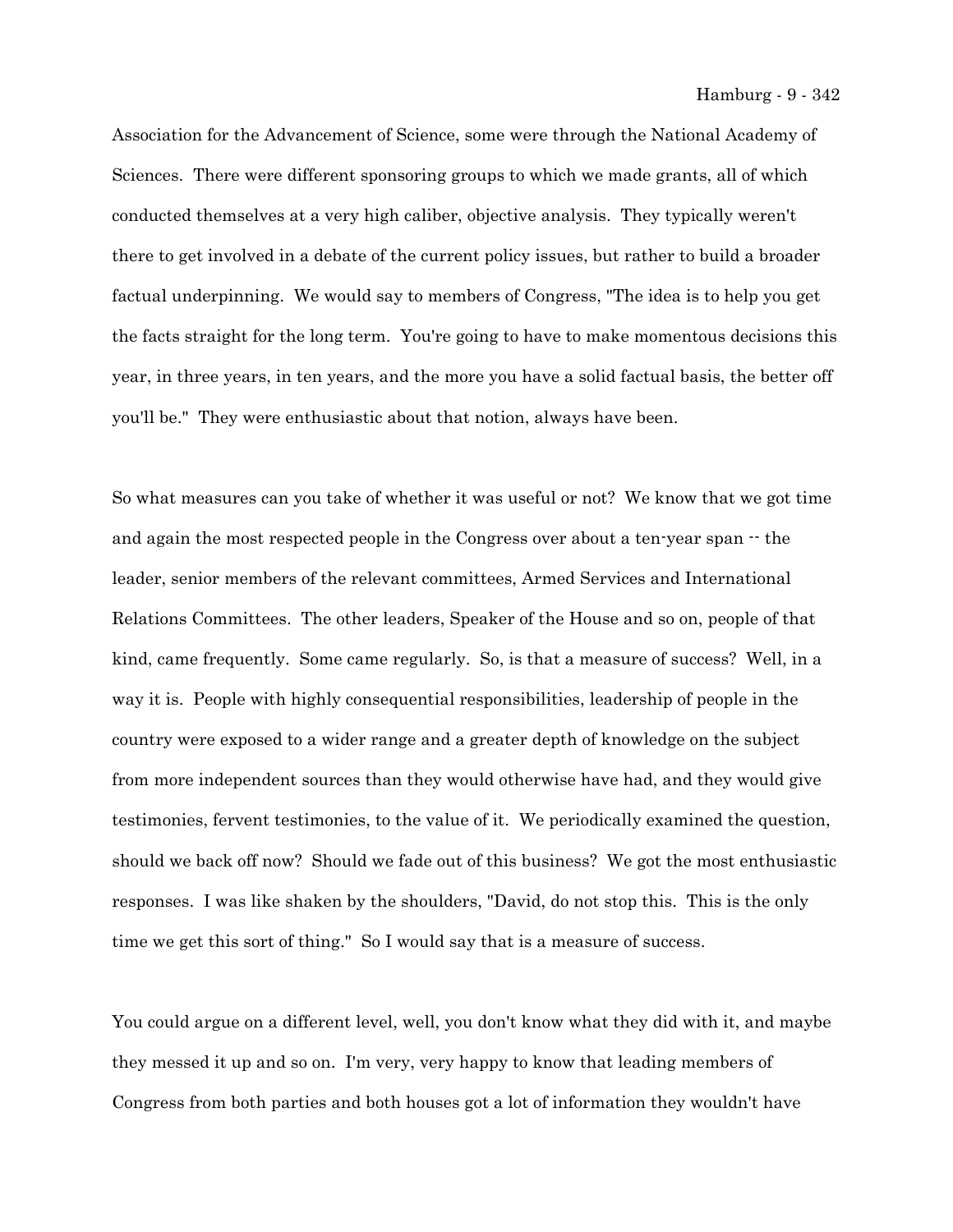Association for the Advancement of Science, some were through the National Academy of Sciences. There were different sponsoring groups to which we made grants, all of which conducted themselves at a very high caliber, objective analysis. They typically weren't there to get involved in a debate of the current policy issues, but rather to build a broader factual underpinning. We would say to members of Congress, "The idea is to help you get the facts straight for the long term. You're going to have to make momentous decisions this year, in three years, in ten years, and the more you have a solid factual basis, the better off you'll be." They were enthusiastic about that notion, always have been.

So what measures can you take of whether it was useful or not? We know that we got time and again the most respected people in the Congress over about a ten-year span -- the leader, senior members of the relevant committees, Armed Services and International Relations Committees. The other leaders, Speaker of the House and so on, people of that kind, came frequently. Some came regularly. So, is that a measure of success? Well, in a way it is. People with highly consequential responsibilities, leadership of people in the country were exposed to a wider range and a greater depth of knowledge on the subject from more independent sources than they would otherwise have had, and they would give testimonies, fervent testimonies, to the value of it. We periodically examined the question, should we back off now? Should we fade out of this business? We got the most enthusiastic responses. I was like shaken by the shoulders, "David, do not stop this. This is the only time we get this sort of thing." So I would say that is a measure of success.

You could argue on a different level, well, you don't know what they did with it, and maybe they messed it up and so on. I'm very, very happy to know that leading members of Congress from both parties and both houses got a lot of information they wouldn't have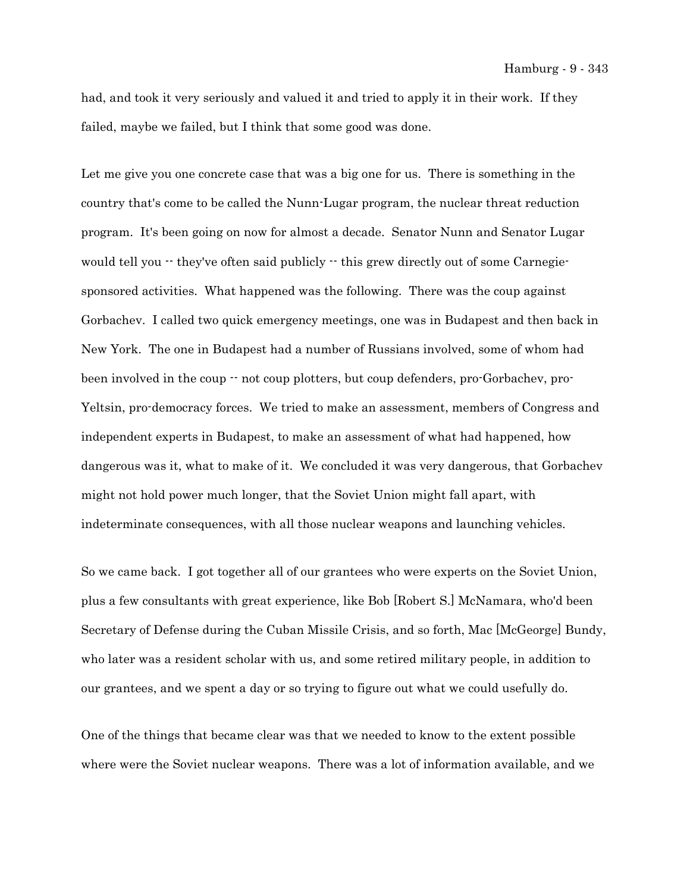had, and took it very seriously and valued it and tried to apply it in their work. If they failed, maybe we failed, but I think that some good was done.

Let me give you one concrete case that was a big one for us. There is something in the country that's come to be called the Nunn-Lugar program, the nuclear threat reduction program. It's been going on now for almost a decade. Senator Nunn and Senator Lugar would tell you -- they've often said publicly -- this grew directly out of some Carnegie-sponsored activities. What happened was the following. There was the coup against Gorbachev. I called two quick emergency meetings, one was in Budapest and then back in New York. The one in Budapest had a number of Russians involved, some of whom had been involved in the coup -- not coup plotters, but coup defenders, pro-Gorbachev, pro-Yeltsin, pro-democracy forces. We tried to make an assessment, members of Congress and independent experts in Budapest, to make an assessment of what had happened, how dangerous was it, what to make of it. We concluded it was very dangerous, that Gorbachev might not hold power much longer, that the Soviet Union might fall apart, with indeterminate consequences, with all those nuclear weapons and launching vehicles.

So we came back. I got together all of our grantees who were experts on the Soviet Union, plus a few consultants with great experience, like Bob [Robert S.] McNamara, who'd been Secretary of Defense during the Cuban Missile Crisis, and so forth, Mac [McGeorge] Bundy, who later was a resident scholar with us, and some retired military people, in addition to our grantees, and we spent a day or so trying to figure out what we could usefully do.

One of the things that became clear was that we needed to know to the extent possible where were the Soviet nuclear weapons. There was a lot of information available, and we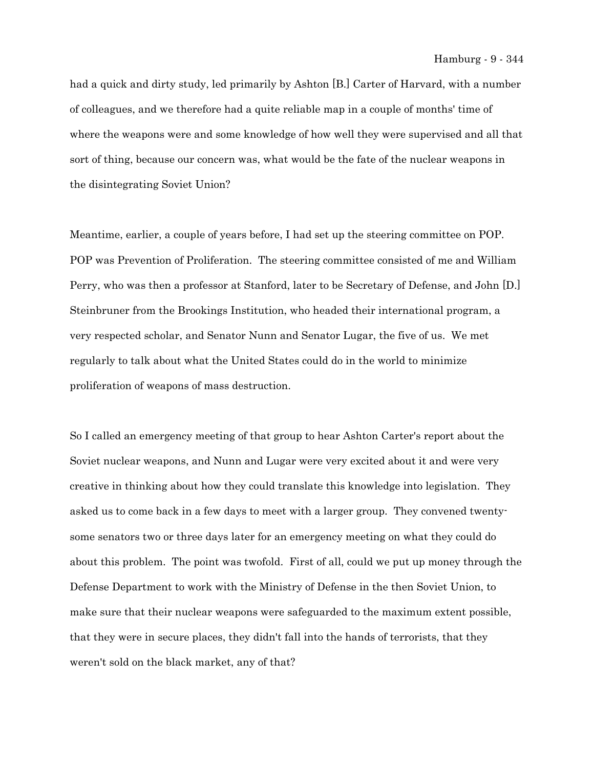had a quick and dirty study, led primarily by Ashton [B.] Carter of Harvard, with a number of colleagues, and we therefore had a quite reliable map in a couple of months' time of where the weapons were and some knowledge of how well they were supervised and all that sort of thing, because our concern was, what would be the fate of the nuclear weapons in the disintegrating Soviet Union?

Meantime, earlier, a couple of years before, I had set up the steering committee on POP. POP was Prevention of Proliferation. The steering committee consisted of me and William Perry, who was then a professor at Stanford, later to be Secretary of Defense, and John [D.] Steinbruner from the Brookings Institution, who headed their international program, a very respected scholar, and Senator Nunn and Senator Lugar, the five of us. We met regularly to talk about what the United States could do in the world to minimize proliferation of weapons of mass destruction.

So I called an emergency meeting of that group to hear Ashton Carter's report about the Soviet nuclear weapons, and Nunn and Lugar were very excited about it and were very creative in thinking about how they could translate this knowledge into legislation. They asked us to come back in a few days to meet with a larger group. They convened twenty-some senators two or three days later for an emergency meeting on what they could do about this problem. The point was twofold. First of all, could we put up money through the Defense Department to work with the Ministry of Defense in the then Soviet Union, to make sure that their nuclear weapons were safeguarded to the maximum extent possible, that they were in secure places, they didn't fall into the hands of terrorists, that they weren't sold on the black market, any of that?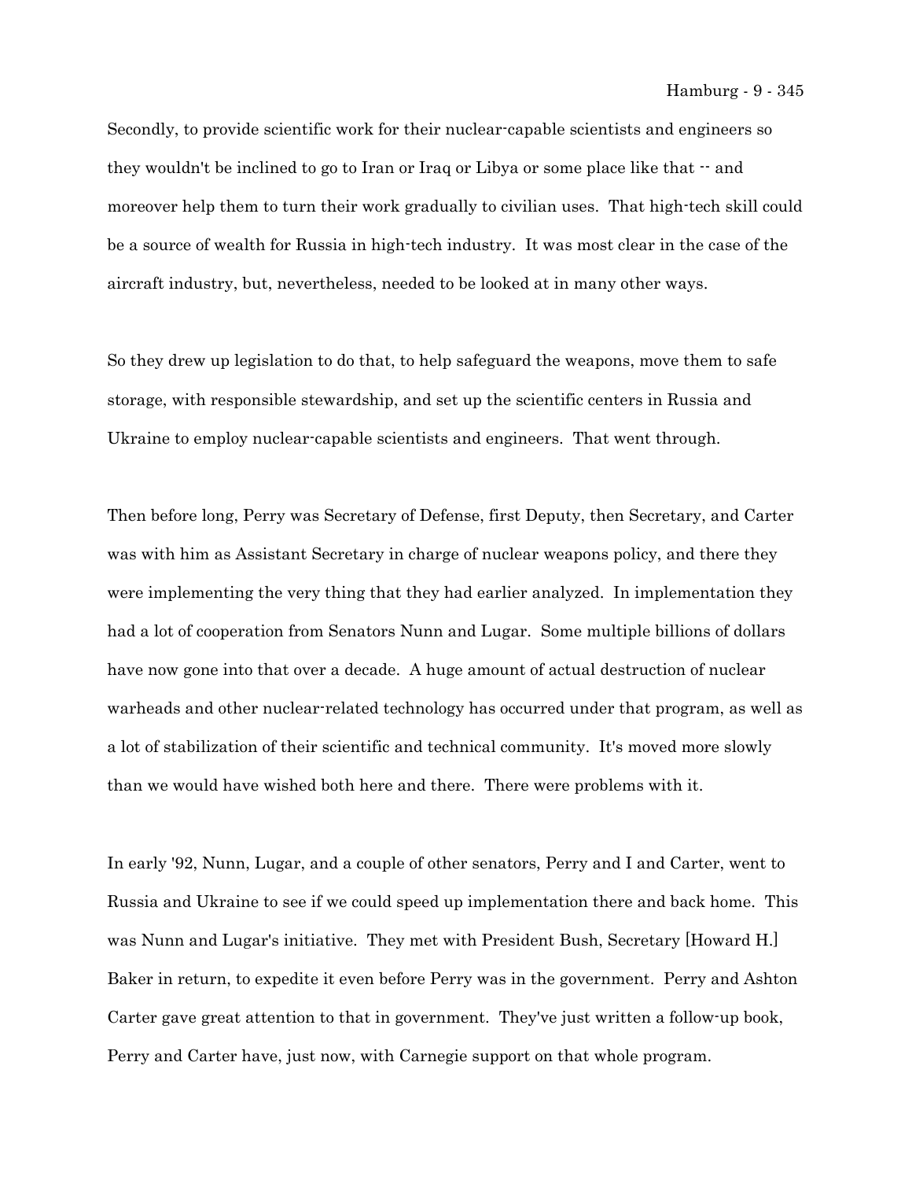Secondly, to provide scientific work for their nuclear-capable scientists and engineers so they wouldn't be inclined to go to Iran or Iraq or Libya or some place like that -- and moreover help them to turn their work gradually to civilian uses. That high-tech skill could be a source of wealth for Russia in high-tech industry. It was most clear in the case of the aircraft industry, but, nevertheless, needed to be looked at in many other ways.

So they drew up legislation to do that, to help safeguard the weapons, move them to safe storage, with responsible stewardship, and set up the scientific centers in Russia and Ukraine to employ nuclear-capable scientists and engineers. That went through.

Then before long, Perry was Secretary of Defense, first Deputy, then Secretary, and Carter was with him as Assistant Secretary in charge of nuclear weapons policy, and there they were implementing the very thing that they had earlier analyzed. In implementation they had a lot of cooperation from Senators Nunn and Lugar. Some multiple billions of dollars have now gone into that over a decade. A huge amount of actual destruction of nuclear warheads and other nuclear-related technology has occurred under that program, as well as a lot of stabilization of their scientific and technical community. It's moved more slowly than we would have wished both here and there. There were problems with it.

In early '92, Nunn, Lugar, and a couple of other senators, Perry and I and Carter, went to Russia and Ukraine to see if we could speed up implementation there and back home. This was Nunn and Lugar's initiative. They met with President Bush, Secretary [Howard H.] Baker in return, to expedite it even before Perry was in the government. Perry and Ashton Carter gave great attention to that in government. They've just written a follow-up book, Perry and Carter have, just now, with Carnegie support on that whole program.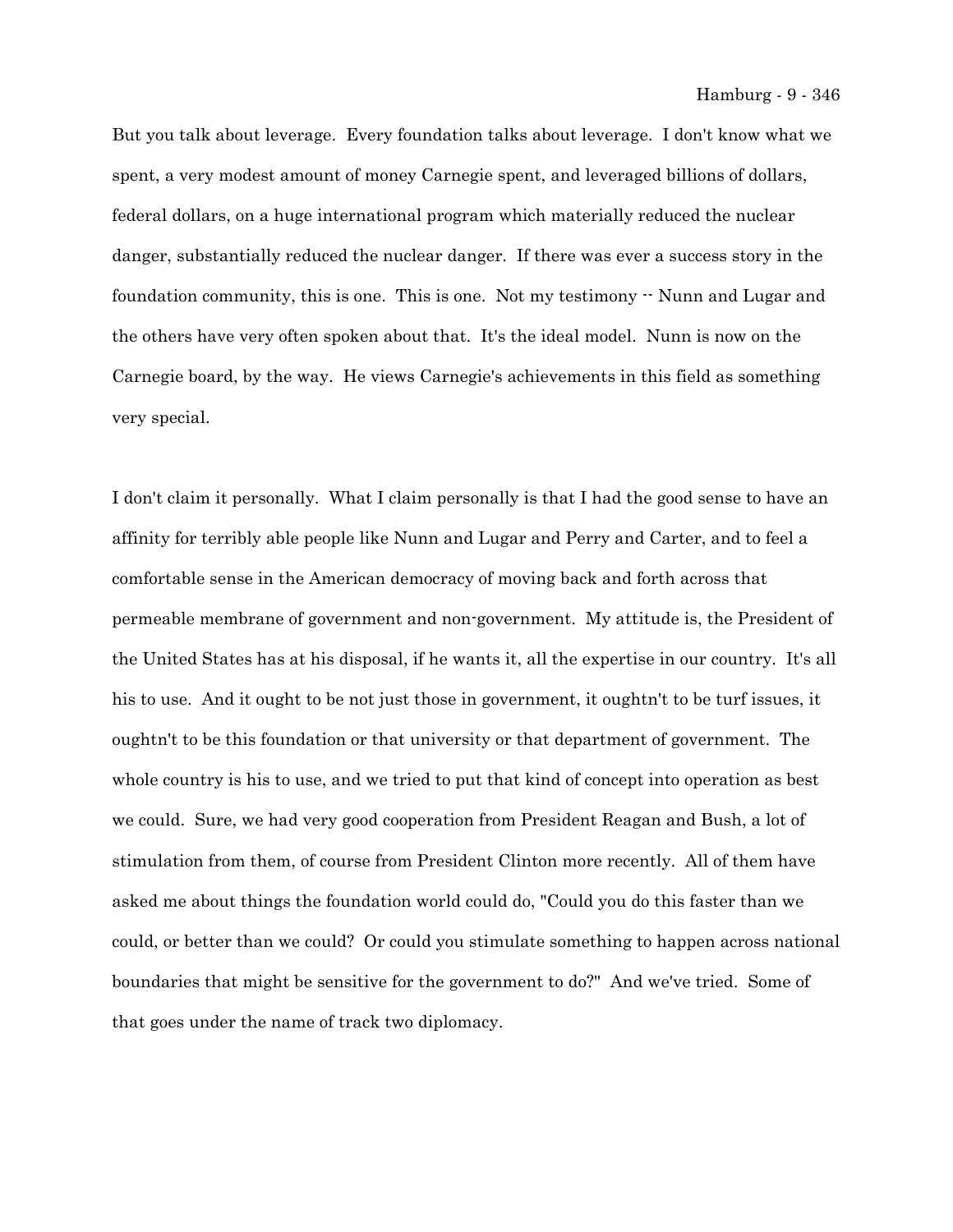But you talk about leverage. Every foundation talks about leverage. I don't know what we spent, a very modest amount of money Carnegie spent, and leveraged billions of dollars, federal dollars, on a huge international program which materially reduced the nuclear danger, substantially reduced the nuclear danger. If there was ever a success story in the foundation community, this is one. This is one. Not my testimony -- Nunn and Lugar and the others have very often spoken about that. It's the ideal model. Nunn is now on the Carnegie board, by the way. He views Carnegie's achievements in this field as something very special.

I don't claim it personally. What I claim personally is that I had the good sense to have an affinity for terribly able people like Nunn and Lugar and Perry and Carter, and to feel a comfortable sense in the American democracy of moving back and forth across that permeable membrane of government and non-government. My attitude is, the President of the United States has at his disposal, if he wants it, all the expertise in our country. It's all his to use. And it ought to be not just those in government, it oughtn't to be turf issues, it oughtn't to be this foundation or that university or that department of government. The whole country is his to use, and we tried to put that kind of concept into operation as best we could. Sure, we had very good cooperation from President Reagan and Bush, a lot of stimulation from them, of course from President Clinton more recently. All of them have asked me about things the foundation world could do, "Could you do this faster than we could, or better than we could? Or could you stimulate something to happen across national boundaries that might be sensitive for the government to do?" And we've tried. Some of that goes under the name of track two diplomacy.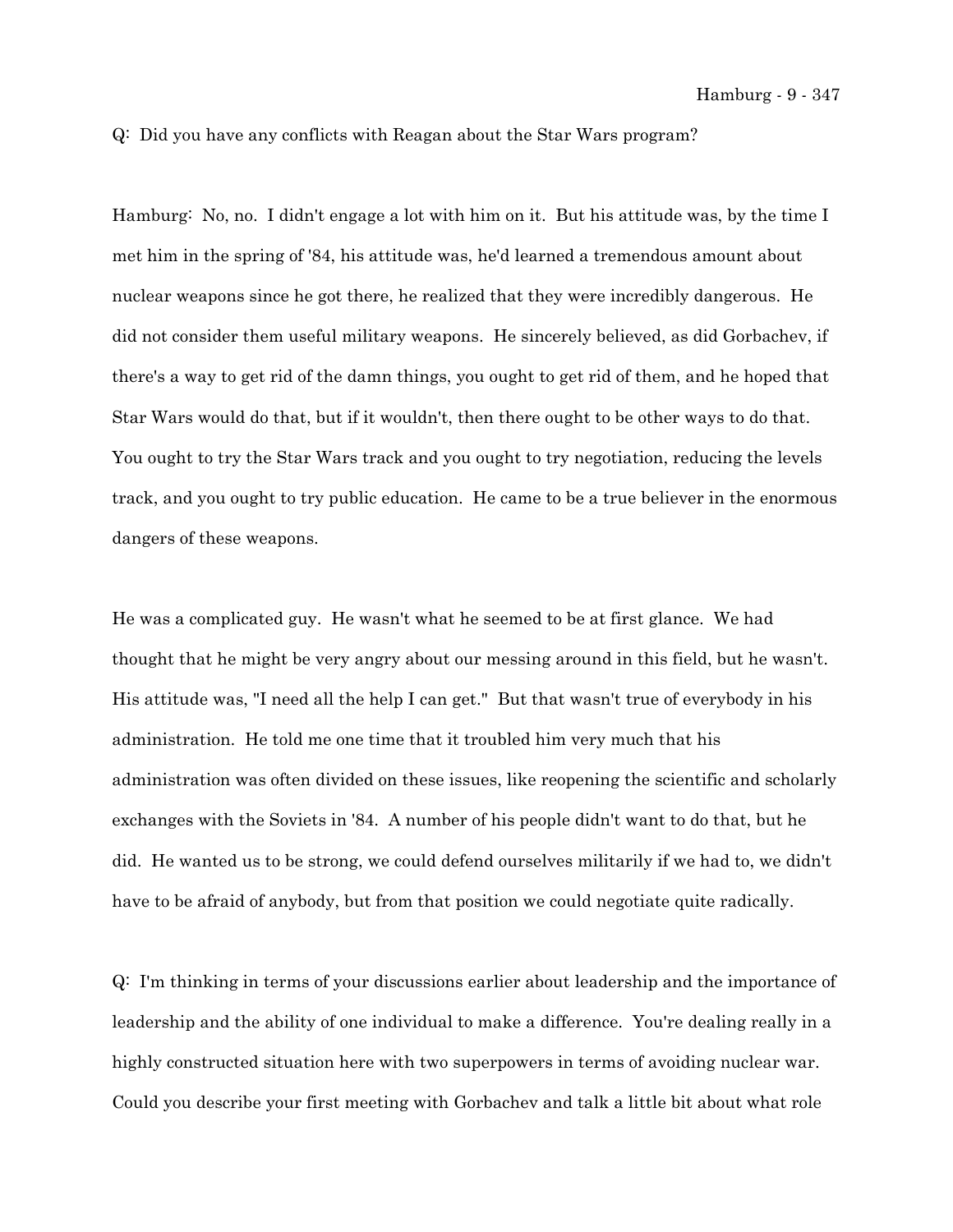Q: Did you have any conflicts with Reagan about the Star Wars program?

Hamburg: No, no. I didn't engage a lot with him on it. But his attitude was, by the time I met him in the spring of '84, his attitude was, he'd learned a tremendous amount about nuclear weapons since he got there, he realized that they were incredibly dangerous. He did not consider them useful military weapons. He sincerely believed, as did Gorbachev, if there's a way to get rid of the damn things, you ought to get rid of them, and he hoped that Star Wars would do that, but if it wouldn't, then there ought to be other ways to do that. You ought to try the Star Wars track and you ought to try negotiation, reducing the levels track, and you ought to try public education. He came to be a true believer in the enormous dangers of these weapons.

He was a complicated guy. He wasn't what he seemed to be at first glance. We had thought that he might be very angry about our messing around in this field, but he wasn't. His attitude was, "I need all the help I can get." But that wasn't true of everybody in his administration. He told me one time that it troubled him very much that his administration was often divided on these issues, like reopening the scientific and scholarly exchanges with the Soviets in '84. A number of his people didn't want to do that, but he did. He wanted us to be strong, we could defend ourselves militarily if we had to, we didn't have to be afraid of anybody, but from that position we could negotiate quite radically.

Q: I'm thinking in terms of your discussions earlier about leadership and the importance of leadership and the ability of one individual to make a difference. You're dealing really in a highly constructed situation here with two superpowers in terms of avoiding nuclear war. Could you describe your first meeting with Gorbachev and talk a little bit about what role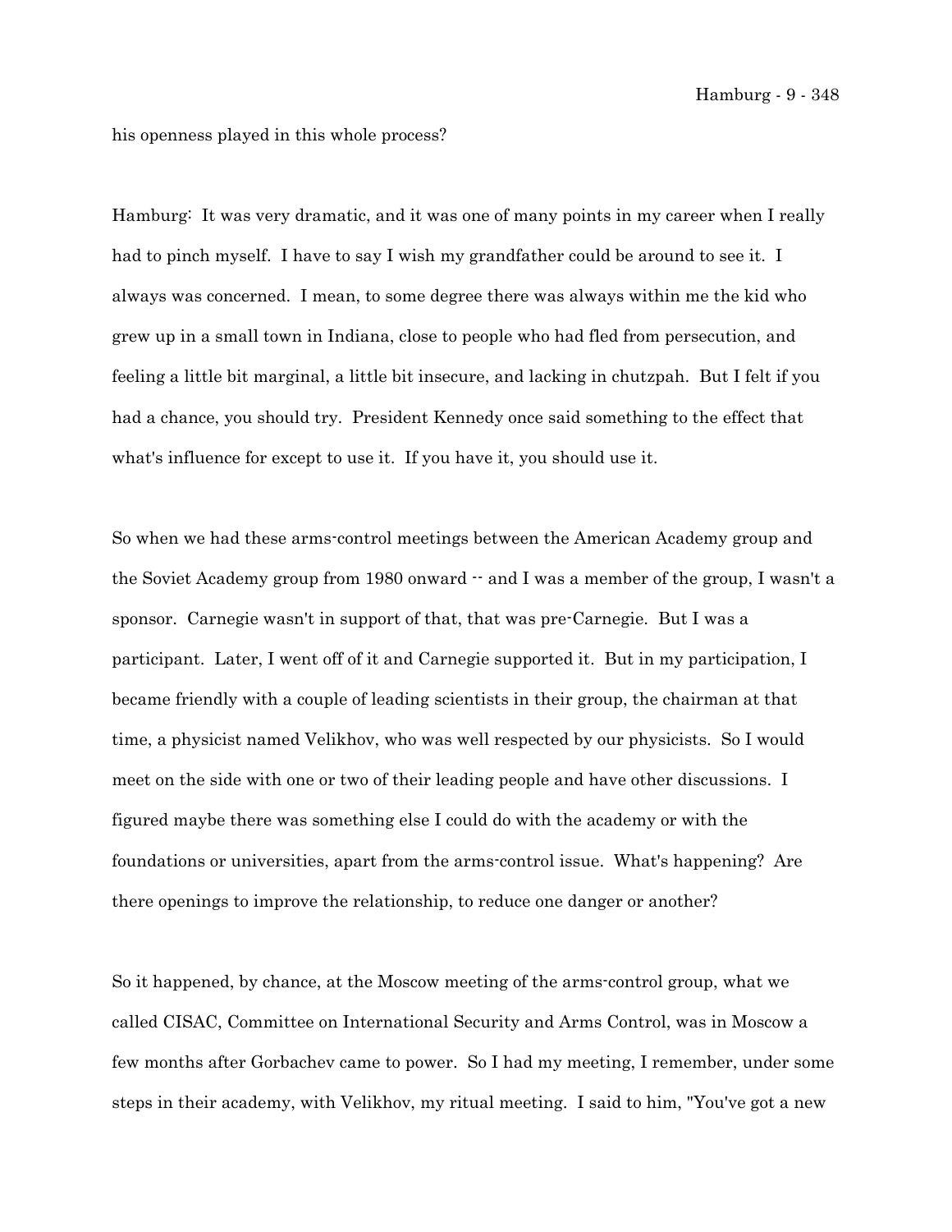his openness played in this whole process?

Hamburg: It was very dramatic, and it was one of many points in my career when I really had to pinch myself. I have to say I wish my grandfather could be around to see it. I always was concerned. I mean, to some degree there was always within me the kid who grew up in a small town in Indiana, close to people who had fled from persecution, and feeling a little bit marginal, a little bit insecure, and lacking in chutzpah. But I felt if you had a chance, you should try. President Kennedy once said something to the effect that what's influence for except to use it. If you have it, you should use it.

So when we had these arms-control meetings between the American Academy group and the Soviet Academy group from 1980 onward -- and I was a member of the group, I wasn't a sponsor. Carnegie wasn't in support of that, that was pre-Carnegie. But I was a participant. Later, I went off of it and Carnegie supported it. But in my participation, I became friendly with a couple of leading scientists in their group, the chairman at that time, a physicist named Velikhov, who was well respected by our physicists. So I would meet on the side with one or two of their leading people and have other discussions. I figured maybe there was something else I could do with the academy or with the foundations or universities, apart from the arms-control issue. What's happening? Are there openings to improve the relationship, to reduce one danger or another?

So it happened, by chance, at the Moscow meeting of the arms-control group, what we called CISAC, Committee on International Security and Arms Control, was in Moscow a few months after Gorbachev came to power. So I had my meeting, I remember, under some steps in their academy, with Velikhov, my ritual meeting. I said to him, "You've got a new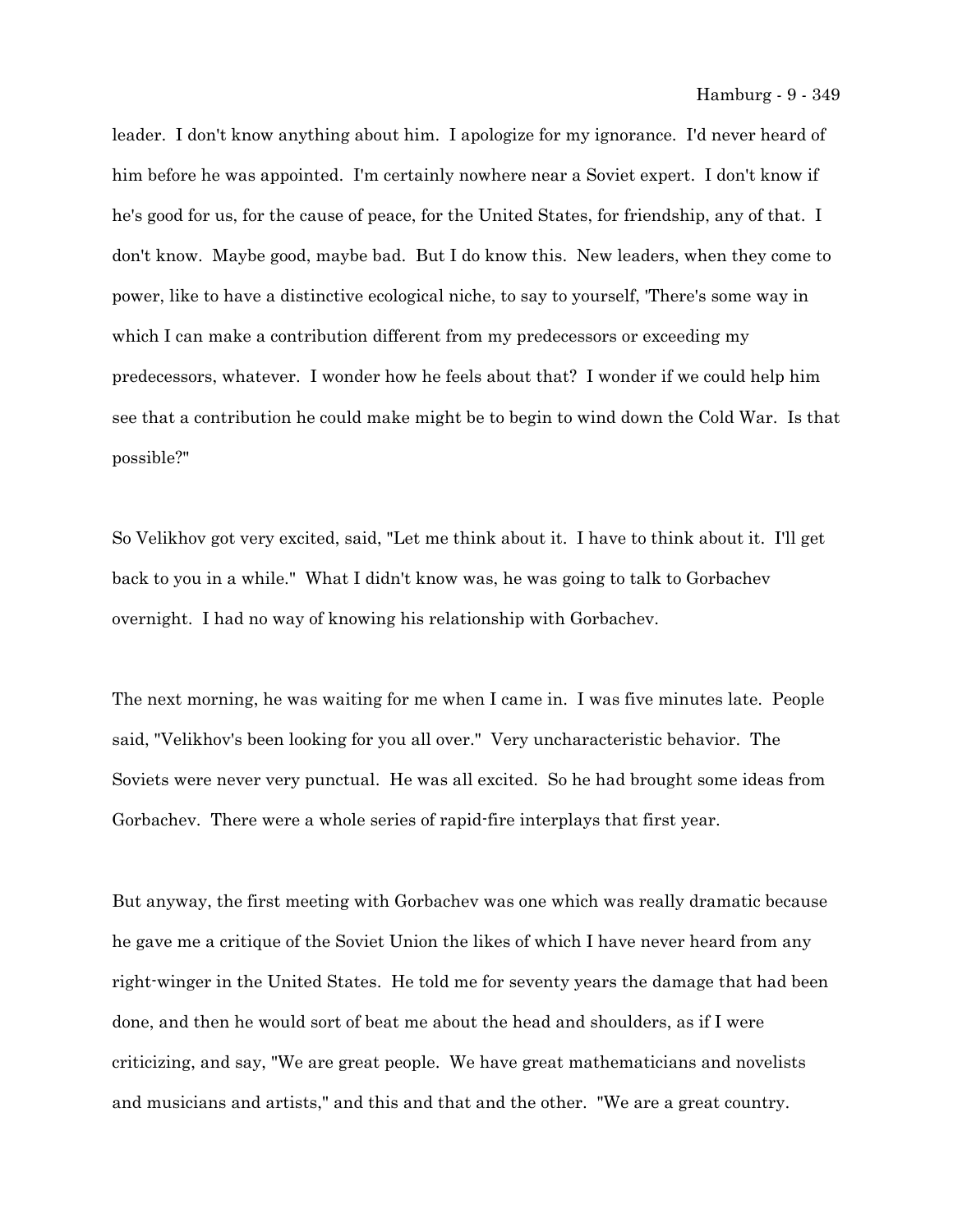leader. I don't know anything about him. I apologize for my ignorance. I'd never heard of him before he was appointed. I'm certainly nowhere near a Soviet expert. I don't know if he's good for us, for the cause of peace, for the United States, for friendship, any of that. I don't know. Maybe good, maybe bad. But I do know this. New leaders, when they come to power, like to have a distinctive ecological niche, to say to yourself, 'There's some way in which I can make a contribution different from my predecessors or exceeding my predecessors, whatever. I wonder how he feels about that? I wonder if we could help him see that a contribution he could make might be to begin to wind down the Cold War. Is that possible?"

So Velikhov got very excited, said, "Let me think about it. I have to think about it. I'll get back to you in a while." What I didn't know was, he was going to talk to Gorbachev overnight. I had no way of knowing his relationship with Gorbachev.

The next morning, he was waiting for me when I came in. I was five minutes late. People said, "Velikhov's been looking for you all over." Very uncharacteristic behavior. The Soviets were never very punctual. He was all excited. So he had brought some ideas from Gorbachev. There were a whole series of rapid-fire interplays that first year.

But anyway, the first meeting with Gorbachev was one which was really dramatic because he gave me a critique of the Soviet Union the likes of which I have never heard from any right-winger in the United States. He told me for seventy years the damage that had been done, and then he would sort of beat me about the head and shoulders, as if I were criticizing, and say, "We are great people. We have great mathematicians and novelists and musicians and artists," and this and that and the other. "We are a great country.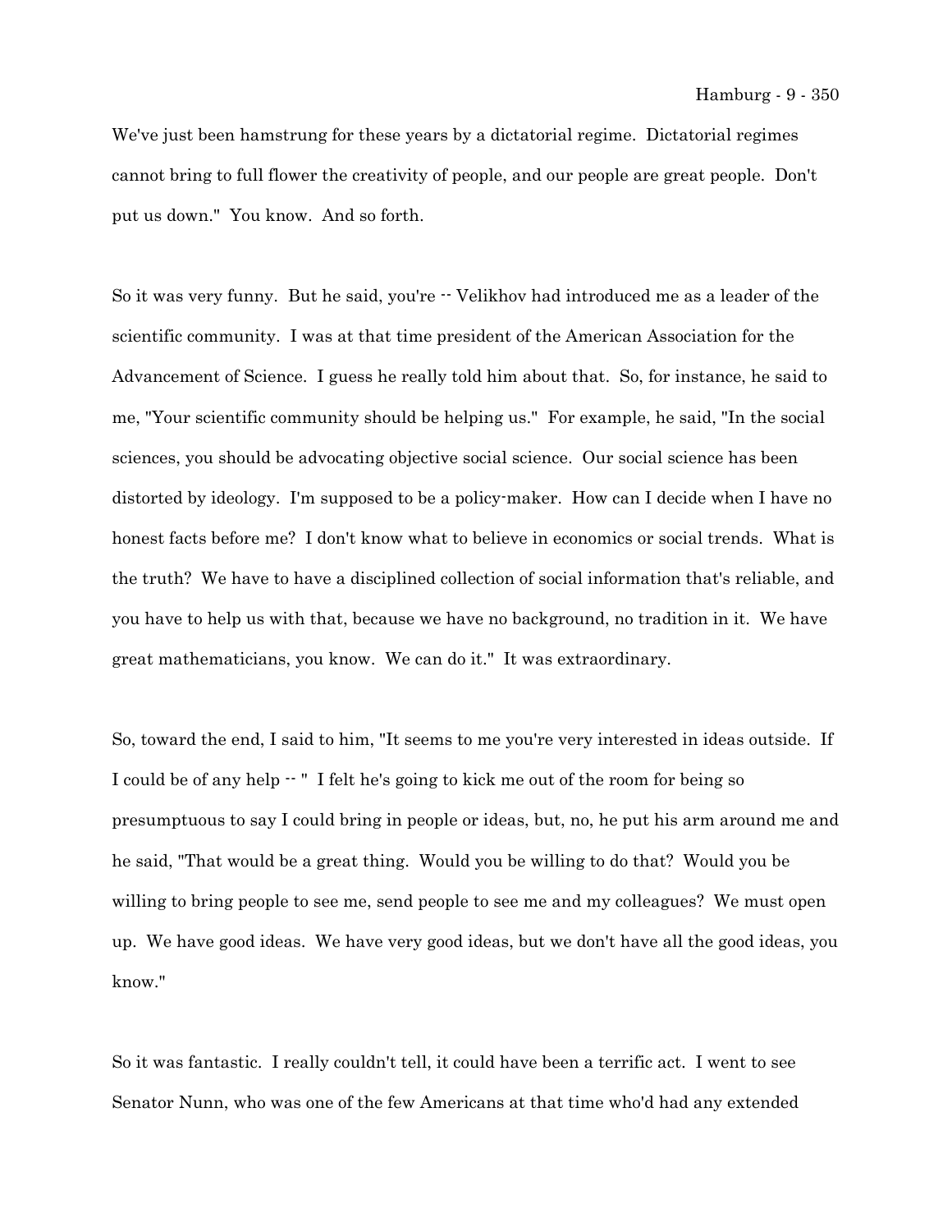We've just been hamstrung for these years by a dictatorial regime. Dictatorial regimes cannot bring to full flower the creativity of people, and our people are great people. Don't put us down." You know. And so forth.

So it was very funny. But he said, you're -- Velikhov had introduced me as a leader of the scientific community. I was at that time president of the American Association for the Advancement of Science. I guess he really told him about that. So, for instance, he said to me, "Your scientific community should be helping us." For example, he said, "In the social sciences, you should be advocating objective social science. Our social science has been distorted by ideology. I'm supposed to be a policy-maker. How can I decide when I have no honest facts before me? I don't know what to believe in economics or social trends. What is the truth? We have to have a disciplined collection of social information that's reliable, and you have to help us with that, because we have no background, no tradition in it. We have great mathematicians, you know. We can do it." It was extraordinary.

So, toward the end, I said to him, "It seems to me you're very interested in ideas outside. If I could be of any help -- " I felt he's going to kick me out of the room for being so presumptuous to say I could bring in people or ideas, but, no, he put his arm around me and he said, "That would be a great thing. Would you be willing to do that? Would you be willing to bring people to see me, send people to see me and my colleagues? We must open up. We have good ideas. We have very good ideas, but we don't have all the good ideas, you know."

So it was fantastic. I really couldn't tell, it could have been a terrific act. I went to see Senator Nunn, who was one of the few Americans at that time who'd had any extended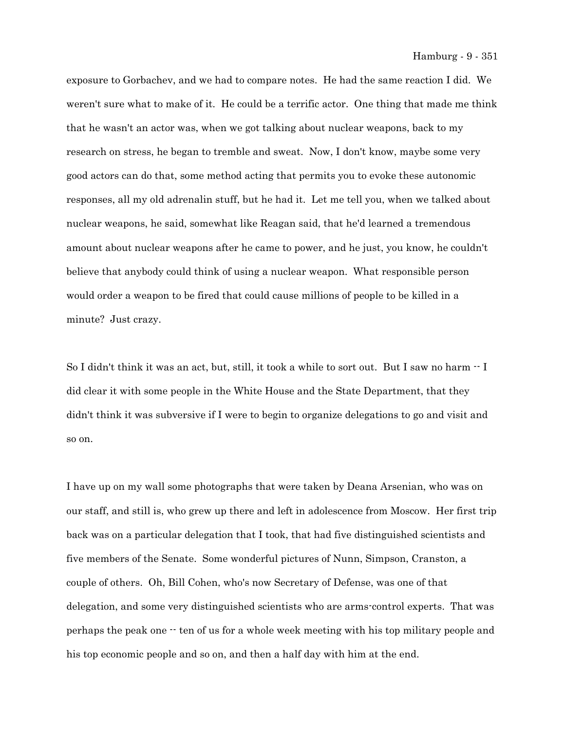exposure to Gorbachev, and we had to compare notes. He had the same reaction I did. We weren't sure what to make of it. He could be a terrific actor. One thing that made me think that he wasn't an actor was, when we got talking about nuclear weapons, back to my research on stress, he began to tremble and sweat. Now, I don't know, maybe some very good actors can do that, some method acting that permits you to evoke these autonomic responses, all my old adrenalin stuff, but he had it. Let me tell you, when we talked about nuclear weapons, he said, somewhat like Reagan said, that he'd learned a tremendous amount about nuclear weapons after he came to power, and he just, you know, he couldn't believe that anybody could think of using a nuclear weapon. What responsible person would order a weapon to be fired that could cause millions of people to be killed in a minute? Just crazy.

So I didn't think it was an act, but, still, it took a while to sort out. But I saw no harm -- I did clear it with some people in the White House and the State Department, that they didn't think it was subversive if I were to begin to organize delegations to go and visit and so on.

I have up on my wall some photographs that were taken by Deana Arsenian, who was on our staff, and still is, who grew up there and left in adolescence from Moscow. Her first trip back was on a particular delegation that I took, that had five distinguished scientists and five members of the Senate. Some wonderful pictures of Nunn, Simpson, Cranston, a couple of others. Oh, Bill Cohen, who's now Secretary of Defense, was one of that delegation, and some very distinguished scientists who are arms-control experts. That was perhaps the peak one -- ten of us for a whole week meeting with his top military people and his top economic people and so on, and then a half day with him at the end.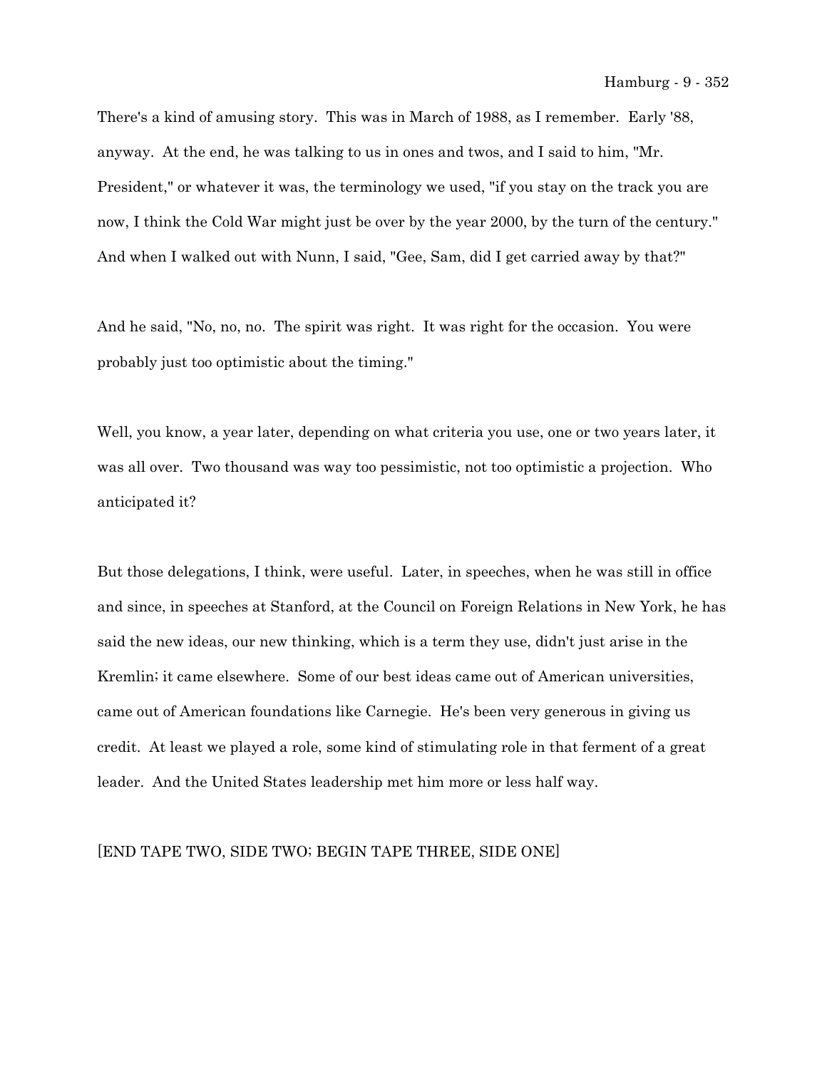There's a kind of amusing story. This was in March of 1988, as I remember. Early '88, anyway. At the end, he was talking to us in ones and twos, and I said to him, "Mr. President," or whatever it was, the terminology we used, "if you stay on the track you are now, I think the Cold War might just be over by the year 2000, by the turn of the century." And when I walked out with Nunn, I said, "Gee, Sam, did I get carried away by that?"

And he said, "No, no, no. The spirit was right. It was right for the occasion. You were probably just too optimistic about the timing."

Well, you know, a year later, depending on what criteria you use, one or two years later, it was all over. Two thousand was way too pessimistic, not too optimistic a projection. Who anticipated it?

But those delegations, I think, were useful. Later, in speeches, when he was still in office and since, in speeches at Stanford, at the Council on Foreign Relations in New York, he has said the new ideas, our new thinking, which is a term they use, didn't just arise in the Kremlin; it came elsewhere. Some of our best ideas came out of American universities, came out of American foundations like Carnegie. He's been very generous in giving us credit. At least we played a role, some kind of stimulating role in that ferment of a great leader. And the United States leadership met him more or less half way.

[END TAPE TWO, SIDE TWO; BEGIN TAPE THREE, SIDE ONE]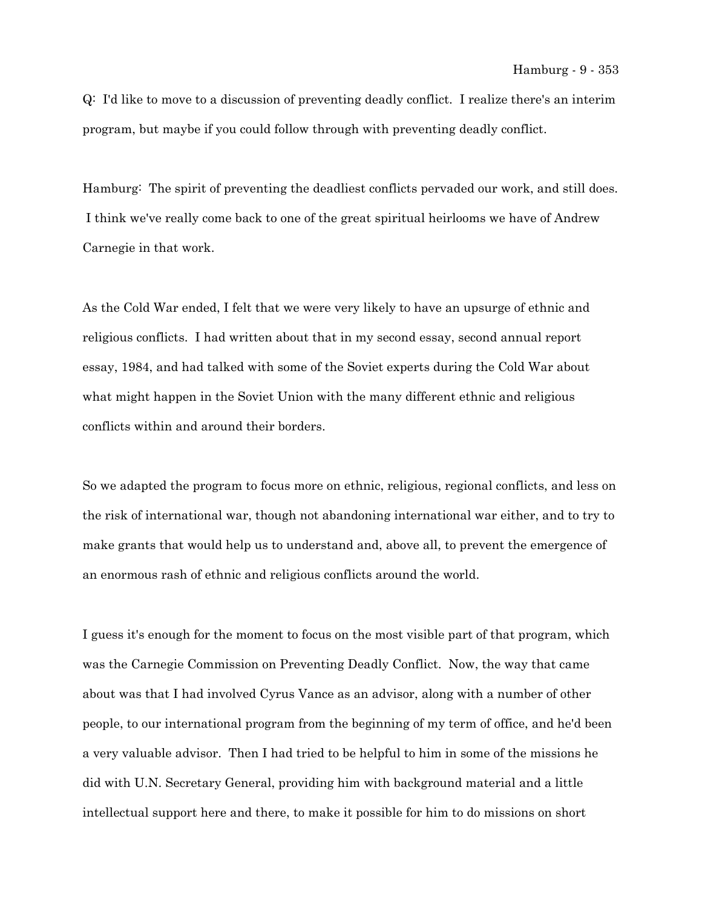Q: I'd like to move to a discussion of preventing deadly conflict. I realize there's an interim program, but maybe if you could follow through with preventing deadly conflict.

Hamburg: The spirit of preventing the deadliest conflicts pervaded our work, and still does. I think we've really come back to one of the great spiritual heirlooms we have of Andrew Carnegie in that work.

As the Cold War ended, I felt that we were very likely to have an upsurge of ethnic and religious conflicts. I had written about that in my second essay, second annual report essay, 1984, and had talked with some of the Soviet experts during the Cold War about what might happen in the Soviet Union with the many different ethnic and religious conflicts within and around their borders.

So we adapted the program to focus more on ethnic, religious, regional conflicts, and less on the risk of international war, though not abandoning international war either, and to try to make grants that would help us to understand and, above all, to prevent the emergence of an enormous rash of ethnic and religious conflicts around the world.

I guess it's enough for the moment to focus on the most visible part of that program, which was the Carnegie Commission on Preventing Deadly Conflict. Now, the way that came about was that I had involved Cyrus Vance as an advisor, along with a number of other people, to our international program from the beginning of my term of office, and he'd been a very valuable advisor. Then I had tried to be helpful to him in some of the missions he did with U.N. Secretary General, providing him with background material and a little intellectual support here and there, to make it possible for him to do missions on short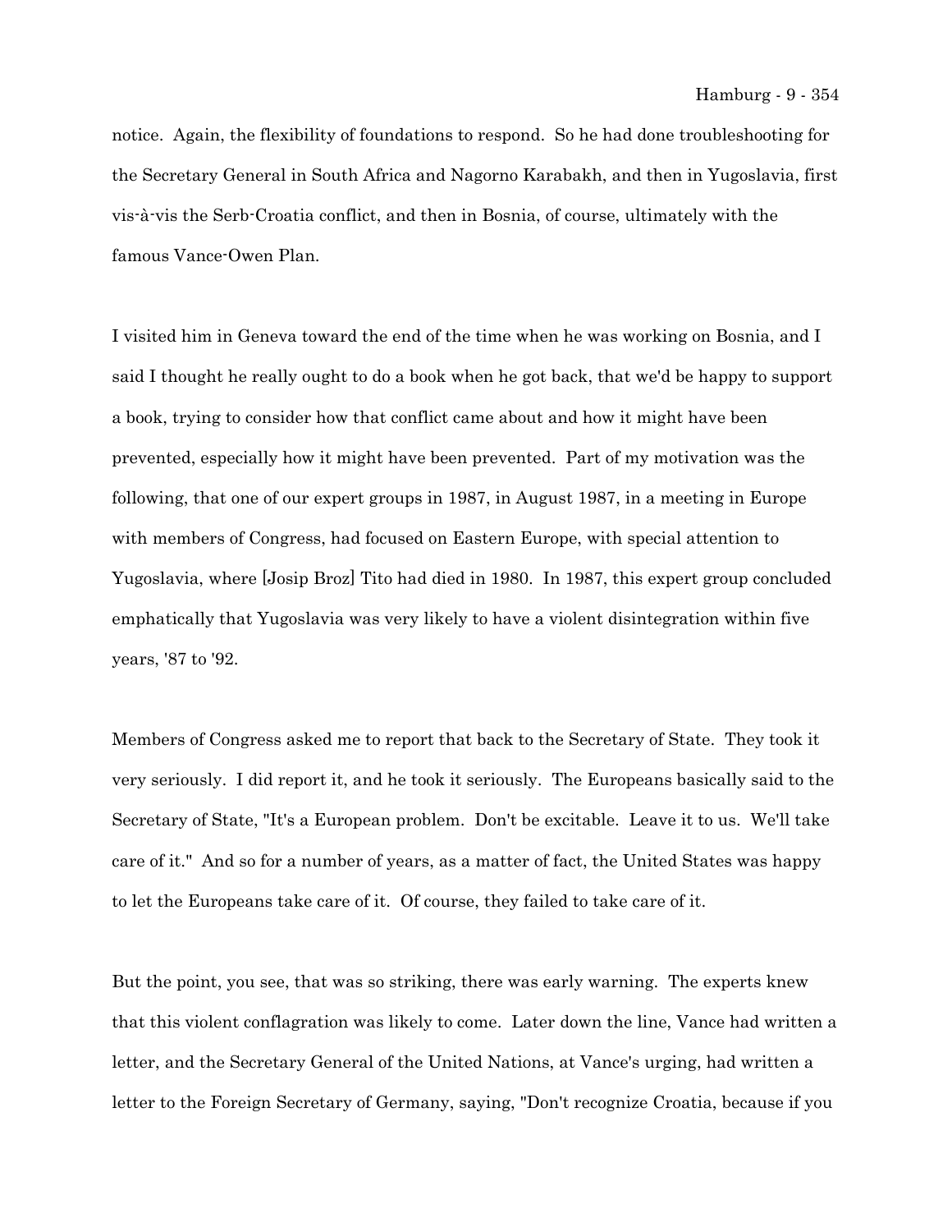notice. Again, the flexibility of foundations to respond. So he had done troubleshooting for the Secretary General in South Africa and Nagorno Karabakh, and then in Yugoslavia, first vis-à-vis the Serb-Croatia conflict, and then in Bosnia, of course, ultimately with the famous Vance-Owen Plan.

I visited him in Geneva toward the end of the time when he was working on Bosnia, and I said I thought he really ought to do a book when he got back, that we'd be happy to support a book, trying to consider how that conflict came about and how it might have been prevented, especially how it might have been prevented. Part of my motivation was the following, that one of our expert groups in 1987, in August 1987, in a meeting in Europe with members of Congress, had focused on Eastern Europe, with special attention to Yugoslavia, where [Josip Broz] Tito had died in 1980. In 1987, this expert group concluded emphatically that Yugoslavia was very likely to have a violent disintegration within five years, '87 to '92.

Members of Congress asked me to report that back to the Secretary of State. They took it very seriously. I did report it, and he took it seriously. The Europeans basically said to the Secretary of State, "It's a European problem. Don't be excitable. Leave it to us. We'll take care of it." And so for a number of years, as a matter of fact, the United States was happy to let the Europeans take care of it. Of course, they failed to take care of it.

But the point, you see, that was so striking, there was early warning. The experts knew that this violent conflagration was likely to come. Later down the line, Vance had written a letter, and the Secretary General of the United Nations, at Vance's urging, had written a letter to the Foreign Secretary of Germany, saying, "Don't recognize Croatia, because if you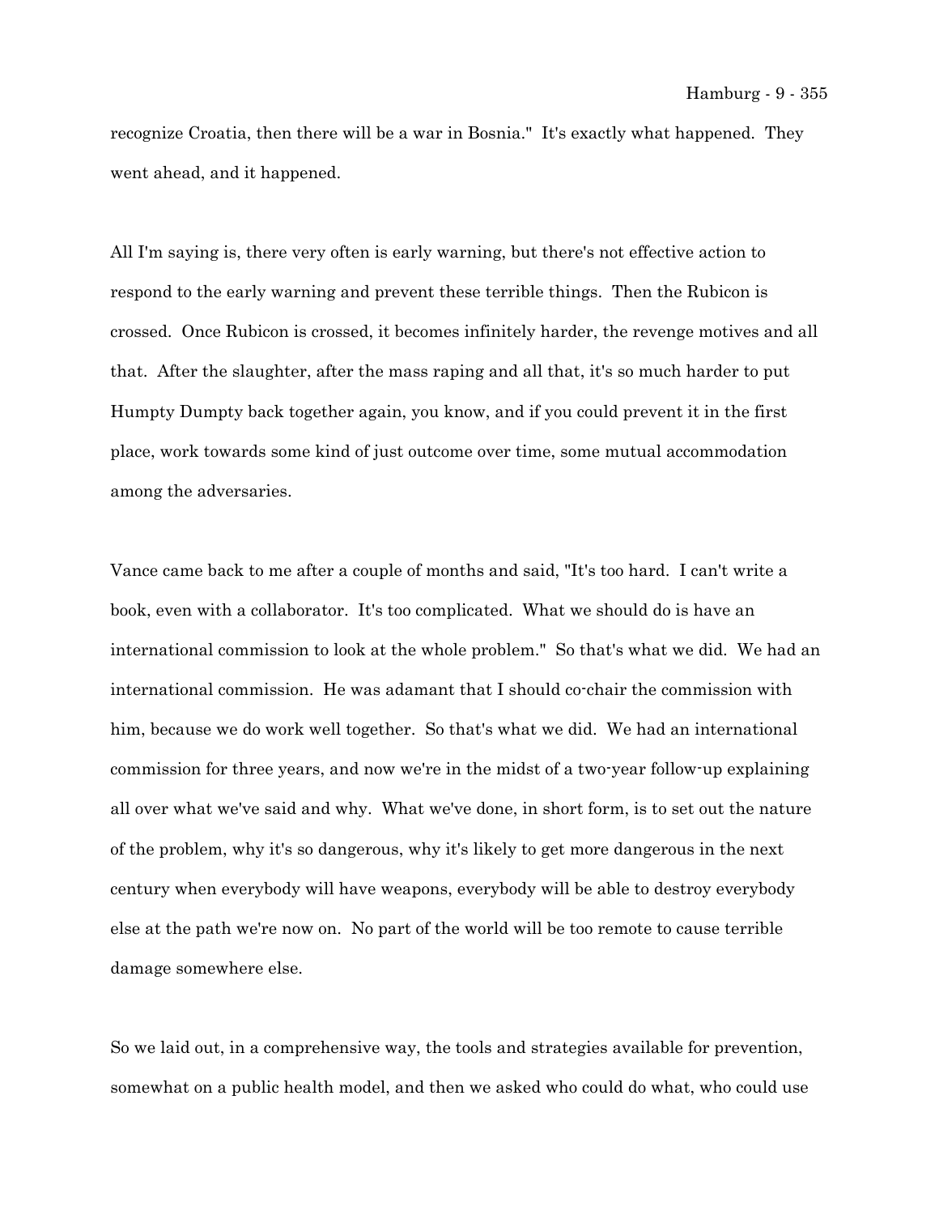recognize Croatia, then there will be a war in Bosnia." It's exactly what happened. They went ahead, and it happened.

All I'm saying is, there very often is early warning, but there's not effective action to respond to the early warning and prevent these terrible things. Then the Rubicon is crossed. Once Rubicon is crossed, it becomes infinitely harder, the revenge motives and all that. After the slaughter, after the mass raping and all that, it's so much harder to put Humpty Dumpty back together again, you know, and if you could prevent it in the first place, work towards some kind of just outcome over time, some mutual accommodation among the adversaries.

Vance came back to me after a couple of months and said, "It's too hard. I can't write a book, even with a collaborator. It's too complicated. What we should do is have an international commission to look at the whole problem." So that's what we did. We had an international commission. He was adamant that I should co-chair the commission with him, because we do work well together. So that's what we did. We had an international commission for three years, and now we're in the midst of a two-year follow-up explaining all over what we've said and why. What we've done, in short form, is to set out the nature of the problem, why it's so dangerous, why it's likely to get more dangerous in the next century when everybody will have weapons, everybody will be able to destroy everybody else at the path we're now on. No part of the world will be too remote to cause terrible damage somewhere else.

So we laid out, in a comprehensive way, the tools and strategies available for prevention, somewhat on a public health model, and then we asked who could do what, who could use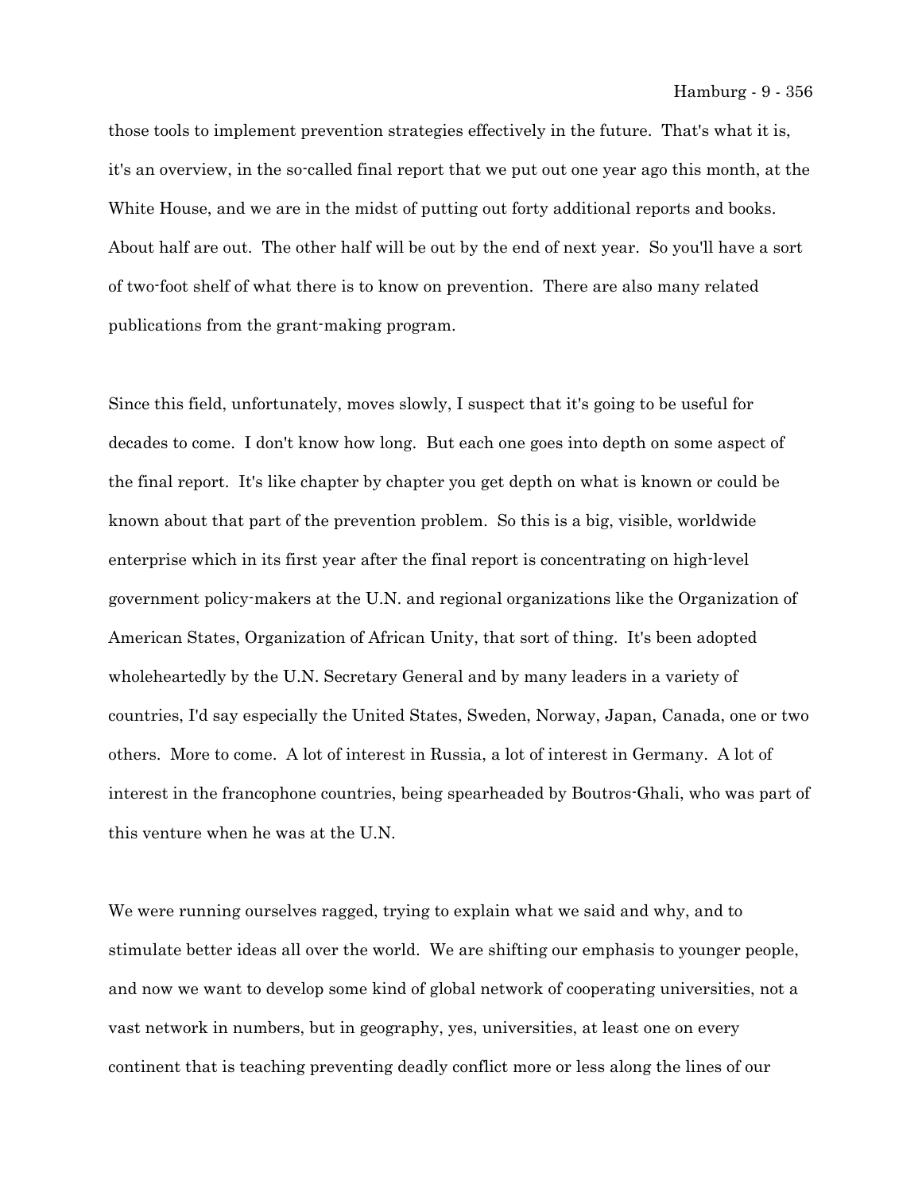those tools to implement prevention strategies effectively in the future. That's what it is, it's an overview, in the so-called final report that we put out one year ago this month, at the White House, and we are in the midst of putting out forty additional reports and books. About half are out. The other half will be out by the end of next year. So you'll have a sort of two-foot shelf of what there is to know on prevention. There are also many related publications from the grant-making program.

Since this field, unfortunately, moves slowly, I suspect that it's going to be useful for decades to come. I don't know how long. But each one goes into depth on some aspect of the final report. It's like chapter by chapter you get depth on what is known or could be known about that part of the prevention problem. So this is a big, visible, worldwide enterprise which in its first year after the final report is concentrating on high-level government policy-makers at the U.N. and regional organizations like the Organization of American States, Organization of African Unity, that sort of thing. It's been adopted wholeheartedly by the U.N. Secretary General and by many leaders in a variety of countries, I'd say especially the United States, Sweden, Norway, Japan, Canada, one or two others. More to come. A lot of interest in Russia, a lot of interest in Germany. A lot of interest in the francophone countries, being spearheaded by Boutros-Ghali, who was part of this venture when he was at the U.N.

We were running ourselves ragged, trying to explain what we said and why, and to stimulate better ideas all over the world. We are shifting our emphasis to younger people, and now we want to develop some kind of global network of cooperating universities, not a vast network in numbers, but in geography, yes, universities, at least one on every continent that is teaching preventing deadly conflict more or less along the lines of our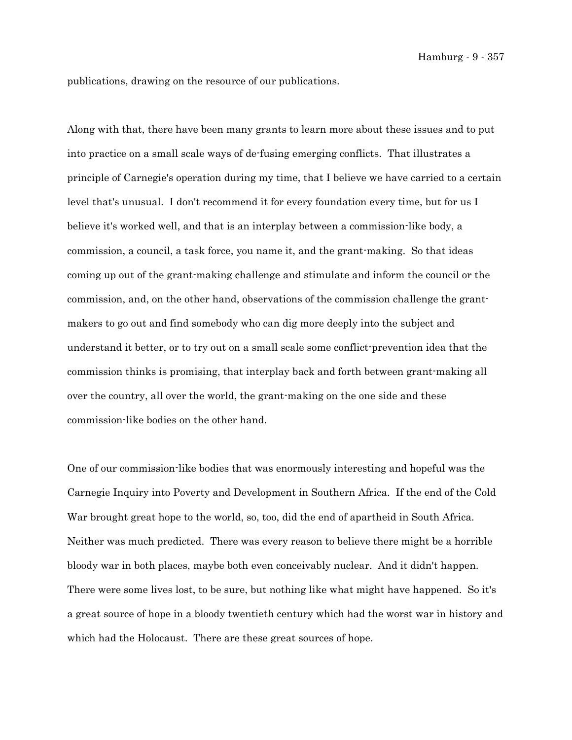publications, drawing on the resource of our publications.

Along with that, there have been many grants to learn more about these issues and to put into practice on a small scale ways of de-fusing emerging conflicts. That illustrates a principle of Carnegie's operation during my time, that I believe we have carried to a certain level that's unusual. I don't recommend it for every foundation every time, but for us I believe it's worked well, and that is an interplay between a commission-like body, a commission, a council, a task force, you name it, and the grant-making. So that ideas coming up out of the grant-making challenge and stimulate and inform the council or the commission, and, on the other hand, observations of the commission challenge the grant-makers to go out and find somebody who can dig more deeply into the subject and understand it better, or to try out on a small scale some conflict-prevention idea that the commission thinks is promising, that interplay back and forth between grant-making all over the country, all over the world, the grant-making on the one side and these commission-like bodies on the other hand.

One of our commission-like bodies that was enormously interesting and hopeful was the Carnegie Inquiry into Poverty and Development in Southern Africa. If the end of the Cold War brought great hope to the world, so, too, did the end of apartheid in South Africa. Neither was much predicted. There was every reason to believe there might be a horrible bloody war in both places, maybe both even conceivably nuclear. And it didn't happen. There were some lives lost, to be sure, but nothing like what might have happened. So it's a great source of hope in a bloody twentieth century which had the worst war in history and which had the Holocaust. There are these great sources of hope.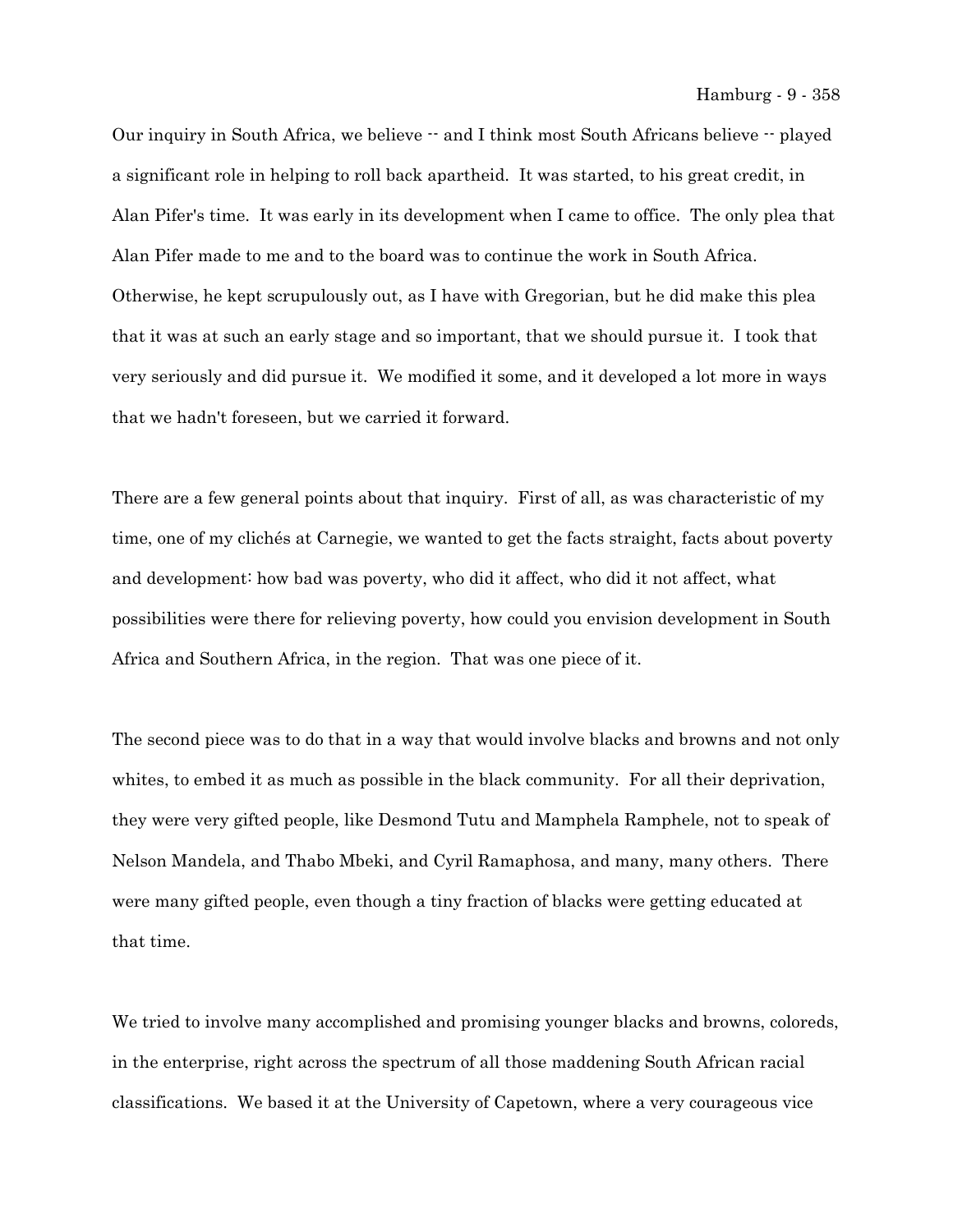Our inquiry in South Africa, we believe -- and I think most South Africans believe -- played a significant role in helping to roll back apartheid. It was started, to his great credit, in Alan Pifer's time. It was early in its development when I came to office. The only plea that Alan Pifer made to me and to the board was to continue the work in South Africa. Otherwise, he kept scrupulously out, as I have with Gregorian, but he did make this plea that it was at such an early stage and so important, that we should pursue it. I took that very seriously and did pursue it. We modified it some, and it developed a lot more in ways that we hadn't foreseen, but we carried it forward.

There are a few general points about that inquiry. First of all, as was characteristic of my time, one of my clichés at Carnegie, we wanted to get the facts straight, facts about poverty and development: how bad was poverty, who did it affect, who did it not affect, what possibilities were there for relieving poverty, how could you envision development in South Africa and Southern Africa, in the region. That was one piece of it.

The second piece was to do that in a way that would involve blacks and browns and not only whites, to embed it as much as possible in the black community. For all their deprivation, they were very gifted people, like Desmond Tutu and Mamphela Ramphele, not to speak of Nelson Mandela, and Thabo Mbeki, and Cyril Ramaphosa, and many, many others. There were many gifted people, even though a tiny fraction of blacks were getting educated at that time.

We tried to involve many accomplished and promising younger blacks and browns, coloreds, in the enterprise, right across the spectrum of all those maddening South African racial classifications. We based it at the University of Capetown, where a very courageous vice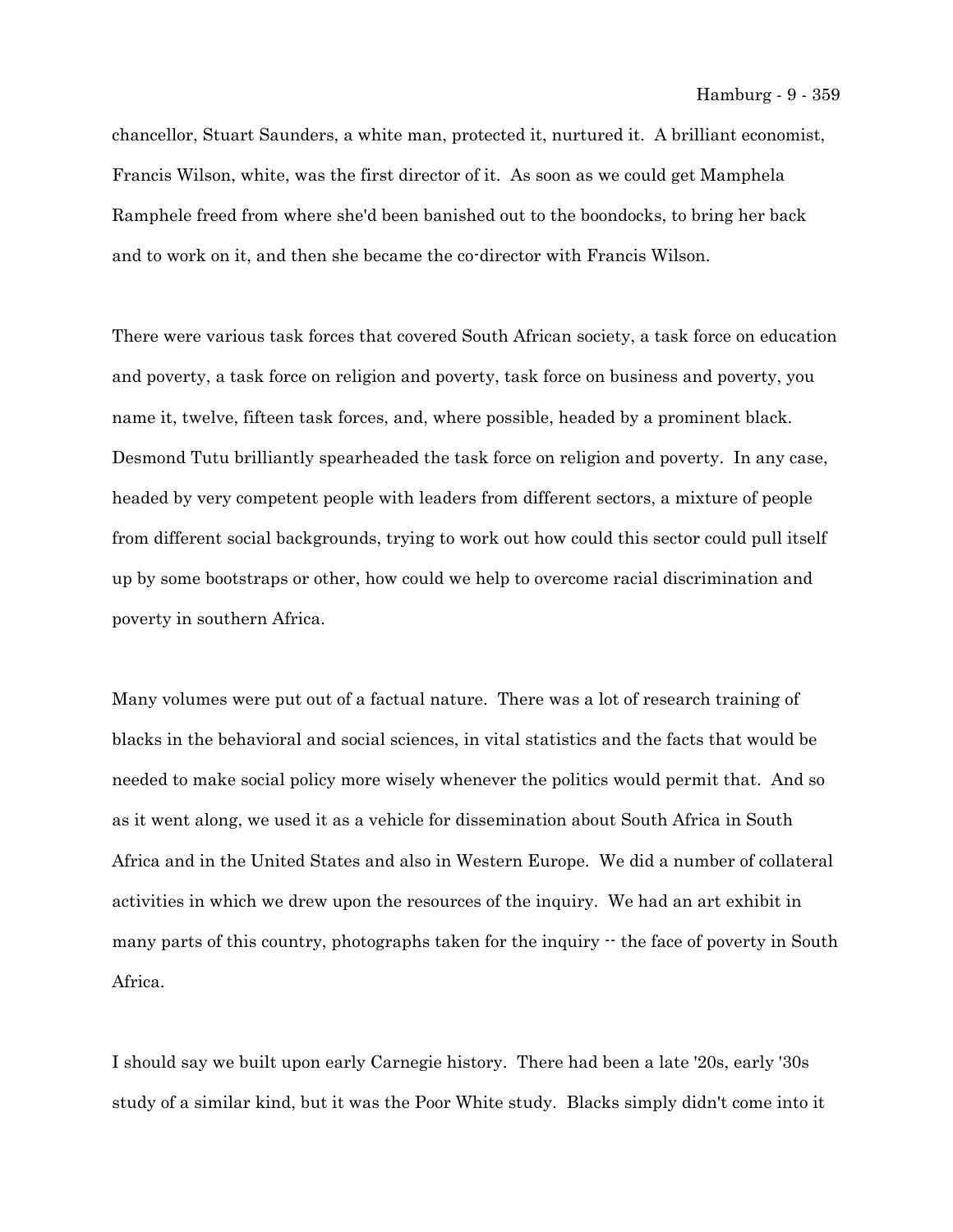chancellor, Stuart Saunders, a white man, protected it, nurtured it. A brilliant economist, Francis Wilson, white, was the first director of it. As soon as we could get Mamphela Ramphele freed from where she'd been banished out to the boondocks, to bring her back and to work on it, and then she became the co-director with Francis Wilson.

There were various task forces that covered South African society, a task force on education and poverty, a task force on religion and poverty, task force on business and poverty, you name it, twelve, fifteen task forces, and, where possible, headed by a prominent black. Desmond Tutu brilliantly spearheaded the task force on religion and poverty. In any case, headed by very competent people with leaders from different sectors, a mixture of people from different social backgrounds, trying to work out how could this sector could pull itself up by some bootstraps or other, how could we help to overcome racial discrimination and poverty in southern Africa.

Many volumes were put out of a factual nature. There was a lot of research training of blacks in the behavioral and social sciences, in vital statistics and the facts that would be needed to make social policy more wisely whenever the politics would permit that. And so as it went along, we used it as a vehicle for dissemination about South Africa in South Africa and in the United States and also in Western Europe. We did a number of collateral activities in which we drew upon the resources of the inquiry. We had an art exhibit in many parts of this country, photographs taken for the inquiry -- the face of poverty in South Africa.

I should say we built upon early Carnegie history. There had been a late '20s, early '30s study of a similar kind, but it was the Poor White study. Blacks simply didn't come into it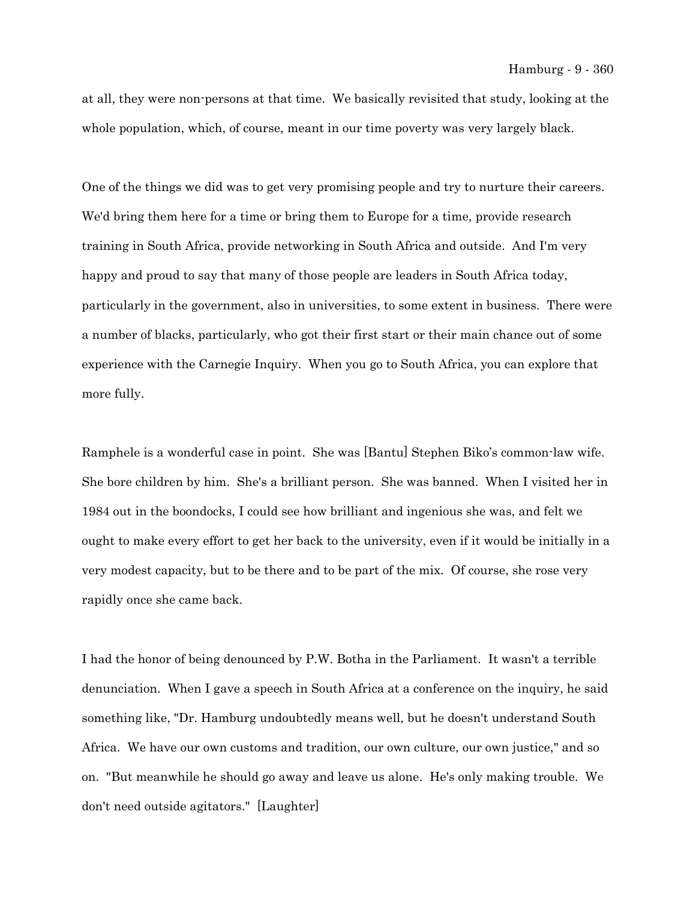at all, they were non-persons at that time. We basically revisited that study, looking at the whole population, which, of course, meant in our time poverty was very largely black.

One of the things we did was to get very promising people and try to nurture their careers. We'd bring them here for a time or bring them to Europe for a time, provide research training in South Africa, provide networking in South Africa and outside. And I'm very happy and proud to say that many of those people are leaders in South Africa today, particularly in the government, also in universities, to some extent in business. There were a number of blacks, particularly, who got their first start or their main chance out of some experience with the Carnegie Inquiry. When you go to South Africa, you can explore that more fully.

Ramphele is a wonderful case in point. She was [Bantu] Stephen Biko's common-law wife. She bore children by him. She's a brilliant person. She was banned. When I visited her in 1984 out in the boondocks, I could see how brilliant and ingenious she was, and felt we ought to make every effort to get her back to the university, even if it would be initially in a very modest capacity, but to be there and to be part of the mix. Of course, she rose very rapidly once she came back.

I had the honor of being denounced by P.W. Botha in the Parliament. It wasn't a terrible denunciation. When I gave a speech in South Africa at a conference on the inquiry, he said something like, "Dr. Hamburg undoubtedly means well, but he doesn't understand South Africa. We have our own customs and tradition, our own culture, our own justice," and so on. "But meanwhile he should go away and leave us alone. He's only making trouble. We don't need outside agitators." [Laughter]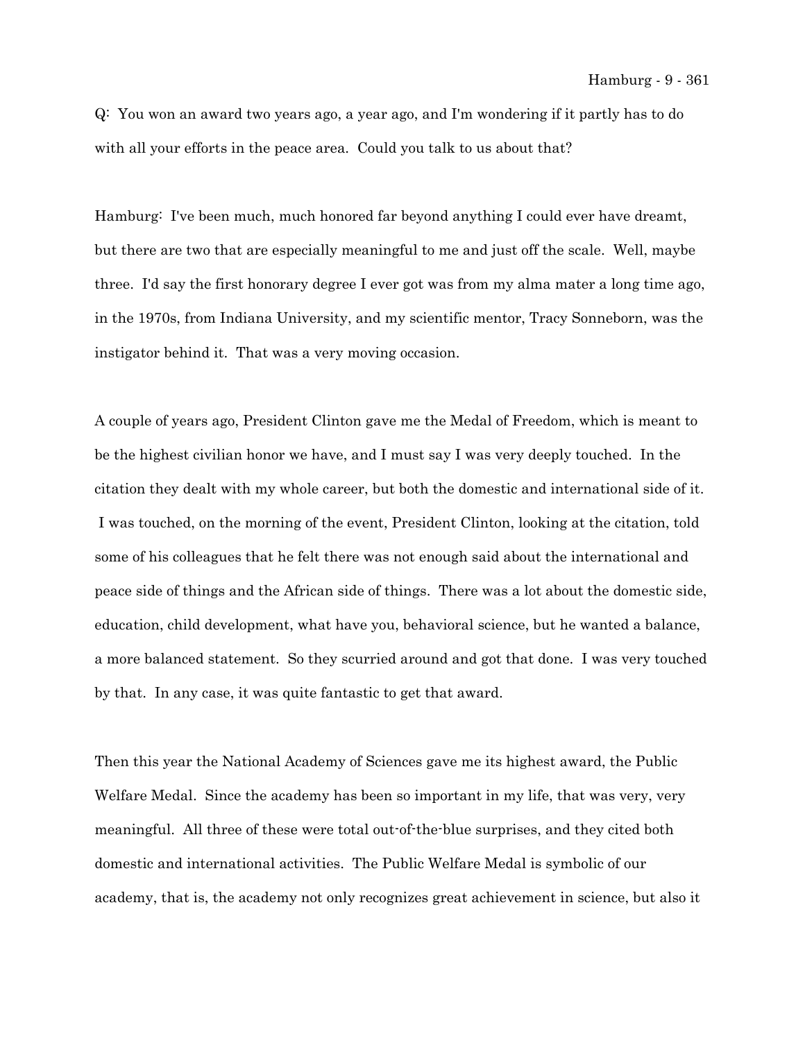Q: You won an award two years ago, a year ago, and I'm wondering if it partly has to do with all your efforts in the peace area. Could you talk to us about that?

Hamburg: I've been much, much honored far beyond anything I could ever have dreamt, but there are two that are especially meaningful to me and just off the scale. Well, maybe three. I'd say the first honorary degree I ever got was from my alma mater a long time ago, in the 1970s, from Indiana University, and my scientific mentor, Tracy Sonneborn, was the instigator behind it. That was a very moving occasion.

A couple of years ago, President Clinton gave me the Medal of Freedom, which is meant to be the highest civilian honor we have, and I must say I was very deeply touched. In the citation they dealt with my whole career, but both the domestic and international side of it. I was touched, on the morning of the event, President Clinton, looking at the citation, told some of his colleagues that he felt there was not enough said about the international and peace side of things and the African side of things. There was a lot about the domestic side, education, child development, what have you, behavioral science, but he wanted a balance, a more balanced statement. So they scurried around and got that done. I was very touched by that. In any case, it was quite fantastic to get that award.

Then this year the National Academy of Sciences gave me its highest award, the Public Welfare Medal. Since the academy has been so important in my life, that was very, very meaningful. All three of these were total out-of-the-blue surprises, and they cited both domestic and international activities. The Public Welfare Medal is symbolic of our academy, that is, the academy not only recognizes great achievement in science, but also it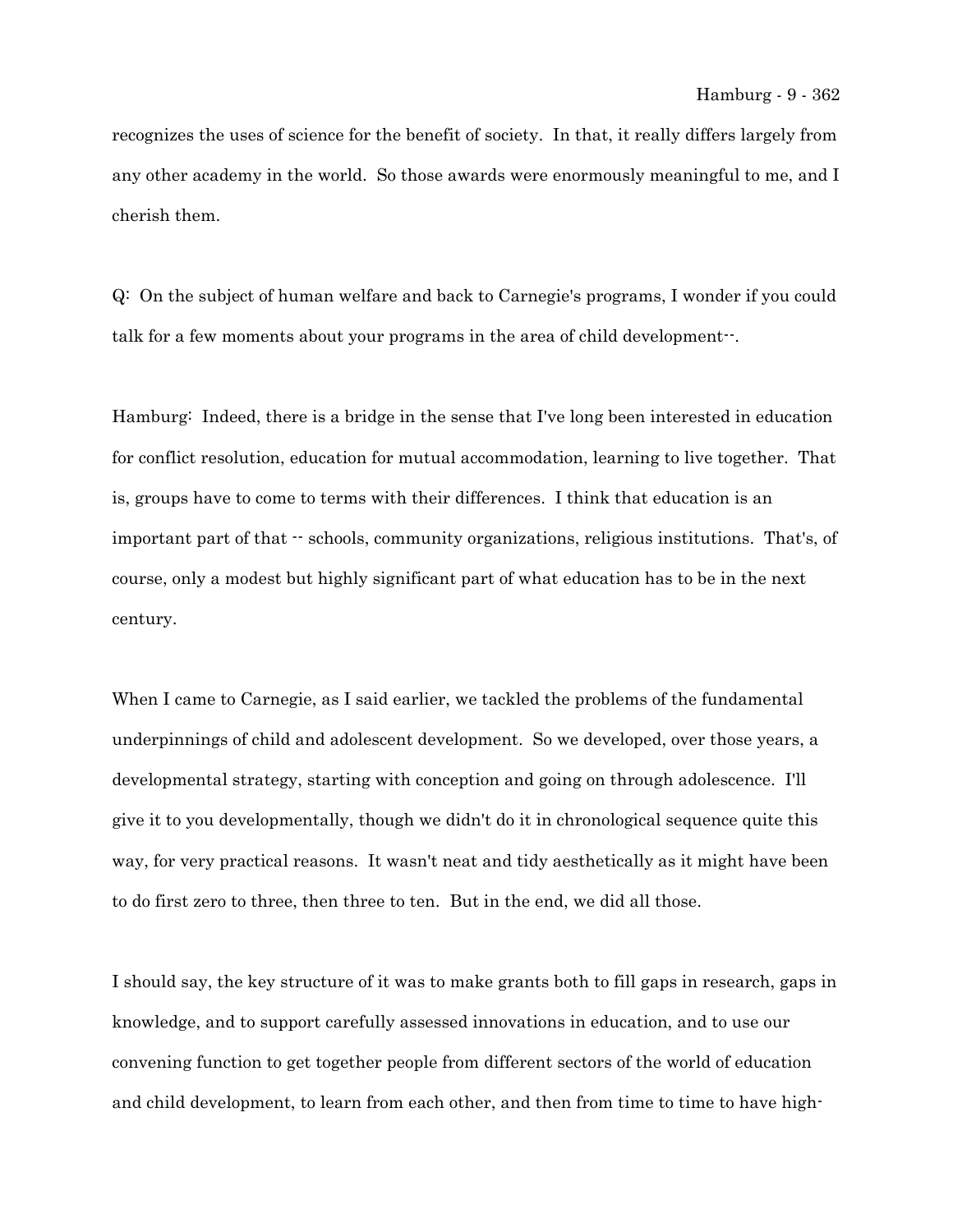recognizes the uses of science for the benefit of society. In that, it really differs largely from any other academy in the world. So those awards were enormously meaningful to me, and I cherish them.

Q: On the subject of human welfare and back to Carnegie's programs, I wonder if you could talk for a few moments about your programs in the area of child development--.

Hamburg: Indeed, there is a bridge in the sense that I've long been interested in education for conflict resolution, education for mutual accommodation, learning to live together. That is, groups have to come to terms with their differences. I think that education is an important part of that -- schools, community organizations, religious institutions. That's, of course, only a modest but highly significant part of what education has to be in the next century.

When I came to Carnegie, as I said earlier, we tackled the problems of the fundamental underpinnings of child and adolescent development. So we developed, over those years, a developmental strategy, starting with conception and going on through adolescence. I'll give it to you developmentally, though we didn't do it in chronological sequence quite this way, for very practical reasons. It wasn't neat and tidy aesthetically as it might have been to do first zero to three, then three to ten. But in the end, we did all those.

I should say, the key structure of it was to make grants both to fill gaps in research, gaps in knowledge, and to support carefully assessed innovations in education, and to use our convening function to get together people from different sectors of the world of education and child development, to learn from each other, and then from time to time to have high-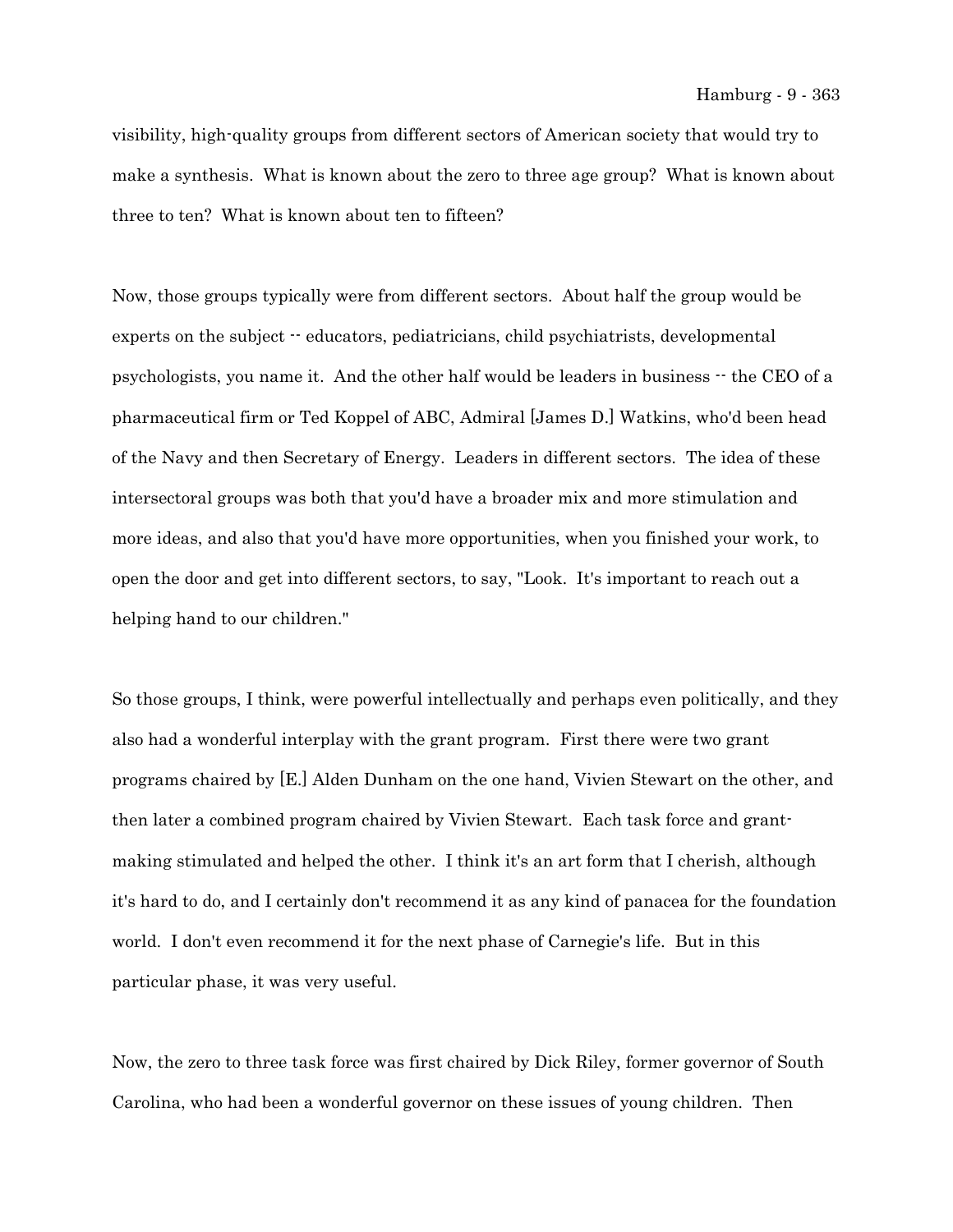visibility, high-quality groups from different sectors of American society that would try to make a synthesis. What is known about the zero to three age group? What is known about three to ten? What is known about ten to fifteen?

Now, those groups typically were from different sectors. About half the group would be experts on the subject -- educators, pediatricians, child psychiatrists, developmental psychologists, you name it. And the other half would be leaders in business -- the CEO of a pharmaceutical firm or Ted Koppel of ABC, Admiral [James D.] Watkins, who'd been head of the Navy and then Secretary of Energy. Leaders in different sectors. The idea of these intersectoral groups was both that you'd have a broader mix and more stimulation and more ideas, and also that you'd have more opportunities, when you finished your work, to open the door and get into different sectors, to say, "Look. It's important to reach out a helping hand to our children."

So those groups, I think, were powerful intellectually and perhaps even politically, and they also had a wonderful interplay with the grant program. First there were two grant programs chaired by [E.] Alden Dunham on the one hand, Vivien Stewart on the other, and then later a combined program chaired by Vivien Stewart. Each task force and grant-making stimulated and helped the other. I think it's an art form that I cherish, although it's hard to do, and I certainly don't recommend it as any kind of panacea for the foundation world. I don't even recommend it for the next phase of Carnegie's life. But in this particular phase, it was very useful.

Now, the zero to three task force was first chaired by Dick Riley, former governor of South Carolina, who had been a wonderful governor on these issues of young children. Then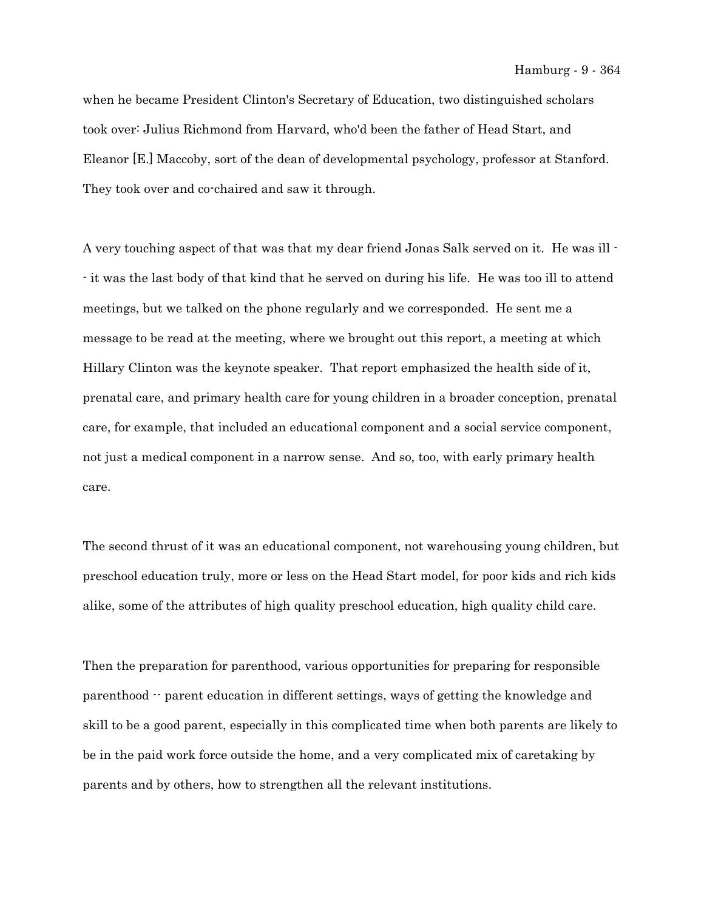when he became President Clinton's Secretary of Education, two distinguished scholars took over: Julius Richmond from Harvard, who'd been the father of Head Start, and Eleanor [E.] Maccoby, sort of the dean of developmental psychology, professor at Stanford. They took over and co-chaired and saw it through.

A very touching aspect of that was that my dear friend Jonas Salk served on it. He was ill -- it was the last body of that kind that he served on during his life. He was too ill to attend meetings, but we talked on the phone regularly and we corresponded. He sent me a message to be read at the meeting, where we brought out this report, a meeting at which Hillary Clinton was the keynote speaker. That report emphasized the health side of it, prenatal care, and primary health care for young children in a broader conception, prenatal care, for example, that included an educational component and a social service component, not just a medical component in a narrow sense. And so, too, with early primary health care.

The second thrust of it was an educational component, not warehousing young children, but preschool education truly, more or less on the Head Start model, for poor kids and rich kids alike, some of the attributes of high quality preschool education, high quality child care.

Then the preparation for parenthood, various opportunities for preparing for responsible parenthood -- parent education in different settings, ways of getting the knowledge and skill to be a good parent, especially in this complicated time when both parents are likely to be in the paid work force outside the home, and a very complicated mix of caretaking by parents and by others, how to strengthen all the relevant institutions.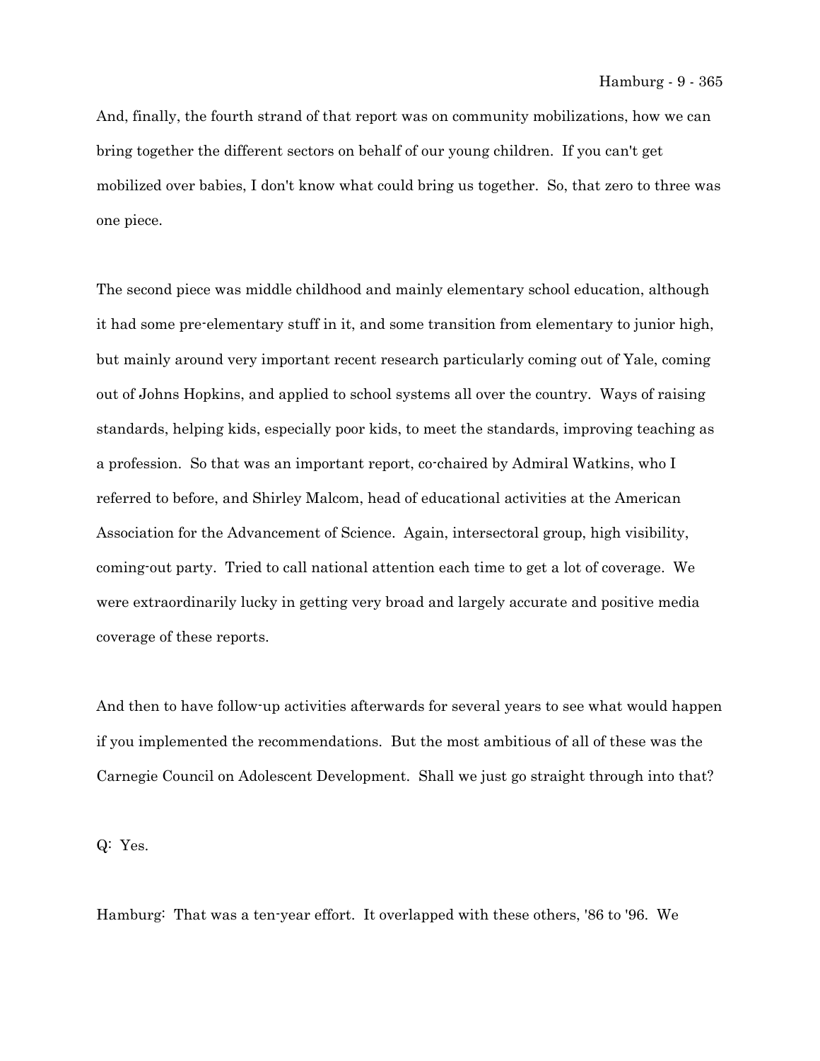And, finally, the fourth strand of that report was on community mobilizations, how we can bring together the different sectors on behalf of our young children. If you can't get mobilized over babies, I don't know what could bring us together. So, that zero to three was one piece.

The second piece was middle childhood and mainly elementary school education, although it had some pre-elementary stuff in it, and some transition from elementary to junior high, but mainly around very important recent research particularly coming out of Yale, coming out of Johns Hopkins, and applied to school systems all over the country. Ways of raising standards, helping kids, especially poor kids, to meet the standards, improving teaching as a profession. So that was an important report, co-chaired by Admiral Watkins, who I referred to before, and Shirley Malcom, head of educational activities at the American Association for the Advancement of Science. Again, intersectoral group, high visibility, coming-out party. Tried to call national attention each time to get a lot of coverage. We were extraordinarily lucky in getting very broad and largely accurate and positive media coverage of these reports.

And then to have follow-up activities afterwards for several years to see what would happen if you implemented the recommendations. But the most ambitious of all of these was the Carnegie Council on Adolescent Development. Shall we just go straight through into that?

Q: Yes.

Hamburg: That was a ten-year effort. It overlapped with these others, '86 to '96. We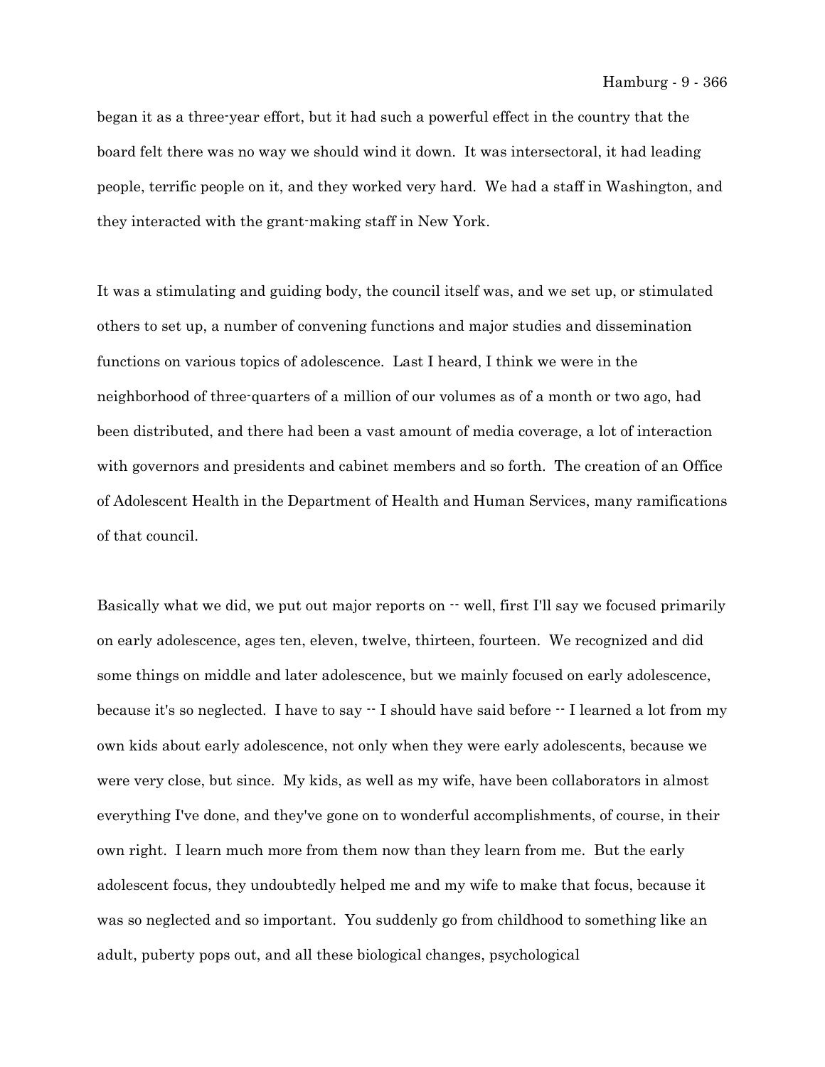began it as a three-year effort, but it had such a powerful effect in the country that the board felt there was no way we should wind it down. It was intersectoral, it had leading people, terrific people on it, and they worked very hard. We had a staff in Washington, and they interacted with the grant-making staff in New York.

It was a stimulating and guiding body, the council itself was, and we set up, or stimulated others to set up, a number of convening functions and major studies and dissemination functions on various topics of adolescence. Last I heard, I think we were in the neighborhood of three-quarters of a million of our volumes as of a month or two ago, had been distributed, and there had been a vast amount of media coverage, a lot of interaction with governors and presidents and cabinet members and so forth. The creation of an Office of Adolescent Health in the Department of Health and Human Services, many ramifications of that council.

Basically what we did, we put out major reports on -- well, first I'll say we focused primarily on early adolescence, ages ten, eleven, twelve, thirteen, fourteen. We recognized and did some things on middle and later adolescence, but we mainly focused on early adolescence, because it's so neglected. I have to say -- I should have said before -- I learned a lot from my own kids about early adolescence, not only when they were early adolescents, because we were very close, but since. My kids, as well as my wife, have been collaborators in almost everything I've done, and they've gone on to wonderful accomplishments, of course, in their own right. I learn much more from them now than they learn from me. But the early adolescent focus, they undoubtedly helped me and my wife to make that focus, because it was so neglected and so important. You suddenly go from childhood to something like an adult, puberty pops out, and all these biological changes, psychological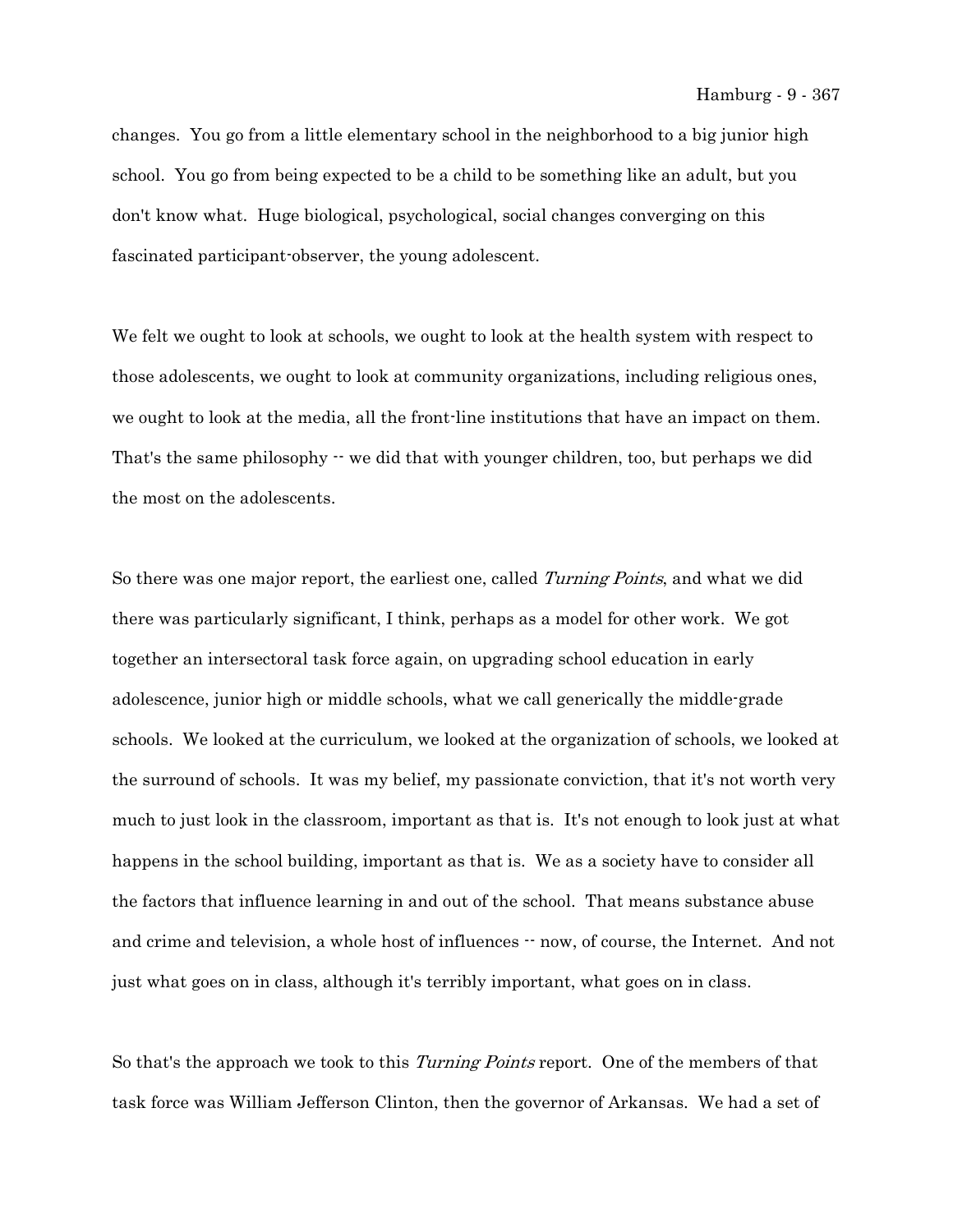changes. You go from a little elementary school in the neighborhood to a big junior high school. You go from being expected to be a child to be something like an adult, but you don't know what. Huge biological, psychological, social changes converging on this fascinated participant-observer, the young adolescent.

We felt we ought to look at schools, we ought to look at the health system with respect to those adolescents, we ought to look at community organizations, including religious ones, we ought to look at the media, all the front-line institutions that have an impact on them. That's the same philosophy -- we did that with younger children, too, but perhaps we did the most on the adolescents.

So there was one major report, the earliest one, called *Turning Points*, and what we did there was particularly significant, I think, perhaps as a model for other work. We got together an intersectoral task force again, on upgrading school education in early adolescence, junior high or middle schools, what we call generically the middle-grade schools. We looked at the curriculum, we looked at the organization of schools, we looked at the surround of schools. It was my belief, my passionate conviction, that it's not worth very much to just look in the classroom, important as that is. It's not enough to look just at what happens in the school building, important as that is. We as a society have to consider all the factors that influence learning in and out of the school. That means substance abuse and crime and television, a whole host of influences -- now, of course, the Internet. And not just what goes on in class, although it's terribly important, what goes on in class.

So that's the approach we took to this *Turning Points* report. One of the members of that task force was William Jefferson Clinton, then the governor of Arkansas. We had a set of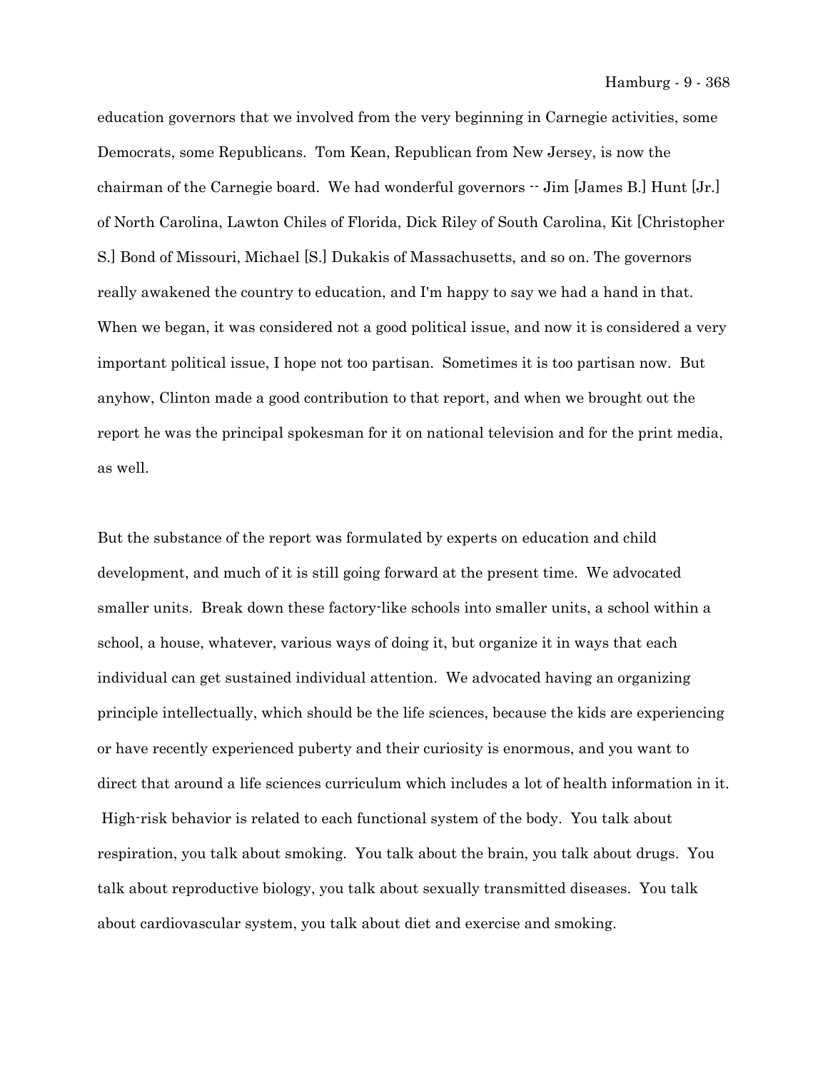education governors that we involved from the very beginning in Carnegie activities, some Democrats, some Republicans. Tom Kean, Republican from New Jersey, is now the chairman of the Carnegie board. We had wonderful governors -- Jim [James B.] Hunt [Jr.] of North Carolina, Lawton Chiles of Florida, Dick Riley of South Carolina, Kit [Christopher S.] Bond of Missouri, Michael [S.] Dukakis of Massachusetts, and so on. The governors really awakened the country to education, and I'm happy to say we had a hand in that. When we began, it was considered not a good political issue, and now it is considered a very important political issue, I hope not too partisan. Sometimes it is too partisan now. But anyhow, Clinton made a good contribution to that report, and when we brought out the report he was the principal spokesman for it on national television and for the print media, as well.

But the substance of the report was formulated by experts on education and child development, and much of it is still going forward at the present time. We advocated smaller units. Break down these factory-like schools into smaller units, a school within a school, a house, whatever, various ways of doing it, but organize it in ways that each individual can get sustained individual attention. We advocated having an organizing principle intellectually, which should be the life sciences, because the kids are experiencing or have recently experienced puberty and their curiosity is enormous, and you want to direct that around a life sciences curriculum which includes a lot of health information in it. High-risk behavior is related to each functional system of the body. You talk about respiration, you talk about smoking. You talk about the brain, you talk about drugs. You talk about reproductive biology, you talk about sexually transmitted diseases. You talk about cardiovascular system, you talk about diet and exercise and smoking.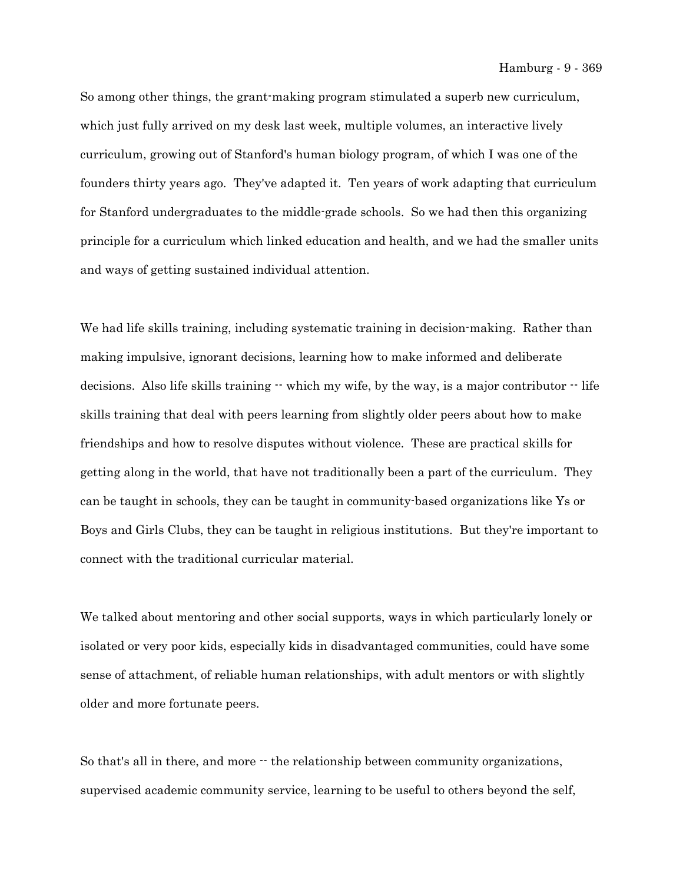So among other things, the grant-making program stimulated a superb new curriculum, which just fully arrived on my desk last week, multiple volumes, an interactive lively curriculum, growing out of Stanford's human biology program, of which I was one of the founders thirty years ago. They've adapted it. Ten years of work adapting that curriculum for Stanford undergraduates to the middle-grade schools. So we had then this organizing principle for a curriculum which linked education and health, and we had the smaller units and ways of getting sustained individual attention.

We had life skills training, including systematic training in decision-making. Rather than making impulsive, ignorant decisions, learning how to make informed and deliberate decisions. Also life skills training -- which my wife, by the way, is a major contributor -- life skills training that deal with peers learning from slightly older peers about how to make friendships and how to resolve disputes without violence. These are practical skills for getting along in the world, that have not traditionally been a part of the curriculum. They can be taught in schools, they can be taught in community-based organizations like Ys or Boys and Girls Clubs, they can be taught in religious institutions. But they're important to connect with the traditional curricular material.

We talked about mentoring and other social supports, ways in which particularly lonely or isolated or very poor kids, especially kids in disadvantaged communities, could have some sense of attachment, of reliable human relationships, with adult mentors or with slightly older and more fortunate peers.

So that's all in there, and more -- the relationship between community organizations, supervised academic community service, learning to be useful to others beyond the self,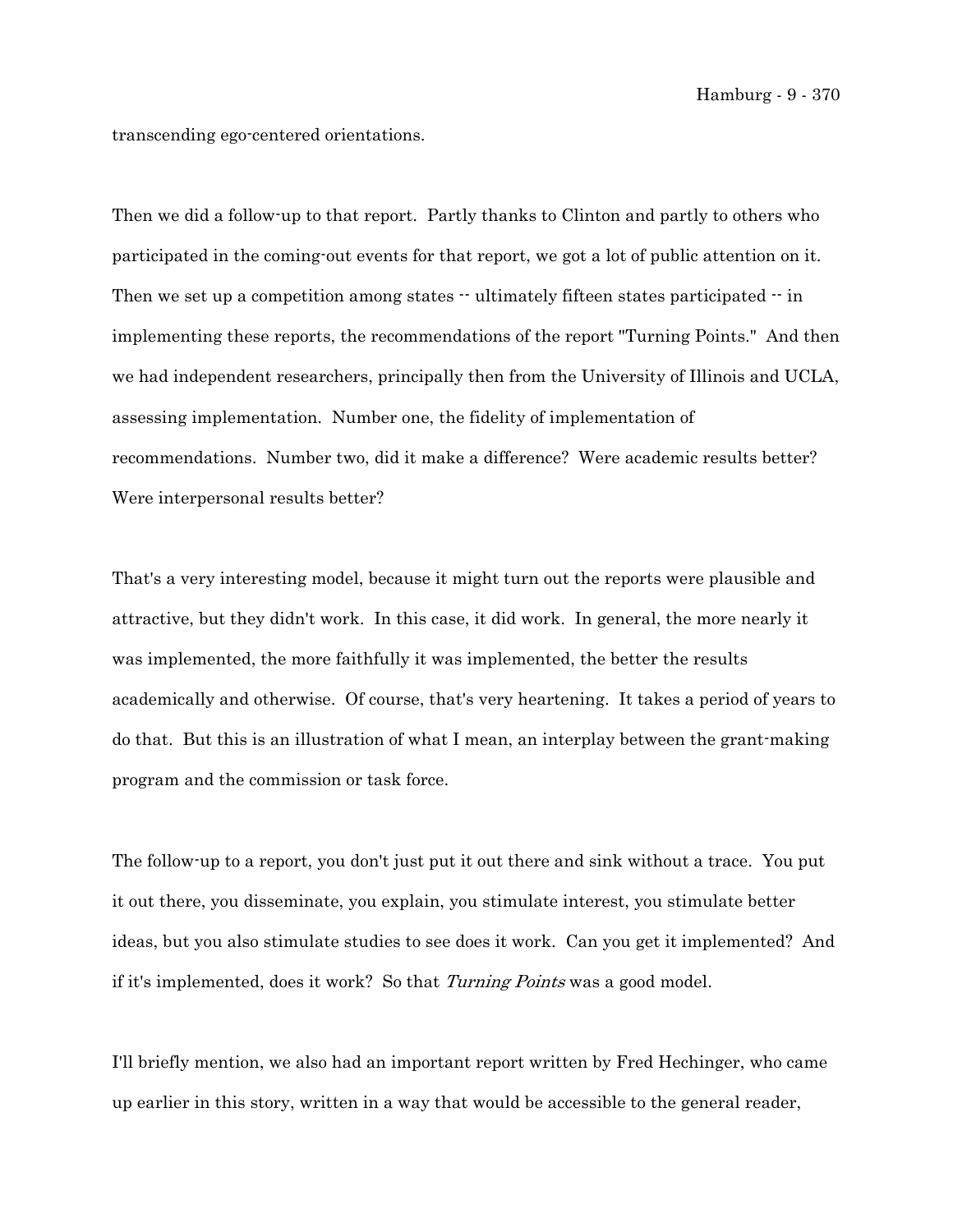transcending ego-centered orientations.

Then we did a follow-up to that report. Partly thanks to Clinton and partly to others who participated in the coming-out events for that report, we got a lot of public attention on it. Then we set up a competition among states -- ultimately fifteen states participated -- in implementing these reports, the recommendations of the report "Turning Points." And then we had independent researchers, principally then from the University of Illinois and UCLA, assessing implementation. Number one, the fidelity of implementation of recommendations. Number two, did it make a difference? Were academic results better? Were interpersonal results better?

That's a very interesting model, because it might turn out the reports were plausible and attractive, but they didn't work. In this case, it did work. In general, the more nearly it was implemented, the more faithfully it was implemented, the better the results academically and otherwise. Of course, that's very heartening. It takes a period of years to do that. But this is an illustration of what I mean, an interplay between the grant-making program and the commission or task force.

The follow-up to a report, you don't just put it out there and sink without a trace. You put it out there, you disseminate, you explain, you stimulate interest, you stimulate better ideas, but you also stimulate studies to see does it work. Can you get it implemented? And if it's implemented, does it work? So that *Turning Points* was a good model.

I'll briefly mention, we also had an important report written by Fred Hechinger, who came up earlier in this story, written in a way that would be accessible to the general reader,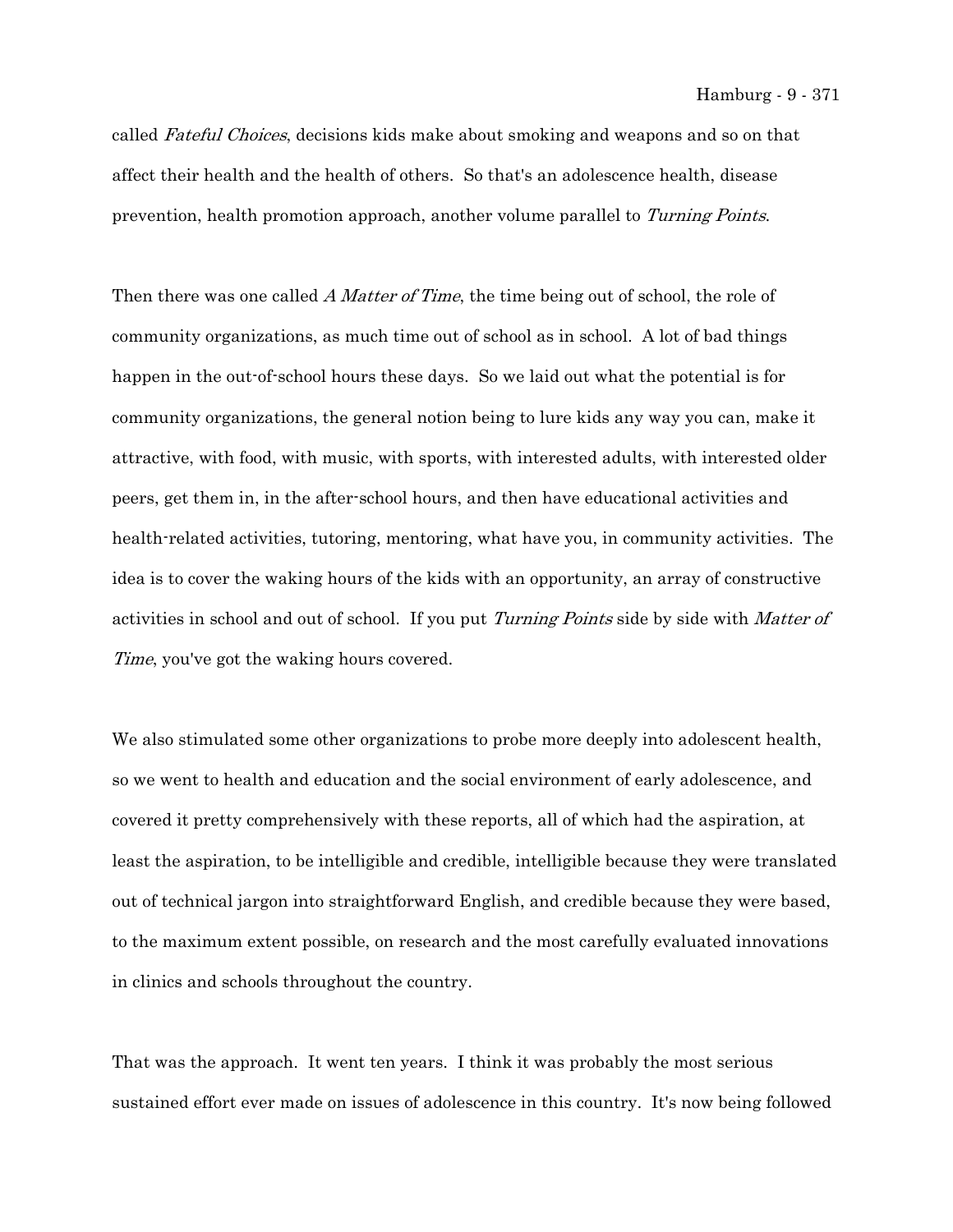called *Fateful Choices*, decisions kids make about smoking and weapons and so on that affect their health and the health of others. So that's an adolescence health, disease prevention, health promotion approach, another volume parallel to *Turning Points*.

Then there was one called *A Matter of Time*, the time being out of school, the role of community organizations, as much time out of school as in school. A lot of bad things happen in the out-of-school hours these days. So we laid out what the potential is for community organizations, the general notion being to lure kids any way you can, make it attractive, with food, with music, with sports, with interested adults, with interested older peers, get them in, in the after-school hours, and then have educational activities and health-related activities, tutoring, mentoring, what have you, in community activities. The idea is to cover the waking hours of the kids with an opportunity, an array of constructive activities in school and out of school. If you put *Turning Points* side by side with *Matter of Time*, you've got the waking hours covered.

We also stimulated some other organizations to probe more deeply into adolescent health, so we went to health and education and the social environment of early adolescence, and covered it pretty comprehensively with these reports, all of which had the aspiration, at least the aspiration, to be intelligible and credible, intelligible because they were translated out of technical jargon into straightforward English, and credible because they were based, to the maximum extent possible, on research and the most carefully evaluated innovations in clinics and schools throughout the country.

That was the approach. It went ten years. I think it was probably the most serious sustained effort ever made on issues of adolescence in this country. It's now being followed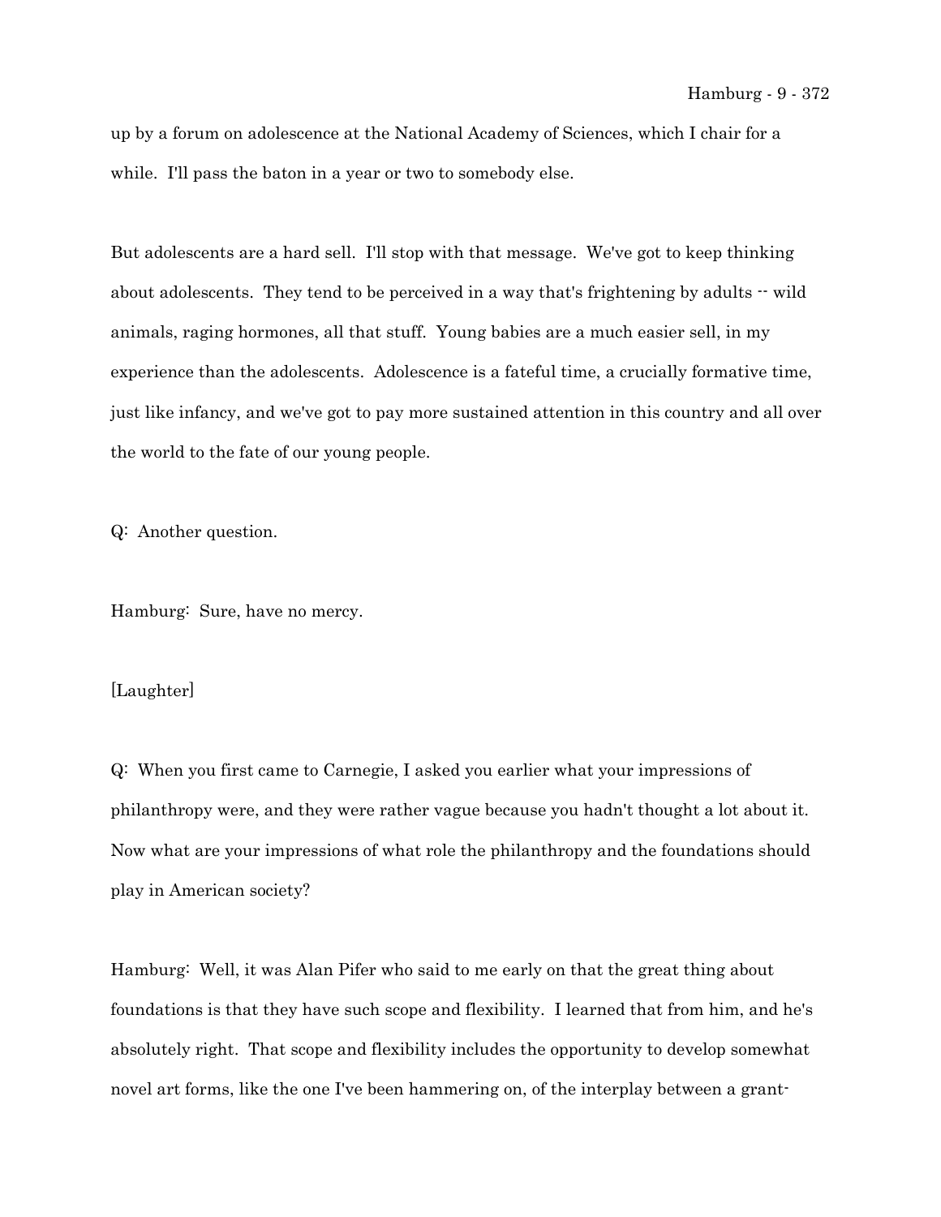up by a forum on adolescence at the National Academy of Sciences, which I chair for a while. I'll pass the baton in a year or two to somebody else.

But adolescents are a hard sell. I'll stop with that message. We've got to keep thinking about adolescents. They tend to be perceived in a way that's frightening by adults -- wild animals, raging hormones, all that stuff. Young babies are a much easier sell, in my experience than the adolescents. Adolescence is a fateful time, a crucially formative time, just like infancy, and we've got to pay more sustained attention in this country and all over the world to the fate of our young people.

Q: Another question.

Hamburg: Sure, have no mercy.

[Laughter]

Q: When you first came to Carnegie, I asked you earlier what your impressions of philanthropy were, and they were rather vague because you hadn't thought a lot about it. Now what are your impressions of what role the philanthropy and the foundations should play in American society?

Hamburg: Well, it was Alan Pifer who said to me early on that the great thing about foundations is that they have such scope and flexibility. I learned that from him, and he's absolutely right. That scope and flexibility includes the opportunity to develop somewhat novel art forms, like the one I've been hammering on, of the interplay between a grant-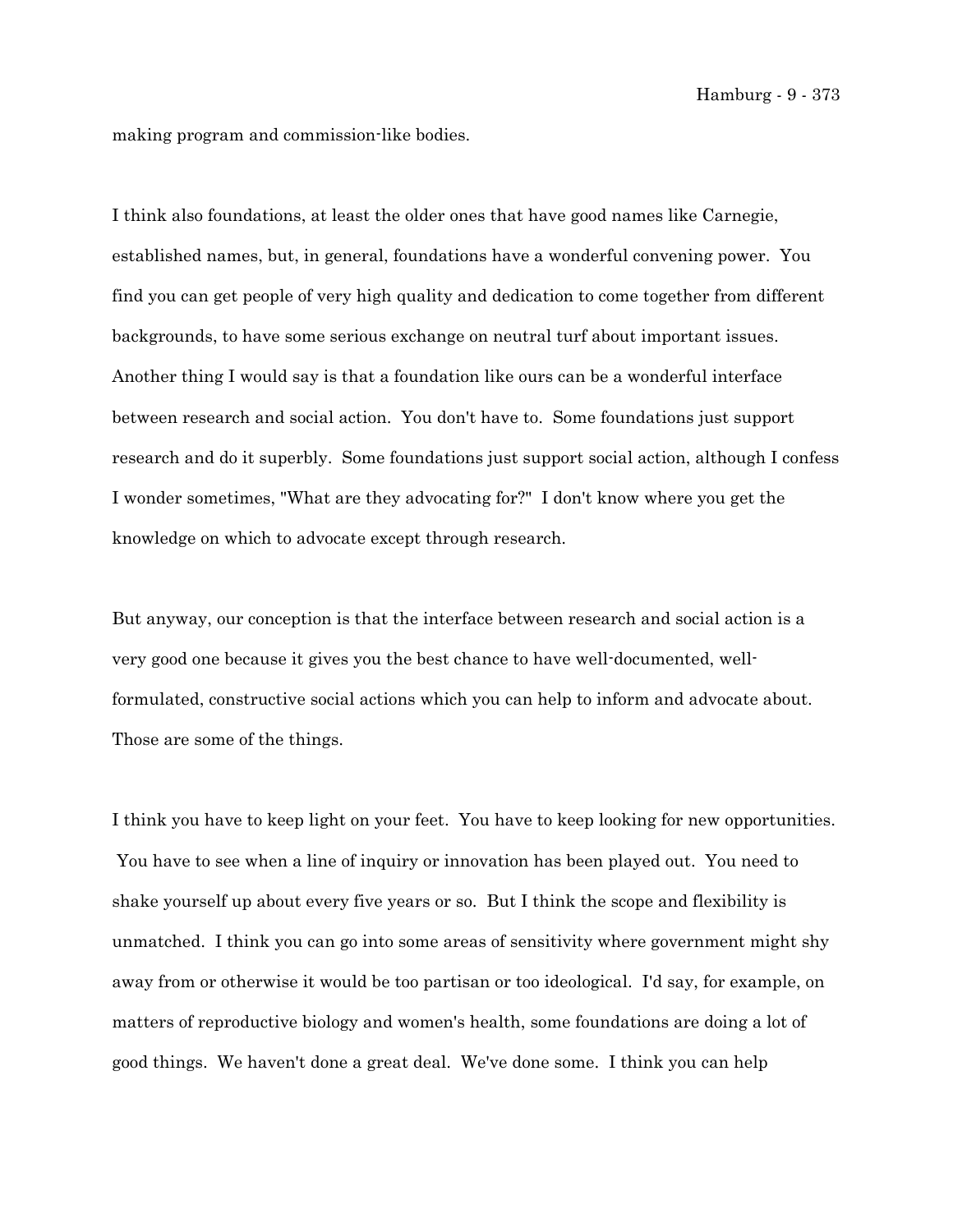making program and commission-like bodies.

I think also foundations, at least the older ones that have good names like Carnegie, established names, but, in general, foundations have a wonderful convening power. You find you can get people of very high quality and dedication to come together from different backgrounds, to have some serious exchange on neutral turf about important issues. Another thing I would say is that a foundation like ours can be a wonderful interface between research and social action. You don't have to. Some foundations just support research and do it superbly. Some foundations just support social action, although I confess I wonder sometimes, "What are they advocating for?" I don't know where you get the knowledge on which to advocate except through research.

But anyway, our conception is that the interface between research and social action is a very good one because it gives you the best chance to have well-documented, well-formulated, constructive social actions which you can help to inform and advocate about. Those are some of the things.

I think you have to keep light on your feet. You have to keep looking for new opportunities. You have to see when a line of inquiry or innovation has been played out. You need to shake yourself up about every five years or so. But I think the scope and flexibility is unmatched. I think you can go into some areas of sensitivity where government might shy away from or otherwise it would be too partisan or too ideological. I'd say, for example, on matters of reproductive biology and women's health, some foundations are doing a lot of good things. We haven't done a great deal. We've done some. I think you can help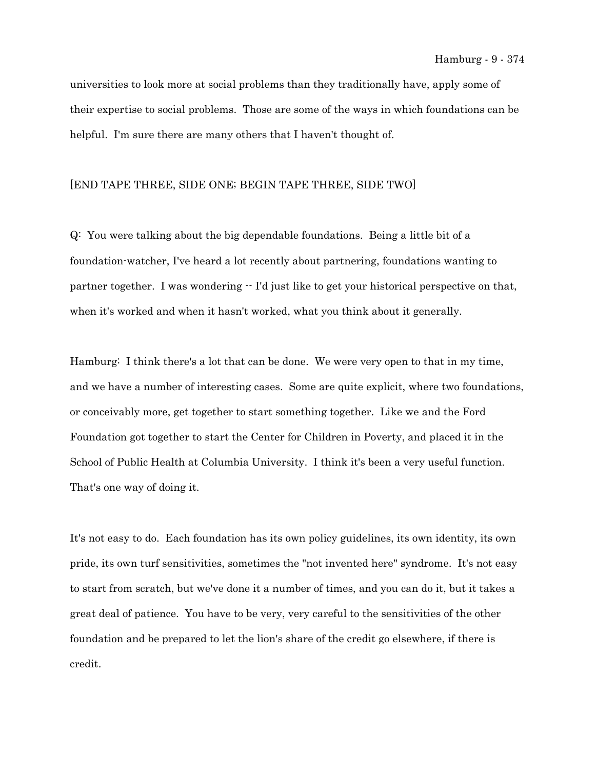universities to look more at social problems than they traditionally have, apply some of their expertise to social problems. Those are some of the ways in which foundations can be helpful. I'm sure there are many others that I haven't thought of.

[END TAPE THREE, SIDE ONE; BEGIN TAPE THREE, SIDE TWO]

Q: You were talking about the big dependable foundations. Being a little bit of a foundation-watcher, I've heard a lot recently about partnering, foundations wanting to partner together. I was wondering -- I'd just like to get your historical perspective on that, when it's worked and when it hasn't worked, what you think about it generally.

Hamburg: I think there's a lot that can be done. We were very open to that in my time, and we have a number of interesting cases. Some are quite explicit, where two foundations, or conceivably more, get together to start something together. Like we and the Ford Foundation got together to start the Center for Children in Poverty, and placed it in the School of Public Health at Columbia University. I think it's been a very useful function. That's one way of doing it.

It's not easy to do. Each foundation has its own policy guidelines, its own identity, its own pride, its own turf sensitivities, sometimes the "not invented here" syndrome. It's not easy to start from scratch, but we've done it a number of times, and you can do it, but it takes a great deal of patience. You have to be very, very careful to the sensitivities of the other foundation and be prepared to let the lion's share of the credit go elsewhere, if there is credit.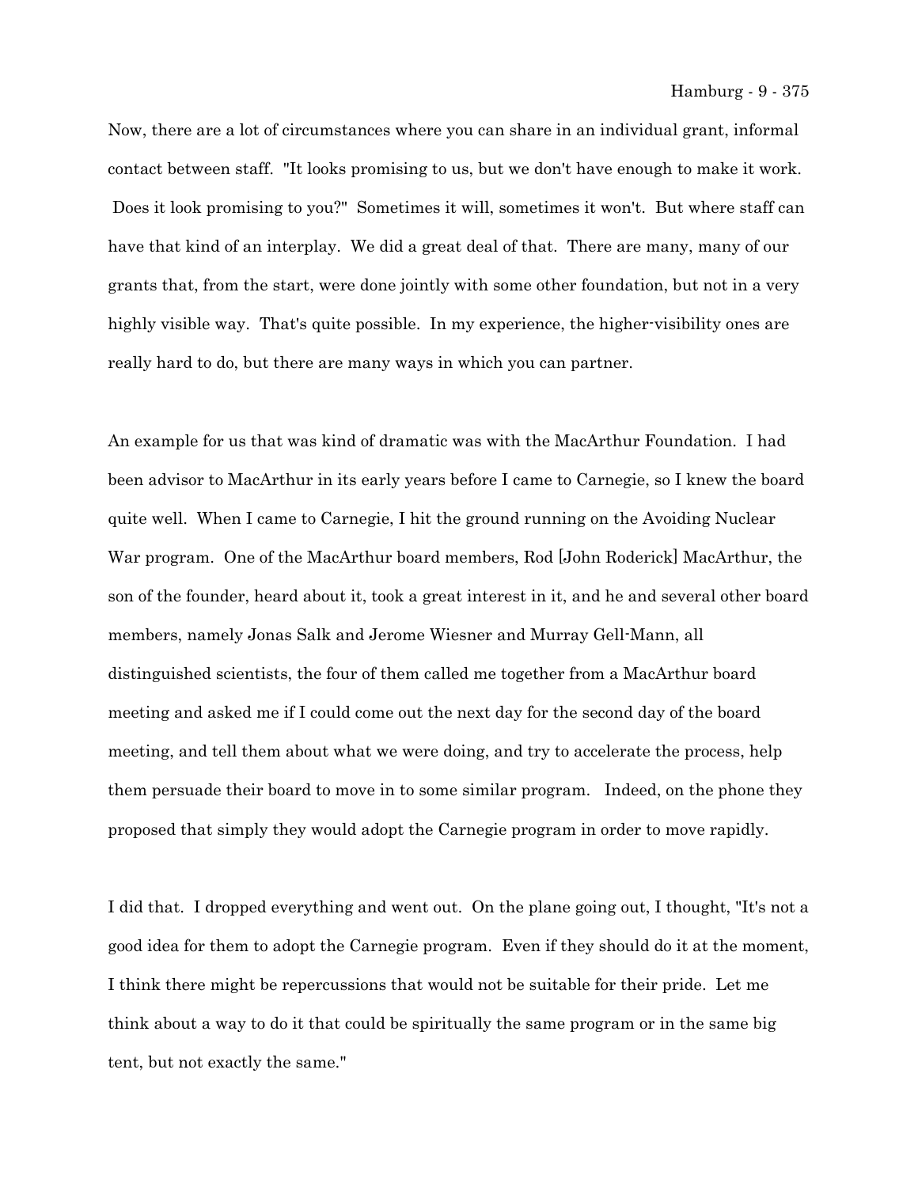Now, there are a lot of circumstances where you can share in an individual grant, informal contact between staff. "It looks promising to us, but we don't have enough to make it work. Does it look promising to you?" Sometimes it will, sometimes it won't. But where staff can have that kind of an interplay. We did a great deal of that. There are many, many of our grants that, from the start, were done jointly with some other foundation, but not in a very highly visible way. That's quite possible. In my experience, the higher-visibility ones are really hard to do, but there are many ways in which you can partner.

An example for us that was kind of dramatic was with the MacArthur Foundation. I had been advisor to MacArthur in its early years before I came to Carnegie, so I knew the board quite well. When I came to Carnegie, I hit the ground running on the Avoiding Nuclear War program. One of the MacArthur board members, Rod [John Roderick] MacArthur, the son of the founder, heard about it, took a great interest in it, and he and several other board members, namely Jonas Salk and Jerome Wiesner and Murray Gell-Mann, all distinguished scientists, the four of them called me together from a MacArthur board meeting and asked me if I could come out the next day for the second day of the board meeting, and tell them about what we were doing, and try to accelerate the process, help them persuade their board to move in to some similar program. Indeed, on the phone they proposed that simply they would adopt the Carnegie program in order to move rapidly.

I did that. I dropped everything and went out. On the plane going out, I thought, "It's not a good idea for them to adopt the Carnegie program. Even if they should do it at the moment, I think there might be repercussions that would not be suitable for their pride. Let me think about a way to do it that could be spiritually the same program or in the same big tent, but not exactly the same."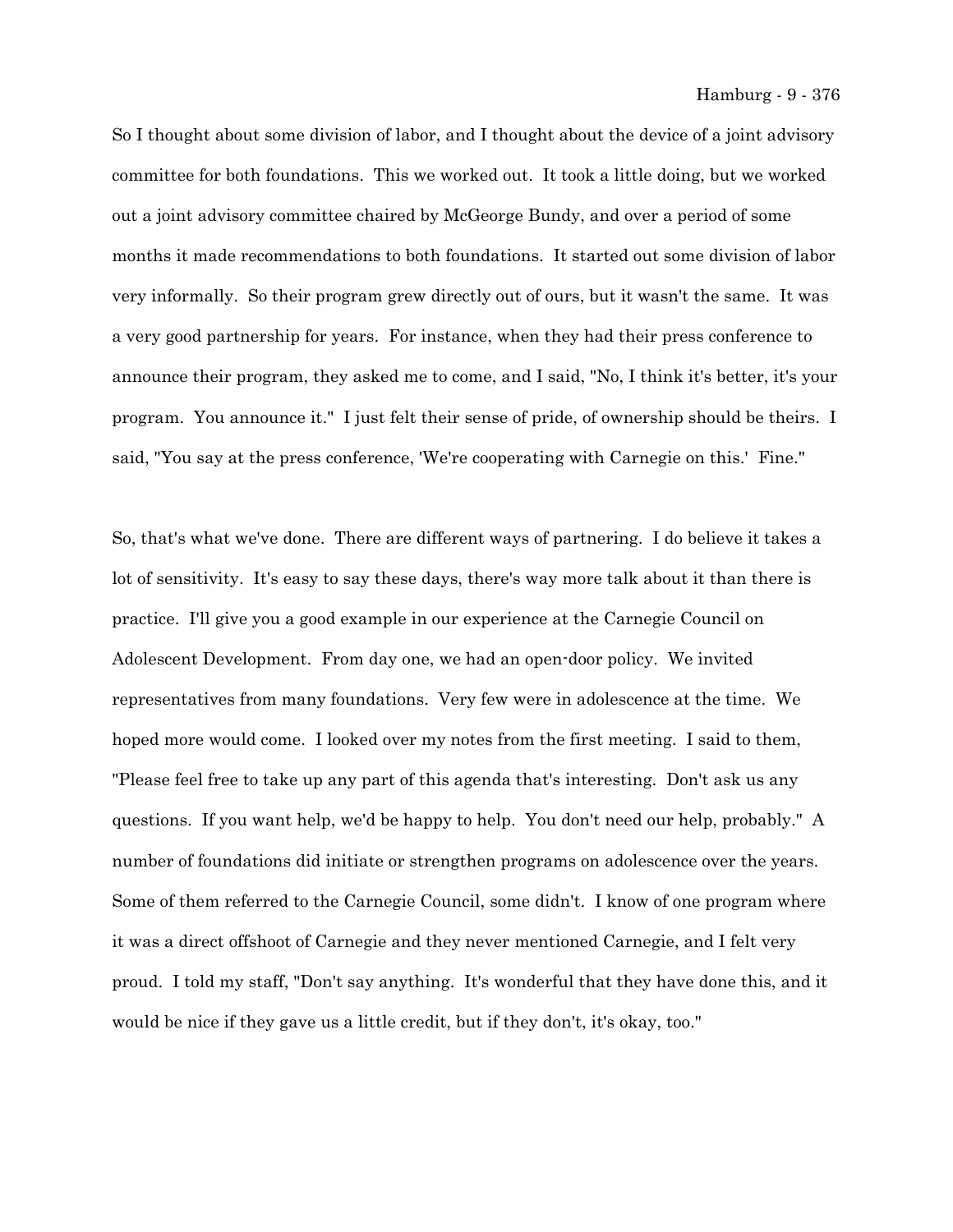So I thought about some division of labor, and I thought about the device of a joint advisory committee for both foundations. This we worked out. It took a little doing, but we worked out a joint advisory committee chaired by McGeorge Bundy, and over a period of some months it made recommendations to both foundations. It started out some division of labor very informally. So their program grew directly out of ours, but it wasn't the same. It was a very good partnership for years. For instance, when they had their press conference to announce their program, they asked me to come, and I said, "No, I think it's better, it's your program. You announce it." I just felt their sense of pride, of ownership should be theirs. I said, "You say at the press conference, 'We're cooperating with Carnegie on this.' Fine."

So, that's what we've done. There are different ways of partnering. I do believe it takes a lot of sensitivity. It's easy to say these days, there's way more talk about it than there is practice. I'll give you a good example in our experience at the Carnegie Council on Adolescent Development. From day one, we had an open-door policy. We invited representatives from many foundations. Very few were in adolescence at the time. We hoped more would come. I looked over my notes from the first meeting. I said to them, "Please feel free to take up any part of this agenda that's interesting. Don't ask us any questions. If you want help, we'd be happy to help. You don't need our help, probably." A number of foundations did initiate or strengthen programs on adolescence over the years. Some of them referred to the Carnegie Council, some didn't. I know of one program where it was a direct offshoot of Carnegie and they never mentioned Carnegie, and I felt very proud. I told my staff, "Don't say anything. It's wonderful that they have done this, and it would be nice if they gave us a little credit, but if they don't, it's okay, too."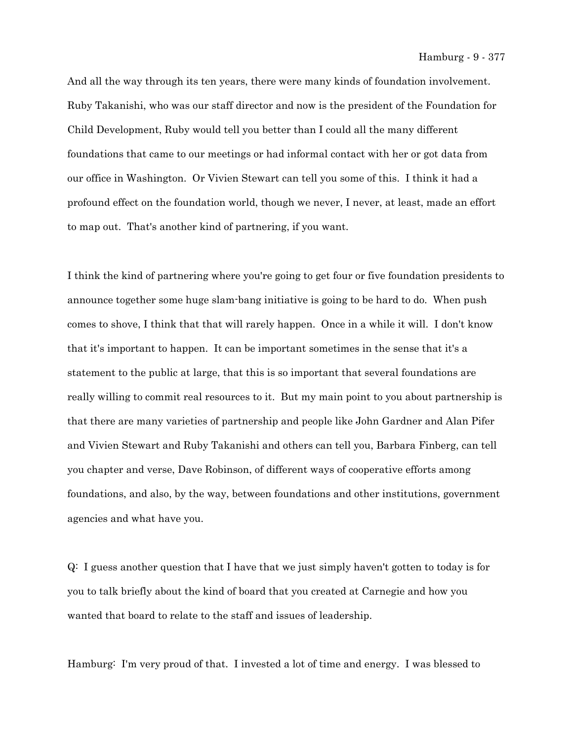And all the way through its ten years, there were many kinds of foundation involvement. Ruby Takanishi, who was our staff director and now is the president of the Foundation for Child Development, Ruby would tell you better than I could all the many different foundations that came to our meetings or had informal contact with her or got data from our office in Washington. Or Vivien Stewart can tell you some of this. I think it had a profound effect on the foundation world, though we never, I never, at least, made an effort to map out. That's another kind of partnering, if you want.

I think the kind of partnering where you're going to get four or five foundation presidents to announce together some huge slam-bang initiative is going to be hard to do. When push comes to shove, I think that that will rarely happen. Once in a while it will. I don't know that it's important to happen. It can be important sometimes in the sense that it's a statement to the public at large, that this is so important that several foundations are really willing to commit real resources to it. But my main point to you about partnership is that there are many varieties of partnership and people like John Gardner and Alan Pifer and Vivien Stewart and Ruby Takanishi and others can tell you, Barbara Finberg, can tell you chapter and verse, Dave Robinson, of different ways of cooperative efforts among foundations, and also, by the way, between foundations and other institutions, government agencies and what have you.

Q: I guess another question that I have that we just simply haven't gotten to today is for you to talk briefly about the kind of board that you created at Carnegie and how you wanted that board to relate to the staff and issues of leadership.

Hamburg: I'm very proud of that. I invested a lot of time and energy. I was blessed to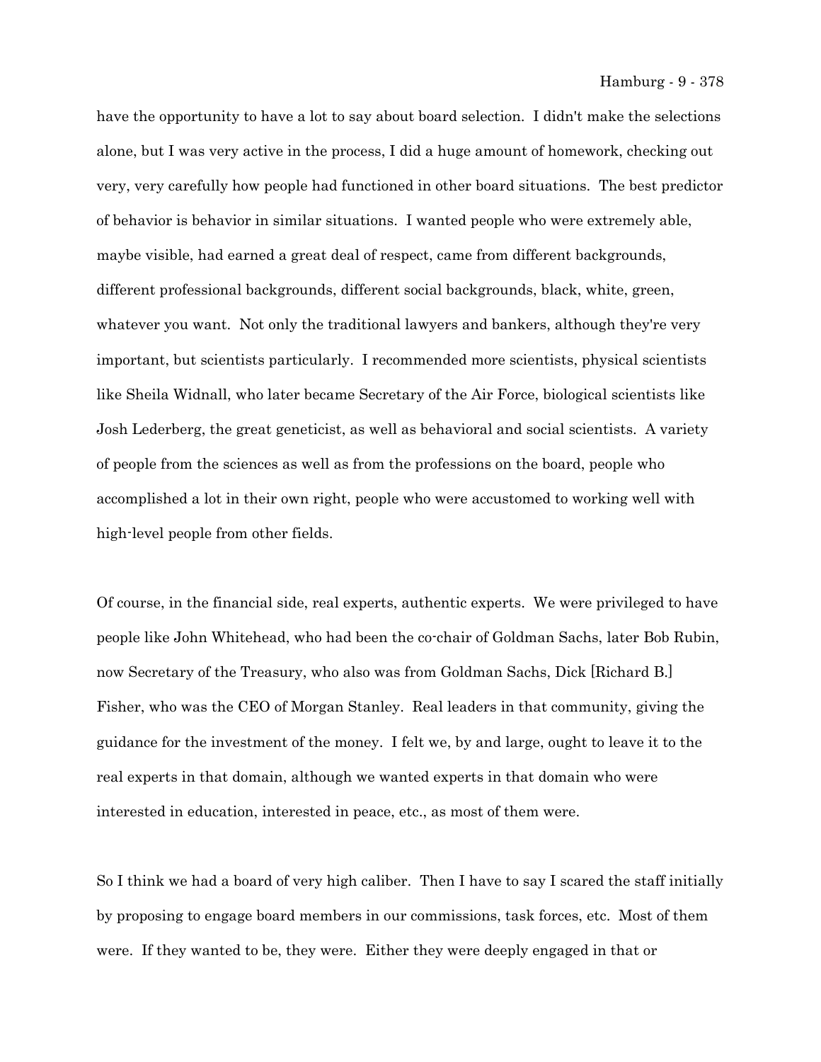have the opportunity to have a lot to say about board selection. I didn't make the selections alone, but I was very active in the process, I did a huge amount of homework, checking out very, very carefully how people had functioned in other board situations. The best predictor of behavior is behavior in similar situations. I wanted people who were extremely able, maybe visible, had earned a great deal of respect, came from different backgrounds, different professional backgrounds, different social backgrounds, black, white, green, whatever you want. Not only the traditional lawyers and bankers, although they're very important, but scientists particularly. I recommended more scientists, physical scientists like Sheila Widnall, who later became Secretary of the Air Force, biological scientists like Josh Lederberg, the great geneticist, as well as behavioral and social scientists. A variety of people from the sciences as well as from the professions on the board, people who accomplished a lot in their own right, people who were accustomed to working well with high-level people from other fields.

Of course, in the financial side, real experts, authentic experts. We were privileged to have people like John Whitehead, who had been the co-chair of Goldman Sachs, later Bob Rubin, now Secretary of the Treasury, who also was from Goldman Sachs, Dick [Richard B.] Fisher, who was the CEO of Morgan Stanley. Real leaders in that community, giving the guidance for the investment of the money. I felt we, by and large, ought to leave it to the real experts in that domain, although we wanted experts in that domain who were interested in education, interested in peace, etc., as most of them were.

So I think we had a board of very high caliber. Then I have to say I scared the staff initially by proposing to engage board members in our commissions, task forces, etc. Most of them were. If they wanted to be, they were. Either they were deeply engaged in that or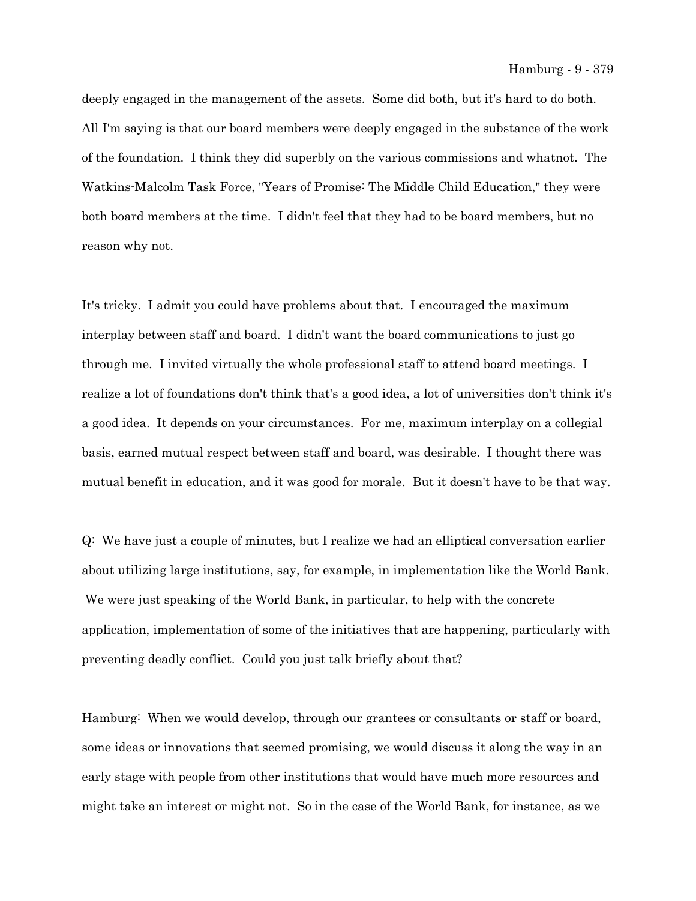deeply engaged in the management of the assets. Some did both, but it's hard to do both. All I'm saying is that our board members were deeply engaged in the substance of the work of the foundation. I think they did superbly on the various commissions and whatnot. The Watkins-Malcolm Task Force, "Years of Promise: The Middle Child Education," they were both board members at the time. I didn't feel that they had to be board members, but no reason why not.

It's tricky. I admit you could have problems about that. I encouraged the maximum interplay between staff and board. I didn't want the board communications to just go through me. I invited virtually the whole professional staff to attend board meetings. I realize a lot of foundations don't think that's a good idea, a lot of universities don't think it's a good idea. It depends on your circumstances. For me, maximum interplay on a collegial basis, earned mutual respect between staff and board, was desirable. I thought there was mutual benefit in education, and it was good for morale. But it doesn't have to be that way.

Q: We have just a couple of minutes, but I realize we had an elliptical conversation earlier about utilizing large institutions, say, for example, in implementation like the World Bank. We were just speaking of the World Bank, in particular, to help with the concrete application, implementation of some of the initiatives that are happening, particularly with preventing deadly conflict. Could you just talk briefly about that?

Hamburg: When we would develop, through our grantees or consultants or staff or board, some ideas or innovations that seemed promising, we would discuss it along the way in an early stage with people from other institutions that would have much more resources and might take an interest or might not. So in the case of the World Bank, for instance, as we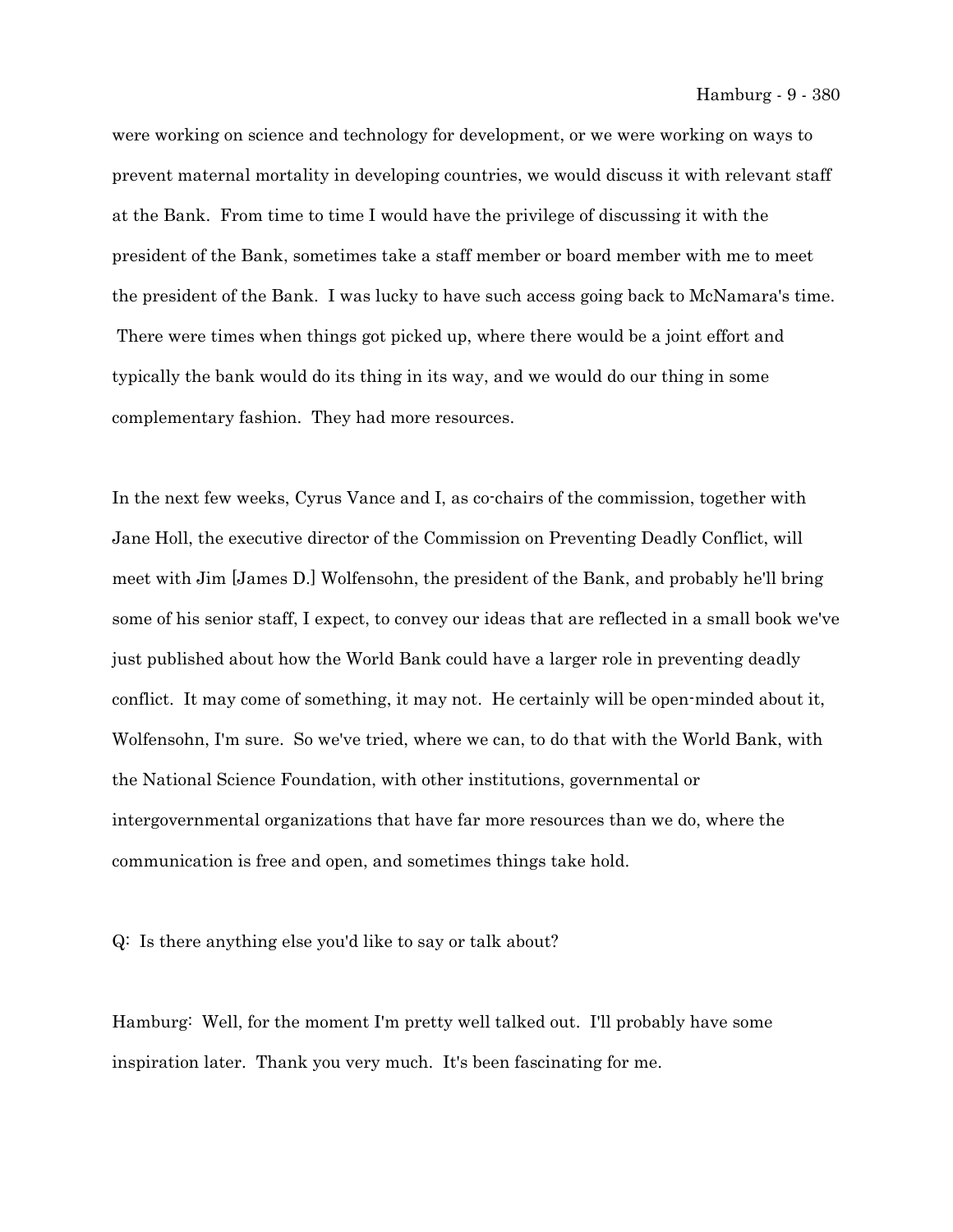were working on science and technology for development, or we were working on ways to prevent maternal mortality in developing countries, we would discuss it with relevant staff at the Bank. From time to time I would have the privilege of discussing it with the president of the Bank, sometimes take a staff member or board member with me to meet the president of the Bank. I was lucky to have such access going back to McNamara's time. There were times when things got picked up, where there would be a joint effort and typically the bank would do its thing in its way, and we would do our thing in some complementary fashion. They had more resources.

In the next few weeks, Cyrus Vance and I, as co-chairs of the commission, together with Jane Holl, the executive director of the Commission on Preventing Deadly Conflict, will meet with Jim [James D.] Wolfensohn, the president of the Bank, and probably he'll bring some of his senior staff, I expect, to convey our ideas that are reflected in a small book we've just published about how the World Bank could have a larger role in preventing deadly conflict. It may come of something, it may not. He certainly will be open-minded about it, Wolfensohn, I'm sure. So we've tried, where we can, to do that with the World Bank, with the National Science Foundation, with other institutions, governmental or intergovernmental organizations that have far more resources than we do, where the communication is free and open, and sometimes things take hold.

Q: Is there anything else you'd like to say or talk about?

Hamburg: Well, for the moment I'm pretty well talked out. I'll probably have some inspiration later. Thank you very much. It's been fascinating for me.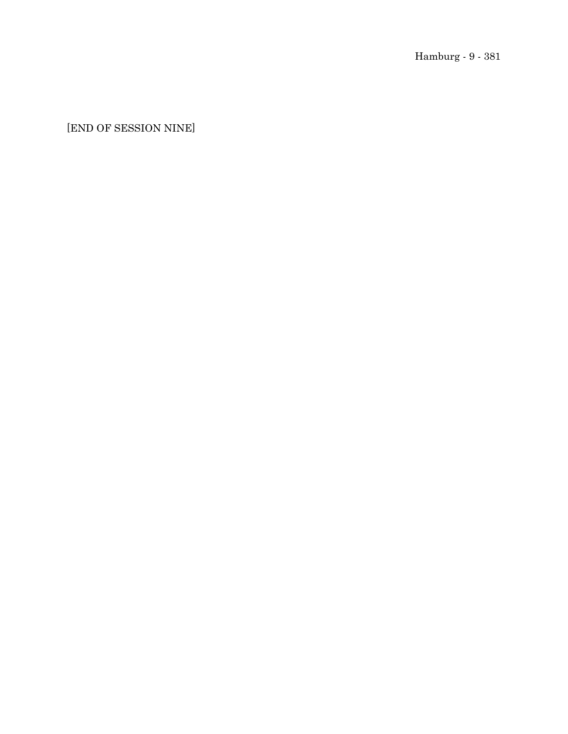[END OF SESSION NINE]